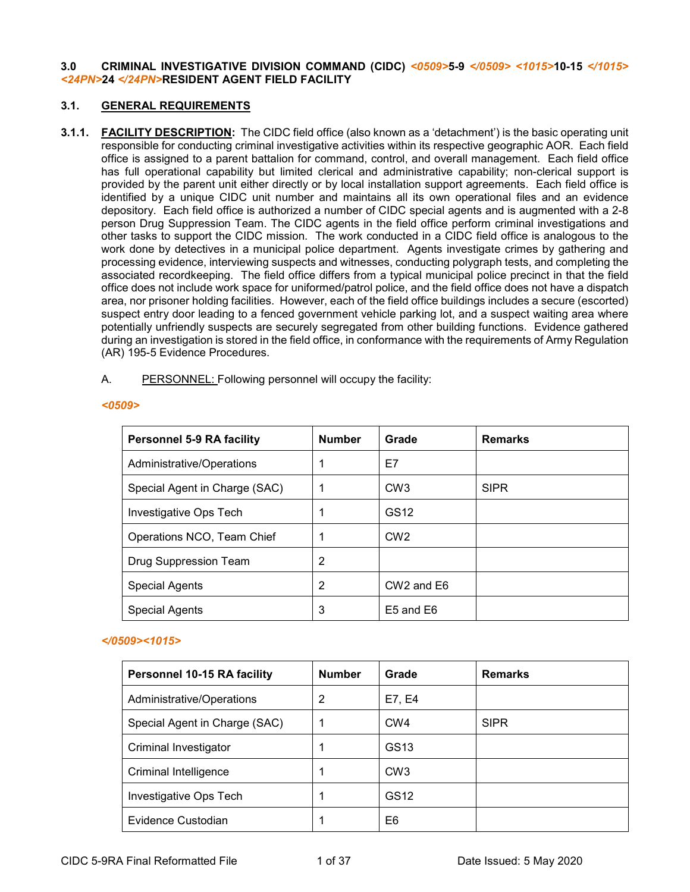### 3.0 CRIMINAL INVESTIGATIVE DIVISION COMMAND (CIDC) *<0509>*5-9 *</0509>* *<1015>*10-15 *</1015>* *<24PN>*24 *</24PN>*RESIDENT AGENT FIELD FACILITY

#### 3.1. GENERAL REQUIREMENTS

**3.1.1. FACILITY DESCRIPTION:** The CIDC field office (also known as a 'detachment') is the basic operating unit responsible for conducting criminal investigative activities within its respective geographic AOR. Each field office is assigned to a parent battalion for command, control, and overall management. Each field office has full operational capability but limited clerical and administrative capability; non-clerical support is provided by the parent unit either directly or by local installation support agreements. Each field office is identified by a unique CIDC unit number and maintains all its own operational files and an evidence depository. Each field office is authorized a number of CIDC special agents and is augmented with a 2-8 person Drug Suppression Team. The CIDC agents in the field office perform criminal investigations and other tasks to support the CIDC mission. The work conducted in a CIDC field office is analogous to the work done by detectives in a municipal police department. Agents investigate crimes by gathering and processing evidence, interviewing suspects and witnesses, conducting polygraph tests, and completing the associated recordkeeping. The field office differs from a typical municipal police precinct in that the field office does not include work space for uniformed/patrol police, and the field office does not have a dispatch area, nor prisoner holding facilities. However, each of the field office buildings includes a secure (escorted) suspect entry door leading to a fenced government vehicle parking lot, and a suspect waiting area where potentially unfriendly suspects are securely segregated from other building functions. Evidence gathered during an investigation is stored in the field office, in conformance with the requirements of Army Regulation (AR) 195-5 Evidence Procedures.

A. PERSONNEL: Following personnel will occupy the facility:

*<0509>*

| Personnel 5-9 RA facility | Number | Grade | Remarks |
|---|---|---|---|
| Administrative/Operations | 1 | E7 | |
| Special Agent in Charge (SAC) | 1 | CW3 | SIPR |
| Investigative Ops Tech | 1 | GS12 | |
| Operations NCO, Team Chief | 1 | CW2 | |
| Drug Suppression Team | 2 | | |
| Special Agents | 2 | CW2 and E6 | |
| Special Agents | 3 | E5 and E6 | |

*</0509><1015>*

| Personnel 10-15 RA facility | Number | Grade | Remarks |
|---|---|---|---|
| Administrative/Operations | 2 | E7, E4 | |
| Special Agent in Charge (SAC) | 1 | CW4 | SIPR |
| Criminal Investigator | 1 | GS13 | |
| Criminal Intelligence | 1 | CW3 | |
| Investigative Ops Tech | 1 | GS12 | |
| Evidence Custodian | 1 | E6 | |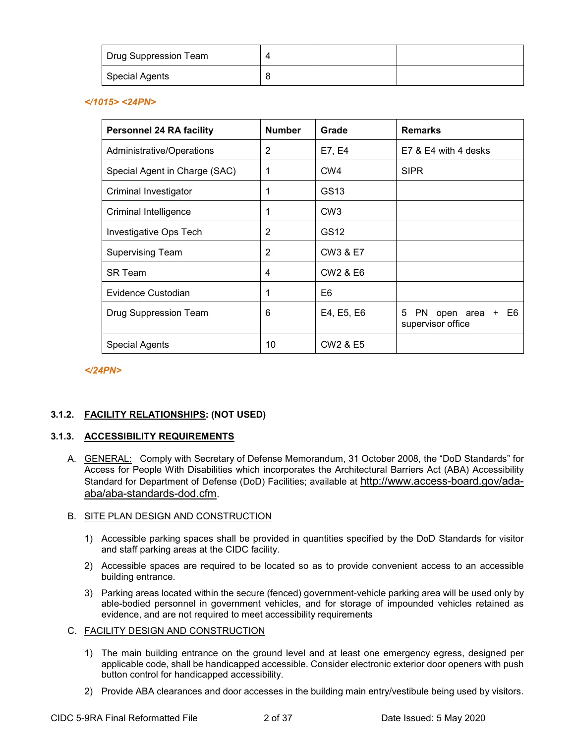| Drug Suppression Team | 4 | | |
|---|---|---|---|
| Special Agents | 8 | | |

*</1015> <24PN>*

| Personnel 24 RA facility | Number | Grade | Remarks |
|---|---|---|---|
| Administrative/Operations | 2 | E7, E4 | E7 & E4 with 4 desks |
| Special Agent in Charge (SAC) | 1 | CW4 | SIPR |
| Criminal Investigator | 1 | GS13 | |
| Criminal Intelligence | 1 | CW3 | |
| Investigative Ops Tech | 2 | GS12 | |
| Supervising Team | 2 | CW3 & E7 | |
| SR Team | 4 | CW2 & E6 | |
| Evidence Custodian | 1 | E6 | |
| Drug Suppression Team | 6 | E4, E5, E6 | 5 PN open area + E6 supervisor office |
| Special Agents | 10 | CW2 & E5 | |

*</24PN>*

### 3.1.2. FACILITY RELATIONSHIPS: (NOT USED)

### 3.1.3. ACCESSIBILITY REQUIREMENTS

A. GENERAL: Comply with Secretary of Defense Memorandum, 31 October 2008, the "DoD Standards" for Access for People With Disabilities which incorporates the Architectural Barriers Act (ABA) Accessibility Standard for Department of Defense (DoD) Facilities; available at http://www.access-board.gov/ada-aba/aba-standards-dod.cfm.

B. SITE PLAN DESIGN AND CONSTRUCTION

1) Accessible parking spaces shall be provided in quantities specified by the DoD Standards for visitor and staff parking areas at the CIDC facility.

2) Accessible spaces are required to be located so as to provide convenient access to an accessible building entrance.

3) Parking areas located within the secure (fenced) government-vehicle parking area will be used only by able-bodied personnel in government vehicles, and for storage of impounded vehicles retained as evidence, and are not required to meet accessibility requirements

C. FACILITY DESIGN AND CONSTRUCTION

1) The main building entrance on the ground level and at least one emergency egress, designed per applicable code, shall be handicapped accessible. Consider electronic exterior door openers with push button control for handicapped accessibility.

2) Provide ABA clearances and door accesses in the building main entry/vestibule being used by visitors.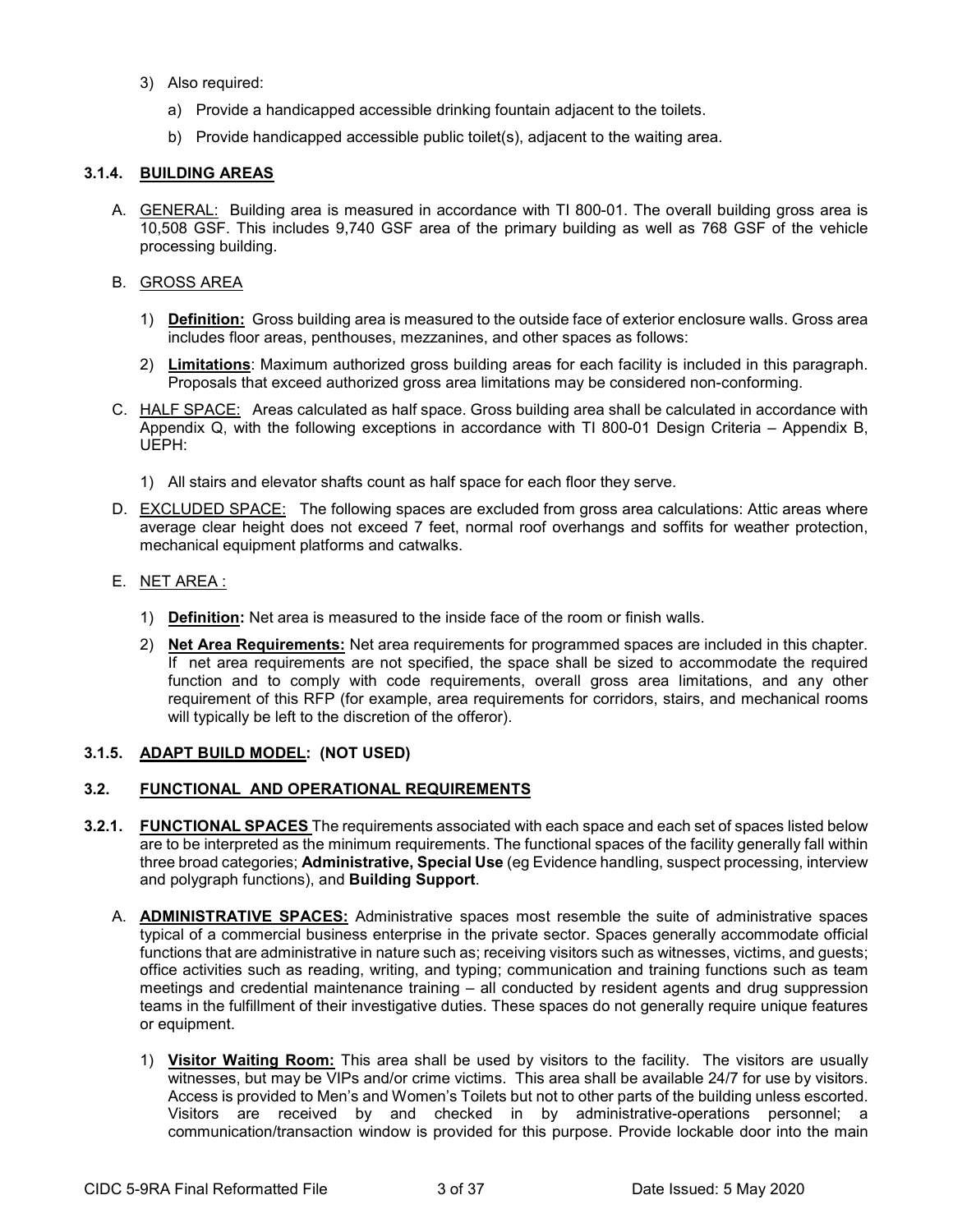3) Also required:

   a) Provide a handicapped accessible drinking fountain adjacent to the toilets.

   b) Provide handicapped accessible public toilet(s), adjacent to the waiting area.

### 3.1.4. BUILDING AREAS

A. GENERAL: Building area is measured in accordance with TI 800-01. The overall building gross area is 10,508 GSF. This includes 9,740 GSF area of the primary building as well as 768 GSF of the vehicle processing building.

B. GROSS AREA

   1) **Definition:** Gross building area is measured to the outside face of exterior enclosure walls. Gross area includes floor areas, penthouses, mezzanines, and other spaces as follows:

   2) **Limitations**: Maximum authorized gross building areas for each facility is included in this paragraph. Proposals that exceed authorized gross area limitations may be considered non-conforming.

C. HALF SPACE: Areas calculated as half space. Gross building area shall be calculated in accordance with Appendix Q, with the following exceptions in accordance with TI 800-01 Design Criteria – Appendix B, UEPH:

   1) All stairs and elevator shafts count as half space for each floor they serve.

D. EXCLUDED SPACE: The following spaces are excluded from gross area calculations: Attic areas where average clear height does not exceed 7 feet, normal roof overhangs and soffits for weather protection, mechanical equipment platforms and catwalks.

E. NET AREA :

   1) **Definition:** Net area is measured to the inside face of the room or finish walls.

   2) **Net Area Requirements:** Net area requirements for programmed spaces are included in this chapter. If net area requirements are not specified, the space shall be sized to accommodate the required function and to comply with code requirements, overall gross area limitations, and any other requirement of this RFP (for example, area requirements for corridors, stairs, and mechanical rooms will typically be left to the discretion of the offeror).

### 3.1.5. ADAPT BUILD MODEL: (NOT USED)

## 3.2. FUNCTIONAL AND OPERATIONAL REQUIREMENTS

**3.2.1. FUNCTIONAL SPACES** The requirements associated with each space and each set of spaces listed below are to be interpreted as the minimum requirements. The functional spaces of the facility generally fall within three broad categories; **Administrative, Special Use** (eg Evidence handling, suspect processing, interview and polygraph functions), and **Building Support**.

A. **ADMINISTRATIVE SPACES:** Administrative spaces most resemble the suite of administrative spaces typical of a commercial business enterprise in the private sector. Spaces generally accommodate official functions that are administrative in nature such as; receiving visitors such as witnesses, victims, and guests; office activities such as reading, writing, and typing; communication and training functions such as team meetings and credential maintenance training – all conducted by resident agents and drug suppression teams in the fulfillment of their investigative duties. These spaces do not generally require unique features or equipment.

   1) **Visitor Waiting Room:** This area shall be used by visitors to the facility. The visitors are usually witnesses, but may be VIPs and/or crime victims. This area shall be available 24/7 for use by visitors. Access is provided to Men's and Women's Toilets but not to other parts of the building unless escorted. Visitors are received by and checked in by administrative-operations personnel; a communication/transaction window is provided for this purpose. Provide lockable door into the main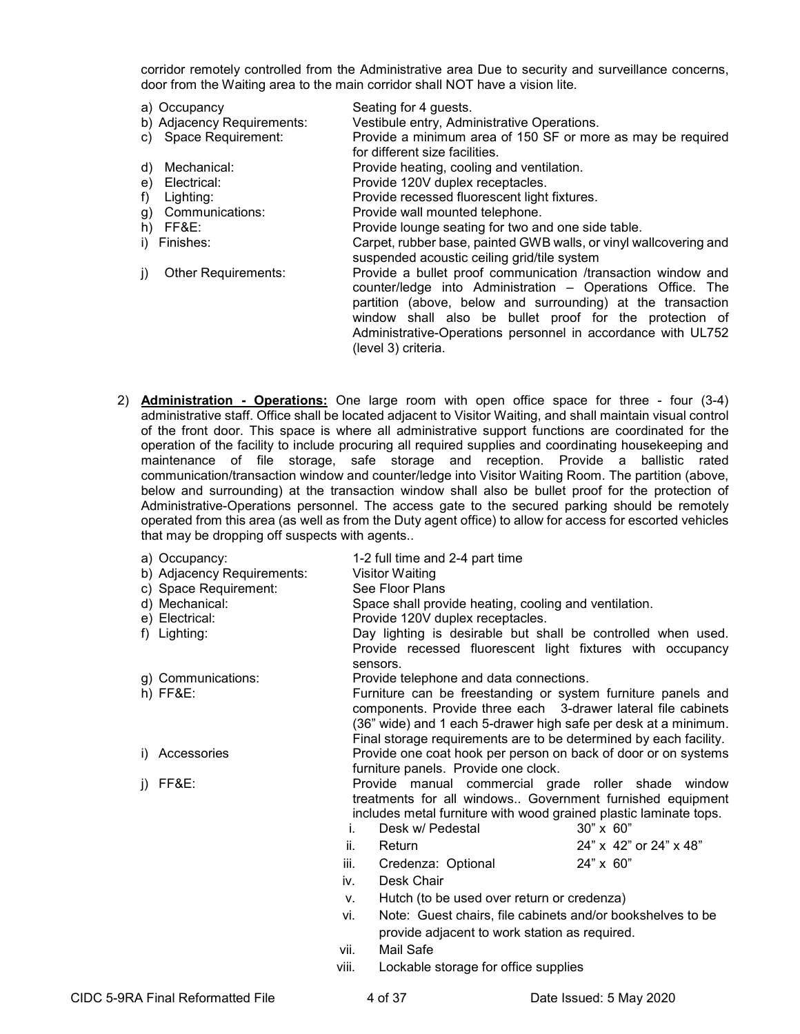corridor remotely controlled from the Administrative area Due to security and surveillance concerns, door from the Waiting area to the main corridor shall NOT have a vision lite.

| | |
|---|---|
| a) Occupancy | Seating for 4 guests. |
| b) Adjacency Requirements: | Vestibule entry, Administrative Operations. |
| c) Space Requirement: | Provide a minimum area of 150 SF or more as may be required for different size facilities. |
| d) Mechanical: | Provide heating, cooling and ventilation. |
| e) Electrical: | Provide 120V duplex receptacles. |
| f) Lighting: | Provide recessed fluorescent light fixtures. |
| g) Communications: | Provide wall mounted telephone. |
| h) FF&E: | Provide lounge seating for two and one side table. |
| i) Finishes: | Carpet, rubber base, painted GWB walls, or vinyl wallcovering and suspended acoustic ceiling grid/tile system |
| j) Other Requirements: | Provide a bullet proof communication /transaction window and counter/ledge into Administration – Operations Office. The partition (above, below and surrounding) at the transaction window shall also be bullet proof for the protection of Administrative-Operations personnel in accordance with UL752 (level 3) criteria. |

2) **Administration - Operations:** One large room with open office space for three - four (3-4) administrative staff. Office shall be located adjacent to Visitor Waiting, and shall maintain visual control of the front door. This space is where all administrative support functions are coordinated for the operation of the facility to include procuring all required supplies and coordinating housekeeping and maintenance of file storage, safe storage and reception. Provide a ballistic rated communication/transaction window and counter/ledge into Visitor Waiting Room. The partition (above, below and surrounding) at the transaction window shall also be bullet proof for the protection of Administrative-Operations personnel. The access gate to the secured parking should be remotely operated from this area (as well as from the Duty agent office) to allow for access for escorted vehicles that may be dropping off suspects with agents..

| | |
|---|---|
| a) Occupancy: | 1-2 full time and 2-4 part time |
| b) Adjacency Requirements: | Visitor Waiting |
| c) Space Requirement: | See Floor Plans |
| d) Mechanical: | Space shall provide heating, cooling and ventilation. |
| e) Electrical: | Provide 120V duplex receptacles. |
| f) Lighting: | Day lighting is desirable but shall be controlled when used. Provide recessed fluorescent light fixtures with occupancy sensors. |
| g) Communications: | Provide telephone and data connections. |
| h) FF&E: | Furniture can be freestanding or system furniture panels and components. Provide three each 3-drawer lateral file cabinets (36" wide) and 1 each 5-drawer high safe per desk at a minimum. Final storage requirements are to be determined by each facility. |
| i) Accessories | Provide one coat hook per person on back of door or on systems furniture panels. Provide one clock. |
| j) FF&E: | Provide manual commercial grade roller shade window treatments for all windows.. Government furnished equipment includes metal furniture with wood grained plastic laminate tops. |

i. Desk w/ Pedestal — 30" x 60"
ii. Return — 24" x 42" or 24" x 48"
iii. Credenza: Optional — 24" x 60"
iv. Desk Chair
v. Hutch (to be used over return or credenza)
vi. Note: Guest chairs, file cabinets and/or bookshelves to be provide adjacent to work station as required.
vii. Mail Safe
viii. Lockable storage for office supplies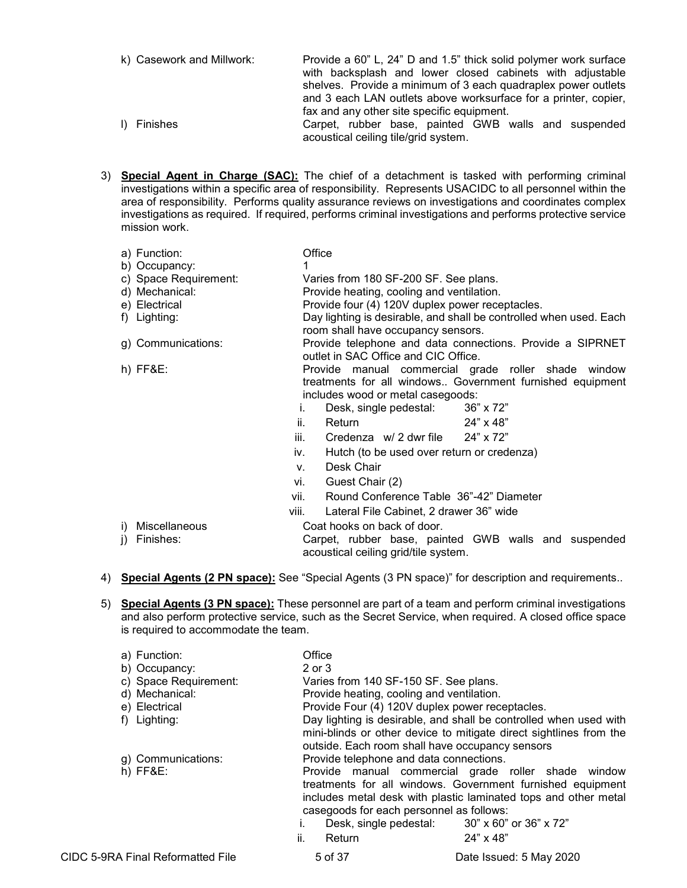k) Casework and Millwork: Provide a 60" L, 24" D and 1.5" thick solid polymer work surface with backsplash and lower closed cabinets with adjustable shelves. Provide a minimum of 3 each quadraplex power outlets and 3 each LAN outlets above worksurface for a printer, copier, fax and any other site specific equipment.

l) Finishes: Carpet, rubber base, painted GWB walls and suspended acoustical ceiling tile/grid system.

3) **Special Agent in Charge (SAC):** The chief of a detachment is tasked with performing criminal investigations within a specific area of responsibility. Represents USACIDC to all personnel within the area of responsibility. Performs quality assurance reviews on investigations and coordinates complex investigations as required. If required, performs criminal investigations and performs protective service mission work.

   a) Function: Office
   b) Occupancy: 1
   c) Space Requirement: Varies from 180 SF-200 SF. See plans.
   d) Mechanical: Provide heating, cooling and ventilation.
   e) Electrical: Provide four (4) 120V duplex power receptacles.
   f) Lighting: Day lighting is desirable, and shall be controlled when used. Each room shall have occupancy sensors.
   g) Communications: Provide telephone and data connections. Provide a SIPRNET outlet in SAC Office and CIC Office.
   h) FF&E: Provide manual commercial grade roller shade window treatments for all windows.. Government furnished equipment includes wood or metal casegoods:
      i. Desk, single pedestal: 36" x 72"
      ii. Return 24" x 48"
      iii. Credenza w/ 2 dwr file 24" x 72"
      iv. Hutch (to be used over return or credenza)
      v. Desk Chair
      vi. Guest Chair (2)
      vii. Round Conference Table 36"-42" Diameter
      viii. Lateral File Cabinet, 2 drawer 36" wide
   i) Miscellaneous: Coat hooks on back of door.
   j) Finishes: Carpet, rubber base, painted GWB walls and suspended acoustical ceiling grid/tile system.

4) **Special Agents (2 PN space):** See "Special Agents (3 PN space)" for description and requirements..

5) **Special Agents (3 PN space):** These personnel are part of a team and perform criminal investigations and also perform protective service, such as the Secret Service, when required. A closed office space is required to accommodate the team.

   a) Function: Office
   b) Occupancy: 2 or 3
   c) Space Requirement: Varies from 140 SF-150 SF. See plans.
   d) Mechanical: Provide heating, cooling and ventilation.
   e) Electrical: Provide Four (4) 120V duplex power receptacles.
   f) Lighting: Day lighting is desirable, and shall be controlled when used with mini-blinds or other device to mitigate direct sightlines from the outside. Each room shall have occupancy sensors
   g) Communications: Provide telephone and data connections.
   h) FF&E: Provide manual commercial grade roller shade window treatments for all windows. Government furnished equipment includes metal desk with plastic laminated tops and other metal casegoods for each personnel as follows:
      i. Desk, single pedestal: 30" x 60" or 36" x 72"
      ii. Return 24" x 48"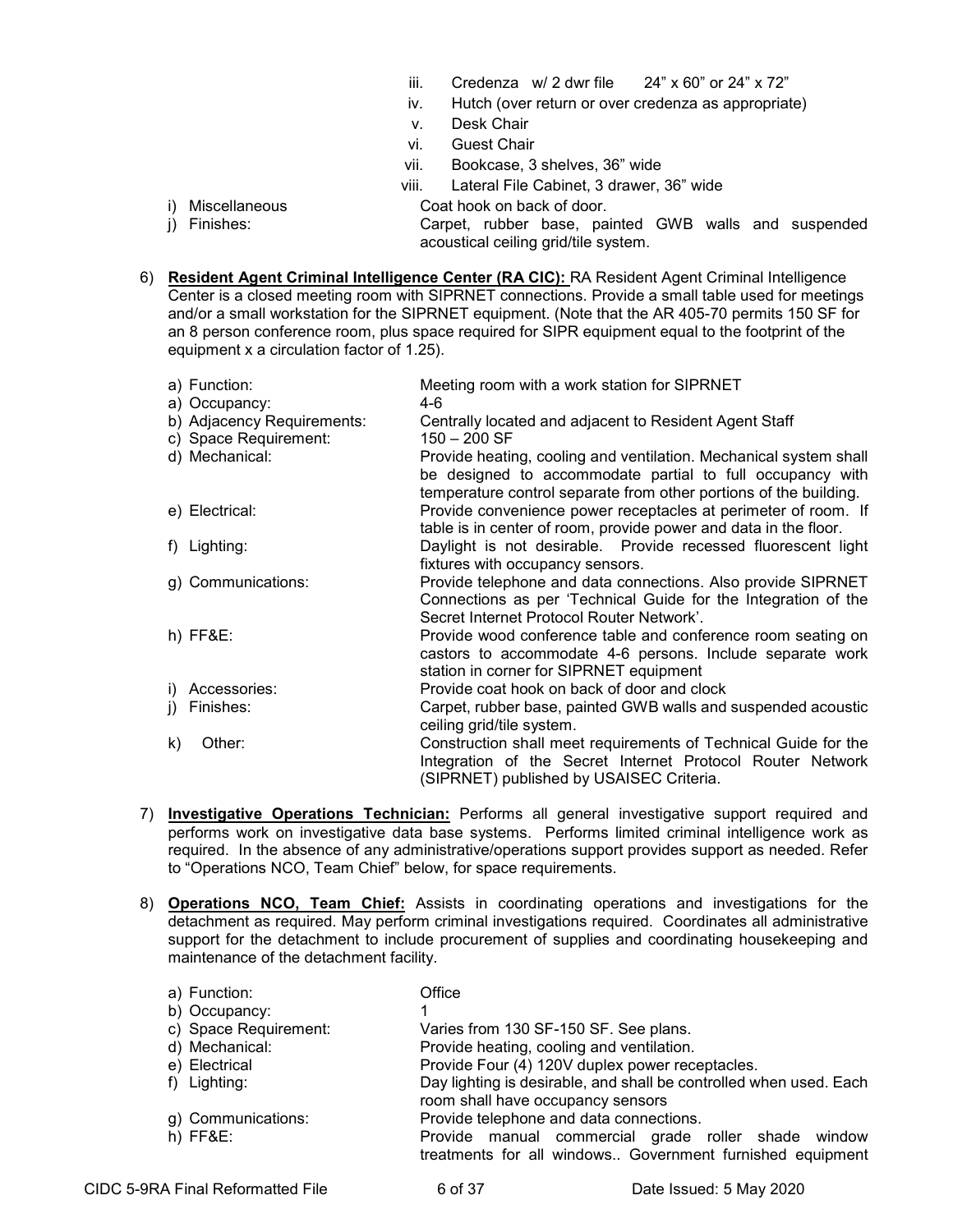iii. Credenza w/ 2 dwr file 24" x 60" or 24" x 72"
iv. Hutch (over return or over credenza as appropriate)
v. Desk Chair
vi. Guest Chair
vii. Bookcase, 3 shelves, 36" wide
viii. Lateral File Cabinet, 3 drawer, 36" wide

i) Miscellaneous: Coat hook on back of door.
j) Finishes: Carpet, rubber base, painted GWB walls and suspended acoustical ceiling grid/tile system.

6) **Resident Agent Criminal Intelligence Center (RA CIC):** RA Resident Agent Criminal Intelligence Center is a closed meeting room with SIPRNET connections. Provide a small table used for meetings and/or a small workstation for the SIPRNET equipment. (Note that the AR 405-70 permits 150 SF for an 8 person conference room, plus space required for SIPR equipment equal to the footprint of the equipment x a circulation factor of 1.25).

| | |
|---|---|
| a) Function: | Meeting room with a work station for SIPRNET |
| a) Occupancy: | 4-6 |
| b) Adjacency Requirements: | Centrally located and adjacent to Resident Agent Staff |
| c) Space Requirement: | 150 – 200 SF |
| d) Mechanical: | Provide heating, cooling and ventilation. Mechanical system shall be designed to accommodate partial to full occupancy with temperature control separate from other portions of the building. |
| e) Electrical: | Provide convenience power receptacles at perimeter of room. If table is in center of room, provide power and data in the floor. |
| f) Lighting: | Daylight is not desirable. Provide recessed fluorescent light fixtures with occupancy sensors. |
| g) Communications: | Provide telephone and data connections. Also provide SIPRNET Connections as per 'Technical Guide for the Integration of the Secret Internet Protocol Router Network'. |
| h) FF&E: | Provide wood conference table and conference room seating on castors to accommodate 4-6 persons. Include separate work station in corner for SIPRNET equipment |
| i) Accessories: | Provide coat hook on back of door and clock |
| j) Finishes: | Carpet, rubber base, painted GWB walls and suspended acoustic ceiling grid/tile system. |
| k) Other: | Construction shall meet requirements of Technical Guide for the Integration of the Secret Internet Protocol Router Network (SIPRNET) published by USAISEC Criteria. |

7) **Investigative Operations Technician:** Performs all general investigative support required and performs work on investigative data base systems. Performs limited criminal intelligence work as required. In the absence of any administrative/operations support provides support as needed. Refer to "Operations NCO, Team Chief" below, for space requirements.

8) **Operations NCO, Team Chief:** Assists in coordinating operations and investigations for the detachment as required. May perform criminal investigations required. Coordinates all administrative support for the detachment to include procurement of supplies and coordinating housekeeping and maintenance of the detachment facility.

| | |
|---|---|
| a) Function: | Office |
| b) Occupancy: | 1 |
| c) Space Requirement: | Varies from 130 SF-150 SF. See plans. |
| d) Mechanical: | Provide heating, cooling and ventilation. |
| e) Electrical | Provide Four (4) 120V duplex power receptacles. |
| f) Lighting: | Day lighting is desirable, and shall be controlled when used. Each room shall have occupancy sensors |
| g) Communications: | Provide telephone and data connections. |
| h) FF&E: | Provide manual commercial grade roller shade window treatments for all windows.. Government furnished equipment |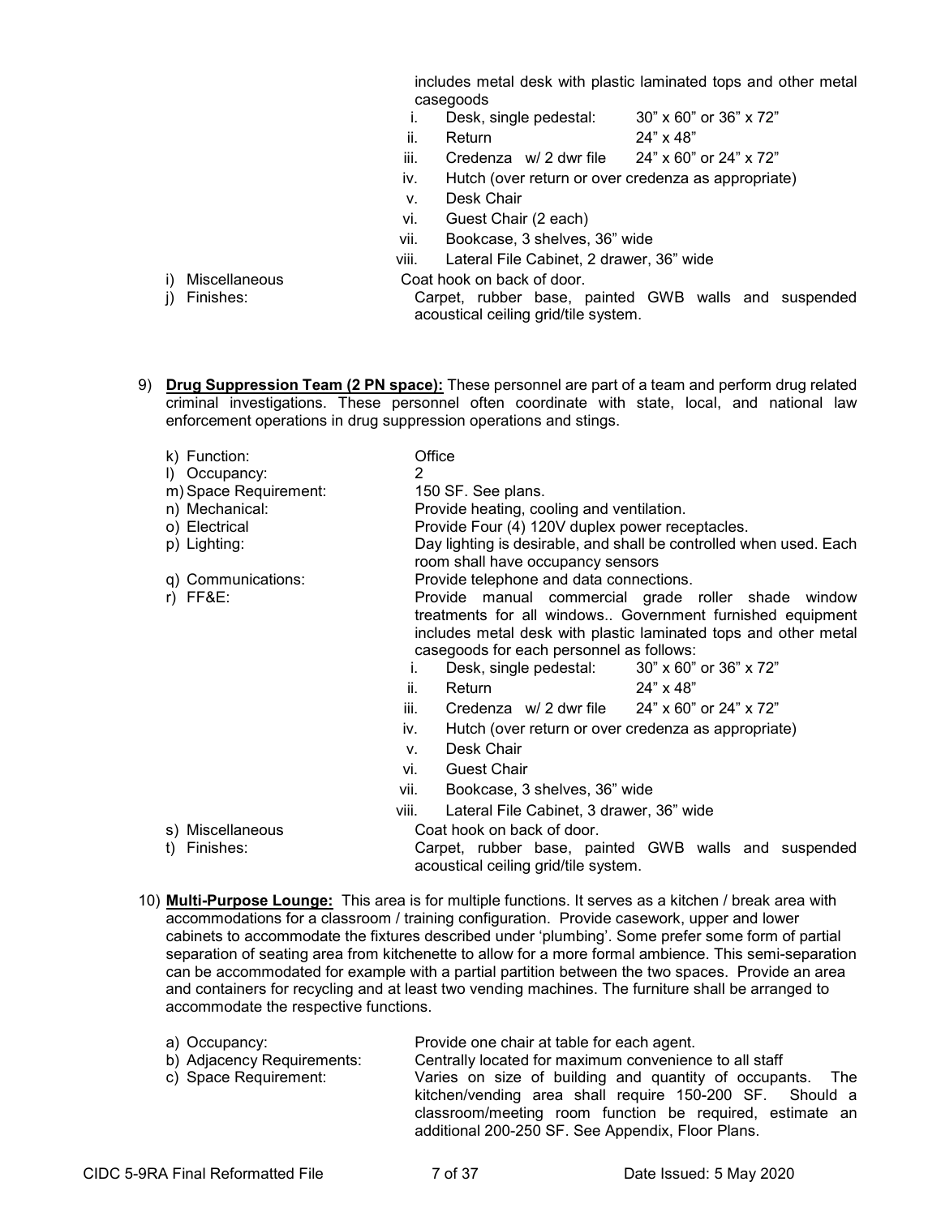includes metal desk with plastic laminated tops and other metal casegoods

i. Desk, single pedestal: 30" x 60" or 36" x 72"
ii. Return 24" x 48"
iii. Credenza w/ 2 dwr file 24" x 60" or 24" x 72"
iv. Hutch (over return or over credenza as appropriate)
v. Desk Chair
vi. Guest Chair (2 each)
vii. Bookcase, 3 shelves, 36" wide
viii. Lateral File Cabinet, 2 drawer, 36" wide

i) Miscellaneous: Coat hook on back of door.

j) Finishes: Carpet, rubber base, painted GWB walls and suspended acoustical ceiling grid/tile system.

9) **Drug Suppression Team (2 PN space):** These personnel are part of a team and perform drug related criminal investigations. These personnel often coordinate with state, local, and national law enforcement operations in drug suppression operations and stings.

k) Function: Office

l) Occupancy: 2

m) Space Requirement: 150 SF. See plans.

n) Mechanical: Provide heating, cooling and ventilation.

o) Electrical: Provide Four (4) 120V duplex power receptacles.

p) Lighting: Day lighting is desirable, and shall be controlled when used. Each room shall have occupancy sensors

q) Communications: Provide telephone and data connections.

r) FF&E: Provide manual commercial grade roller shade window treatments for all windows.. Government furnished equipment includes metal desk with plastic laminated tops and other metal casegoods for each personnel as follows:

i. Desk, single pedestal: 30" x 60" or 36" x 72"
ii. Return 24" x 48"
iii. Credenza w/ 2 dwr file 24" x 60" or 24" x 72"
iv. Hutch (over return or over credenza as appropriate)
v. Desk Chair
vi. Guest Chair
vii. Bookcase, 3 shelves, 36" wide
viii. Lateral File Cabinet, 3 drawer, 36" wide

s) Miscellaneous: Coat hook on back of door.

t) Finishes: Carpet, rubber base, painted GWB walls and suspended acoustical ceiling grid/tile system.

10) **Multi-Purpose Lounge:** This area is for multiple functions. It serves as a kitchen / break area with accommodations for a classroom / training configuration. Provide casework, upper and lower cabinets to accommodate the fixtures described under 'plumbing'. Some prefer some form of partial separation of seating area from kitchenette to allow for a more formal ambience. This semi-separation can be accommodated for example with a partial partition between the two spaces. Provide an area and containers for recycling and at least two vending machines. The furniture shall be arranged to accommodate the respective functions.

a) Occupancy: Provide one chair at table for each agent.

b) Adjacency Requirements: Centrally located for maximum convenience to all staff

c) Space Requirement: Varies on size of building and quantity of occupants. The kitchen/vending area shall require 150-200 SF. Should a classroom/meeting room function be required, estimate an additional 200-250 SF. See Appendix, Floor Plans.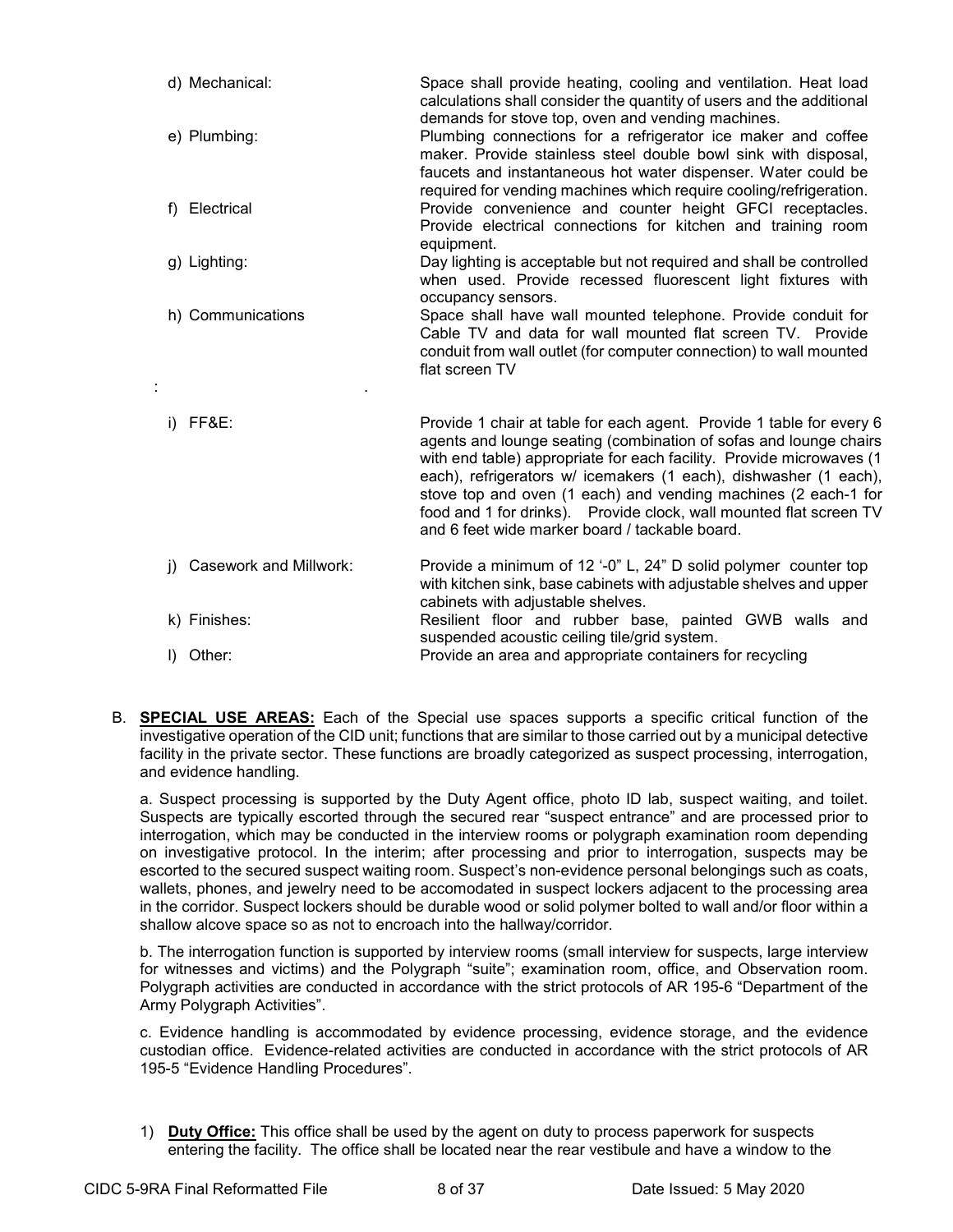d) Mechanical: Space shall provide heating, cooling and ventilation. Heat load calculations shall consider the quantity of users and the additional demands for stove top, oven and vending machines.

e) Plumbing: Plumbing connections for a refrigerator ice maker and coffee maker. Provide stainless steel double bowl sink with disposal, faucets and instantaneous hot water dispenser. Water could be required for vending machines which require cooling/refrigeration.

f) Electrical Provide convenience and counter height GFCI receptacles. Provide electrical connections for kitchen and training room equipment.

g) Lighting: Day lighting is acceptable but not required and shall be controlled when used. Provide recessed fluorescent light fixtures with occupancy sensors.

h) Communications Space shall have wall mounted telephone. Provide conduit for Cable TV and data for wall mounted flat screen TV. Provide conduit from wall outlet (for computer connection) to wall mounted flat screen TV

: .

i) FF&E: Provide 1 chair at table for each agent. Provide 1 table for every 6 agents and lounge seating (combination of sofas and lounge chairs with end table) appropriate for each facility. Provide microwaves (1 each), refrigerators w/ icemakers (1 each), dishwasher (1 each), stove top and oven (1 each) and vending machines (2 each-1 for food and 1 for drinks). Provide clock, wall mounted flat screen TV and 6 feet wide marker board / tackable board.

j) Casework and Millwork: Provide a minimum of 12 '-0" L, 24" D solid polymer counter top with kitchen sink, base cabinets with adjustable shelves and upper cabinets with adjustable shelves.

k) Finishes: Resilient floor and rubber base, painted GWB walls and suspended acoustic ceiling tile/grid system.

l) Other: Provide an area and appropriate containers for recycling

B. **SPECIAL USE AREAS:** Each of the Special use spaces supports a specific critical function of the investigative operation of the CID unit; functions that are similar to those carried out by a municipal detective facility in the private sector. These functions are broadly categorized as suspect processing, interrogation, and evidence handling.

a. Suspect processing is supported by the Duty Agent office, photo ID lab, suspect waiting, and toilet. Suspects are typically escorted through the secured rear "suspect entrance" and are processed prior to interrogation, which may be conducted in the interview rooms or polygraph examination room depending on investigative protocol. In the interim; after processing and prior to interrogation, suspects may be escorted to the secured suspect waiting room. Suspect's non-evidence personal belongings such as coats, wallets, phones, and jewelry need to be accomodated in suspect lockers adjacent to the processing area in the corridor. Suspect lockers should be durable wood or solid polymer bolted to wall and/or floor within a shallow alcove space so as not to encroach into the hallway/corridor.

b. The interrogation function is supported by interview rooms (small interview for suspects, large interview for witnesses and victims) and the Polygraph "suite"; examination room, office, and Observation room. Polygraph activities are conducted in accordance with the strict protocols of AR 195-6 "Department of the Army Polygraph Activities".

c. Evidence handling is accommodated by evidence processing, evidence storage, and the evidence custodian office. Evidence-related activities are conducted in accordance with the strict protocols of AR 195-5 "Evidence Handling Procedures".

1) **Duty Office:** This office shall be used by the agent on duty to process paperwork for suspects entering the facility. The office shall be located near the rear vestibule and have a window to the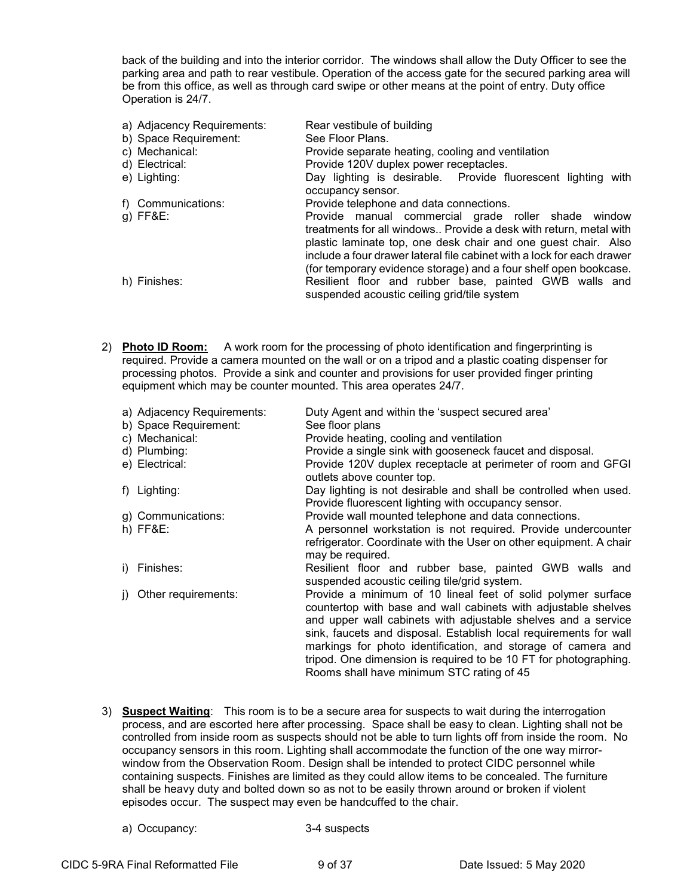back of the building and into the interior corridor. The windows shall allow the Duty Officer to see the parking area and path to rear vestibule. Operation of the access gate for the secured parking area will be from this office, as well as through card swipe or other means at the point of entry. Duty office Operation is 24/7.

a) Adjacency Requirements: Rear vestibule of building
b) Space Requirement: See Floor Plans.
c) Mechanical: Provide separate heating, cooling and ventilation
d) Electrical: Provide 120V duplex power receptacles.
e) Lighting: Day lighting is desirable. Provide fluorescent lighting with occupancy sensor.
f) Communications: Provide telephone and data connections.
g) FF&E: Provide manual commercial grade roller shade window treatments for all windows.. Provide a desk with return, metal with plastic laminate top, one desk chair and one guest chair. Also include a four drawer lateral file cabinet with a lock for each drawer (for temporary evidence storage) and a four shelf open bookcase.
h) Finishes: Resilient floor and rubber base, painted GWB walls and suspended acoustic ceiling grid/tile system

2) **Photo ID Room:** A work room for the processing of photo identification and fingerprinting is required. Provide a camera mounted on the wall or on a tripod and a plastic coating dispenser for processing photos. Provide a sink and counter and provisions for user provided finger printing equipment which may be counter mounted. This area operates 24/7.

a) Adjacency Requirements: Duty Agent and within the 'suspect secured area'
b) Space Requirement: See floor plans
c) Mechanical: Provide heating, cooling and ventilation
d) Plumbing: Provide a single sink with gooseneck faucet and disposal.
e) Electrical: Provide 120V duplex receptacle at perimeter of room and GFGI outlets above counter top.
f) Lighting: Day lighting is not desirable and shall be controlled when used. Provide fluorescent lighting with occupancy sensor.
g) Communications: Provide wall mounted telephone and data connections.
h) FF&E: A personnel workstation is not required. Provide undercounter refrigerator. Coordinate with the User on other equipment. A chair may be required.
i) Finishes: Resilient floor and rubber base, painted GWB walls and suspended acoustic ceiling tile/grid system.
j) Other requirements: Provide a minimum of 10 lineal feet of solid polymer surface countertop with base and wall cabinets with adjustable shelves and upper wall cabinets with adjustable shelves and a service sink, faucets and disposal. Establish local requirements for wall markings for photo identification, and storage of camera and tripod. One dimension is required to be 10 FT for photographing. Rooms shall have minimum STC rating of 45

3) **Suspect Waiting**: This room is to be a secure area for suspects to wait during the interrogation process, and are escorted here after processing. Space shall be easy to clean. Lighting shall not be controlled from inside room as suspects should not be able to turn lights off from inside the room. No occupancy sensors in this room. Lighting shall accommodate the function of the one way mirror-window from the Observation Room. Design shall be intended to protect CIDC personnel while containing suspects. Finishes are limited as they could allow items to be concealed. The furniture shall be heavy duty and bolted down so as not to be easily thrown around or broken if violent episodes occur. The suspect may even be handcuffed to the chair.

a) Occupancy: 3-4 suspects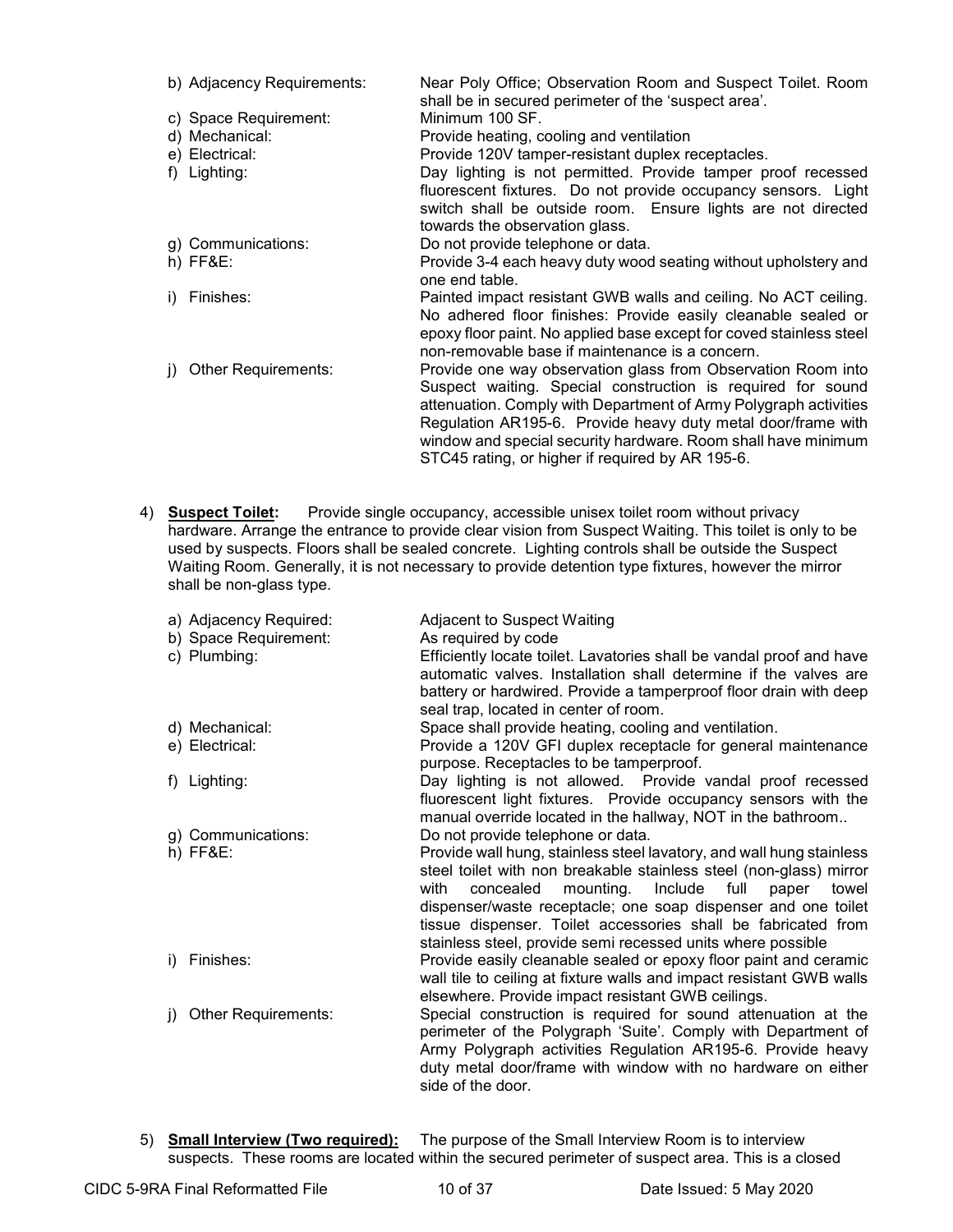| | |
|---|---|
| b) Adjacency Requirements: | Near Poly Office; Observation Room and Suspect Toilet. Room shall be in secured perimeter of the 'suspect area'. |
| c) Space Requirement: | Minimum 100 SF. |
| d) Mechanical: | Provide heating, cooling and ventilation |
| e) Electrical: | Provide 120V tamper-resistant duplex receptacles. |
| f) Lighting: | Day lighting is not permitted. Provide tamper proof recessed fluorescent fixtures. Do not provide occupancy sensors. Light switch shall be outside room. Ensure lights are not directed towards the observation glass. |
| g) Communications: | Do not provide telephone or data. |
| h) FF&E: | Provide 3-4 each heavy duty wood seating without upholstery and one end table. |
| i) Finishes: | Painted impact resistant GWB walls and ceiling. No ACT ceiling. No adhered floor finishes: Provide easily cleanable sealed or epoxy floor paint. No applied base except for coved stainless steel non-removable base if maintenance is a concern. |
| j) Other Requirements: | Provide one way observation glass from Observation Room into Suspect waiting. Special construction is required for sound attenuation. Comply with Department of Army Polygraph activities Regulation AR195-6. Provide heavy duty metal door/frame with window and special security hardware. Room shall have minimum STC45 rating, or higher if required by AR 195-6. |

4) **Suspect Toilet:** Provide single occupancy, accessible unisex toilet room without privacy hardware. Arrange the entrance to provide clear vision from Suspect Waiting. This toilet is only to be used by suspects. Floors shall be sealed concrete. Lighting controls shall be outside the Suspect Waiting Room. Generally, it is not necessary to provide detention type fixtures, however the mirror shall be non-glass type.

| | |
|---|---|
| a) Adjacency Required: | Adjacent to Suspect Waiting |
| b) Space Requirement: | As required by code |
| c) Plumbing: | Efficiently locate toilet. Lavatories shall be vandal proof and have automatic valves. Installation shall determine if the valves are battery or hardwired. Provide a tamperproof floor drain with deep seal trap, located in center of room. |
| d) Mechanical: | Space shall provide heating, cooling and ventilation. |
| e) Electrical: | Provide a 120V GFI duplex receptacle for general maintenance purpose. Receptacles to be tamperproof. |
| f) Lighting: | Day lighting is not allowed. Provide vandal proof recessed fluorescent light fixtures. Provide occupancy sensors with the manual override located in the hallway, NOT in the bathroom.. |
| g) Communications: | Do not provide telephone or data. |
| h) FF&E: | Provide wall hung, stainless steel lavatory, and wall hung stainless steel toilet with non breakable stainless steel (non-glass) mirror with concealed mounting. Include full paper towel dispenser/waste receptacle; one soap dispenser and one toilet tissue dispenser. Toilet accessories shall be fabricated from stainless steel, provide semi recessed units where possible |
| i) Finishes: | Provide easily cleanable sealed or epoxy floor paint and ceramic wall tile to ceiling at fixture walls and impact resistant GWB walls elsewhere. Provide impact resistant GWB ceilings. |
| j) Other Requirements: | Special construction is required for sound attenuation at the perimeter of the Polygraph 'Suite'. Comply with Department of Army Polygraph activities Regulation AR195-6. Provide heavy duty metal door/frame with window with no hardware on either side of the door. |

5) **Small Interview (Two required):** The purpose of the Small Interview Room is to interview suspects. These rooms are located within the secured perimeter of suspect area. This is a closed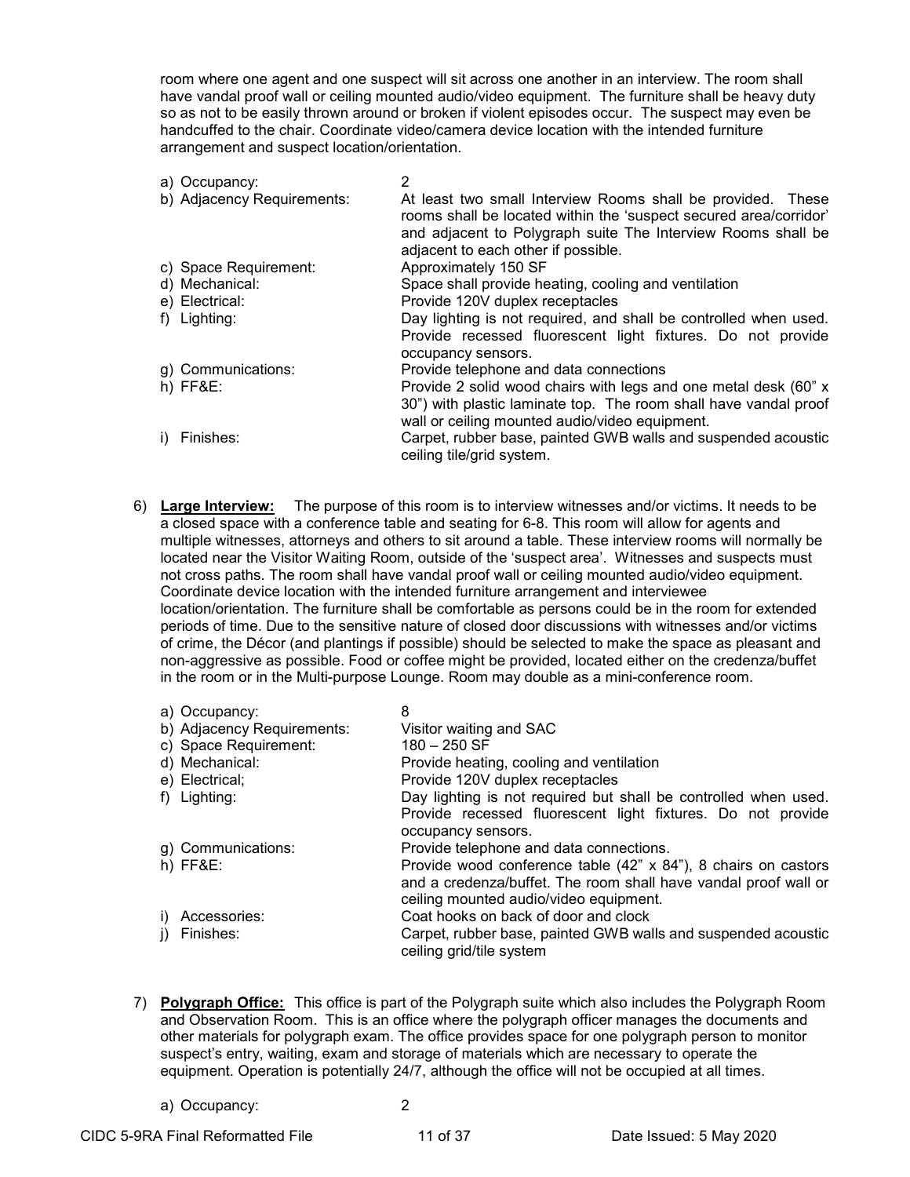room where one agent and one suspect will sit across one another in an interview. The room shall have vandal proof wall or ceiling mounted audio/video equipment. The furniture shall be heavy duty so as not to be easily thrown around or broken if violent episodes occur. The suspect may even be handcuffed to the chair. Coordinate video/camera device location with the intended furniture arrangement and suspect location/orientation.

| | |
|---|---|
| a) Occupancy: | 2 |
| b) Adjacency Requirements: | At least two small Interview Rooms shall be provided. These rooms shall be located within the 'suspect secured area/corridor' and adjacent to Polygraph suite The Interview Rooms shall be adjacent to each other if possible. |
| c) Space Requirement: | Approximately 150 SF |
| d) Mechanical: | Space shall provide heating, cooling and ventilation |
| e) Electrical: | Provide 120V duplex receptacles |
| f) Lighting: | Day lighting is not required, and shall be controlled when used. Provide recessed fluorescent light fixtures. Do not provide occupancy sensors. |
| g) Communications: | Provide telephone and data connections |
| h) FF&E: | Provide 2 solid wood chairs with legs and one metal desk (60" x 30") with plastic laminate top. The room shall have vandal proof wall or ceiling mounted audio/video equipment. |
| i) Finishes: | Carpet, rubber base, painted GWB walls and suspended acoustic ceiling tile/grid system. |

6) **Large Interview:** The purpose of this room is to interview witnesses and/or victims. It needs to be a closed space with a conference table and seating for 6-8. This room will allow for agents and multiple witnesses, attorneys and others to sit around a table. These interview rooms will normally be located near the Visitor Waiting Room, outside of the 'suspect area'. Witnesses and suspects must not cross paths. The room shall have vandal proof wall or ceiling mounted audio/video equipment. Coordinate device location with the intended furniture arrangement and interviewee location/orientation. The furniture shall be comfortable as persons could be in the room for extended periods of time. Due to the sensitive nature of closed door discussions with witnesses and/or victims of crime, the Décor (and plantings if possible) should be selected to make the space as pleasant and non-aggressive as possible. Food or coffee might be provided, located either on the credenza/buffet in the room or in the Multi-purpose Lounge. Room may double as a mini-conference room.

| | |
|---|---|
| a) Occupancy: | 8 |
| b) Adjacency Requirements: | Visitor waiting and SAC |
| c) Space Requirement: | 180 – 250 SF |
| d) Mechanical: | Provide heating, cooling and ventilation |
| e) Electrical; | Provide 120V duplex receptacles |
| f) Lighting: | Day lighting is not required but shall be controlled when used. Provide recessed fluorescent light fixtures. Do not provide occupancy sensors. |
| g) Communications: | Provide telephone and data connections. |
| h) FF&E: | Provide wood conference table (42" x 84"), 8 chairs on castors and a credenza/buffet. The room shall have vandal proof wall or ceiling mounted audio/video equipment. |
| i) Accessories: | Coat hooks on back of door and clock |
| j) Finishes: | Carpet, rubber base, painted GWB walls and suspended acoustic ceiling grid/tile system |

7) **Polygraph Office:** This office is part of the Polygraph suite which also includes the Polygraph Room and Observation Room. This is an office where the polygraph officer manages the documents and other materials for polygraph exam. The office provides space for one polygraph person to monitor suspect's entry, waiting, exam and storage of materials which are necessary to operate the equipment. Operation is potentially 24/7, although the office will not be occupied at all times.

| | |
|---|---|
| a) Occupancy: | 2 |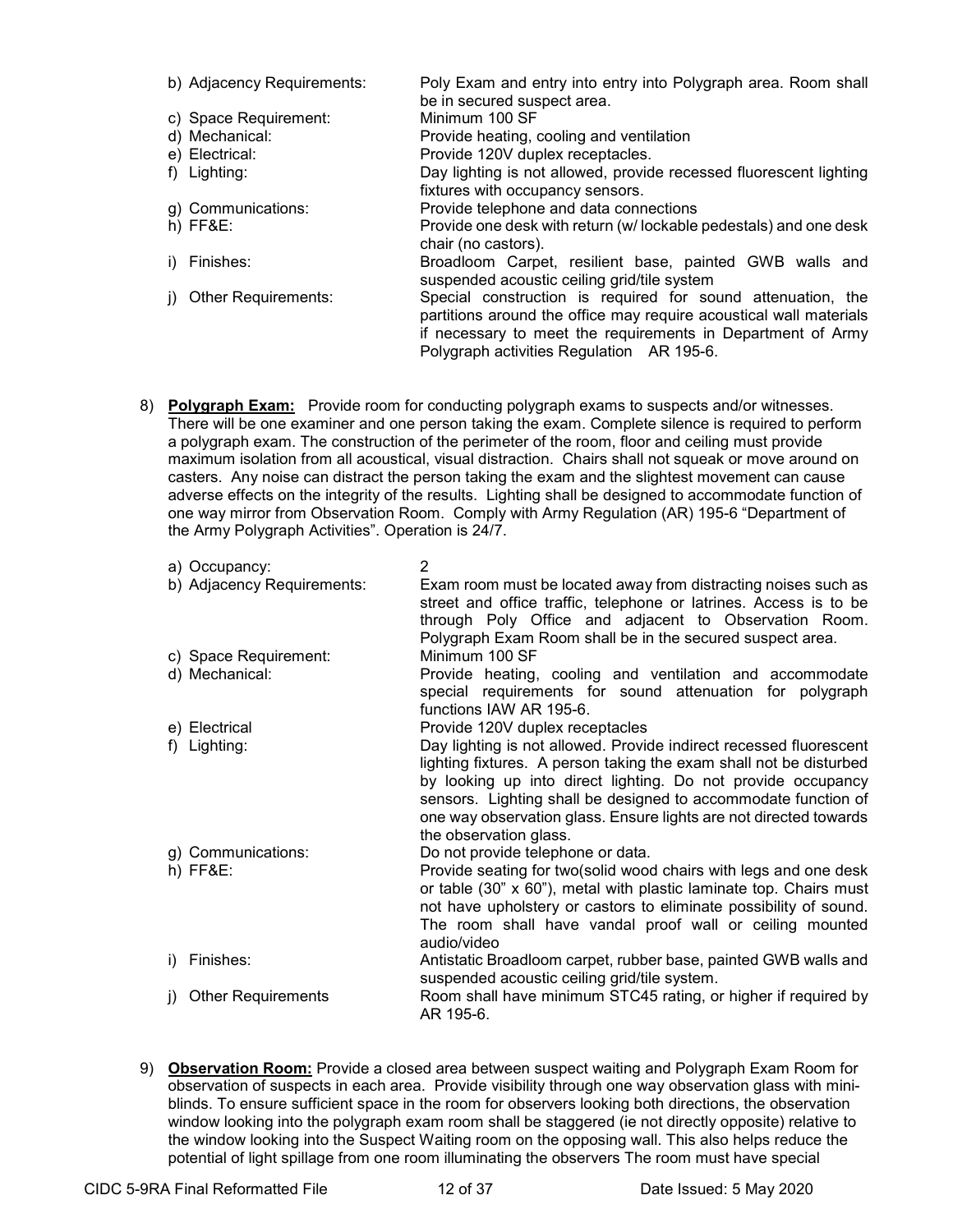b) Adjacency Requirements: Poly Exam and entry into entry into Polygraph area. Room shall be in secured suspect area.

c) Space Requirement: Minimum 100 SF

d) Mechanical: Provide heating, cooling and ventilation

e) Electrical: Provide 120V duplex receptacles.

f) Lighting: Day lighting is not allowed, provide recessed fluorescent lighting fixtures with occupancy sensors.

g) Communications: Provide telephone and data connections

h) FF&E: Provide one desk with return (w/ lockable pedestals) and one desk chair (no castors).

i) Finishes: Broadloom Carpet, resilient base, painted GWB walls and suspended acoustic ceiling grid/tile system

j) Other Requirements: Special construction is required for sound attenuation, the partitions around the office may require acoustical wall materials if necessary to meet the requirements in Department of Army Polygraph activities Regulation AR 195-6.

8) **Polygraph Exam:** Provide room for conducting polygraph exams to suspects and/or witnesses. There will be one examiner and one person taking the exam. Complete silence is required to perform a polygraph exam. The construction of the perimeter of the room, floor and ceiling must provide maximum isolation from all acoustical, visual distraction. Chairs shall not squeak or move around on casters. Any noise can distract the person taking the exam and the slightest movement can cause adverse effects on the integrity of the results. Lighting shall be designed to accommodate function of one way mirror from Observation Room. Comply with Army Regulation (AR) 195-6 "Department of the Army Polygraph Activities". Operation is 24/7.

a) Occupancy: 2

b) Adjacency Requirements: Exam room must be located away from distracting noises such as street and office traffic, telephone or latrines. Access is to be through Poly Office and adjacent to Observation Room. Polygraph Exam Room shall be in the secured suspect area.

c) Space Requirement: Minimum 100 SF

d) Mechanical: Provide heating, cooling and ventilation and accommodate special requirements for sound attenuation for polygraph functions IAW AR 195-6.

e) Electrical Provide 120V duplex receptacles

f) Lighting: Day lighting is not allowed. Provide indirect recessed fluorescent lighting fixtures. A person taking the exam shall not be disturbed by looking up into direct lighting. Do not provide occupancy sensors. Lighting shall be designed to accommodate function of one way observation glass. Ensure lights are not directed towards the observation glass.

g) Communications: Do not provide telephone or data.

h) FF&E: Provide seating for two(solid wood chairs with legs and one desk or table (30" x 60"), metal with plastic laminate top. Chairs must not have upholstery or castors to eliminate possibility of sound. The room shall have vandal proof wall or ceiling mounted audio/video

i) Finishes: Antistatic Broadloom carpet, rubber base, painted GWB walls and suspended acoustic ceiling grid/tile system.

j) Other Requirements Room shall have minimum STC45 rating, or higher if required by AR 195-6.

9) **Observation Room:** Provide a closed area between suspect waiting and Polygraph Exam Room for observation of suspects in each area. Provide visibility through one way observation glass with mini-blinds. To ensure sufficient space in the room for observers looking both directions, the observation window looking into the polygraph exam room shall be staggered (ie not directly opposite) relative to the window looking into the Suspect Waiting room on the opposing wall. This also helps reduce the potential of light spillage from one room illuminating the observers The room must have special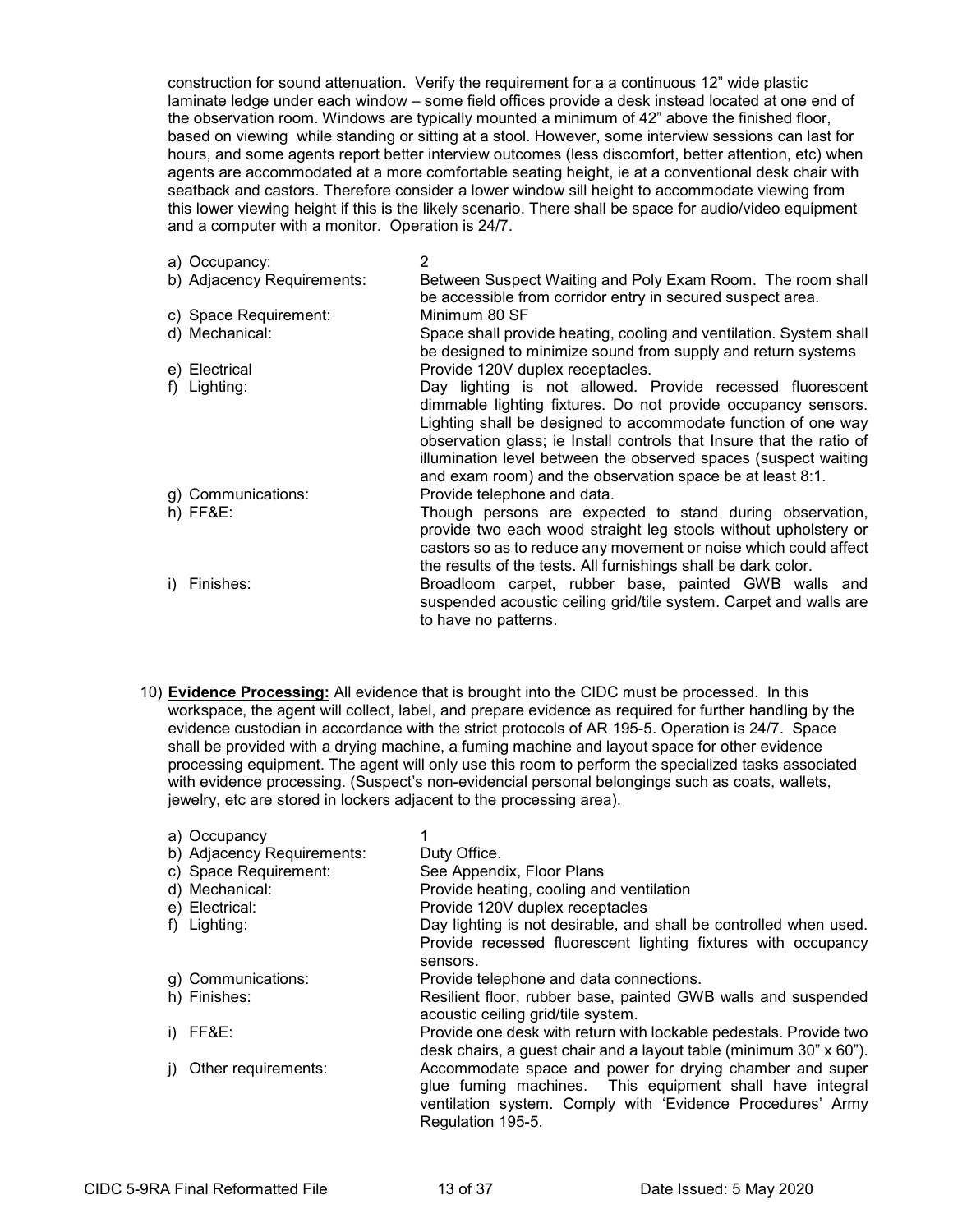construction for sound attenuation. Verify the requirement for a a continuous 12" wide plastic laminate ledge under each window – some field offices provide a desk instead located at one end of the observation room. Windows are typically mounted a minimum of 42" above the finished floor, based on viewing while standing or sitting at a stool. However, some interview sessions can last for hours, and some agents report better interview outcomes (less discomfort, better attention, etc) when agents are accommodated at a more comfortable seating height, ie at a conventional desk chair with seatback and castors. Therefore consider a lower window sill height to accommodate viewing from this lower viewing height if this is the likely scenario. There shall be space for audio/video equipment and a computer with a monitor. Operation is 24/7.

| | |
|---|---|
| a) Occupancy: | 2 |
| b) Adjacency Requirements: | Between Suspect Waiting and Poly Exam Room. The room shall be accessible from corridor entry in secured suspect area. |
| c) Space Requirement: | Minimum 80 SF |
| d) Mechanical: | Space shall provide heating, cooling and ventilation. System shall be designed to minimize sound from supply and return systems |
| e) Electrical | Provide 120V duplex receptacles. |
| f) Lighting: | Day lighting is not allowed. Provide recessed fluorescent dimmable lighting fixtures. Do not provide occupancy sensors. Lighting shall be designed to accommodate function of one way observation glass; ie Install controls that Insure that the ratio of illumination level between the observed spaces (suspect waiting and exam room) and the observation space be at least 8:1. |
| g) Communications: | Provide telephone and data. |
| h) FF&E: | Though persons are expected to stand during observation, provide two each wood straight leg stools without upholstery or castors so as to reduce any movement or noise which could affect the results of the tests. All furnishings shall be dark color. |
| i) Finishes: | Broadloom carpet, rubber base, painted GWB walls and suspended acoustic ceiling grid/tile system. Carpet and walls are to have no patterns. |

10) **Evidence Processing:** All evidence that is brought into the CIDC must be processed. In this workspace, the agent will collect, label, and prepare evidence as required for further handling by the evidence custodian in accordance with the strict protocols of AR 195-5. Operation is 24/7. Space shall be provided with a drying machine, a fuming machine and layout space for other evidence processing equipment. The agent will only use this room to perform the specialized tasks associated with evidence processing. (Suspect's non-evidencial personal belongings such as coats, wallets, jewelry, etc are stored in lockers adjacent to the processing area).

| | |
|---|---|
| a) Occupancy | 1 |
| b) Adjacency Requirements: | Duty Office. |
| c) Space Requirement: | See Appendix, Floor Plans |
| d) Mechanical: | Provide heating, cooling and ventilation |
| e) Electrical: | Provide 120V duplex receptacles |
| f) Lighting: | Day lighting is not desirable, and shall be controlled when used. Provide recessed fluorescent lighting fixtures with occupancy sensors. |
| g) Communications: | Provide telephone and data connections. |
| h) Finishes: | Resilient floor, rubber base, painted GWB walls and suspended acoustic ceiling grid/tile system. |
| i) FF&E: | Provide one desk with return with lockable pedestals. Provide two desk chairs, a guest chair and a layout table (minimum 30" x 60"). |
| j) Other requirements: | Accommodate space and power for drying chamber and super glue fuming machines. This equipment shall have integral ventilation system. Comply with 'Evidence Procedures' Army Regulation 195-5. |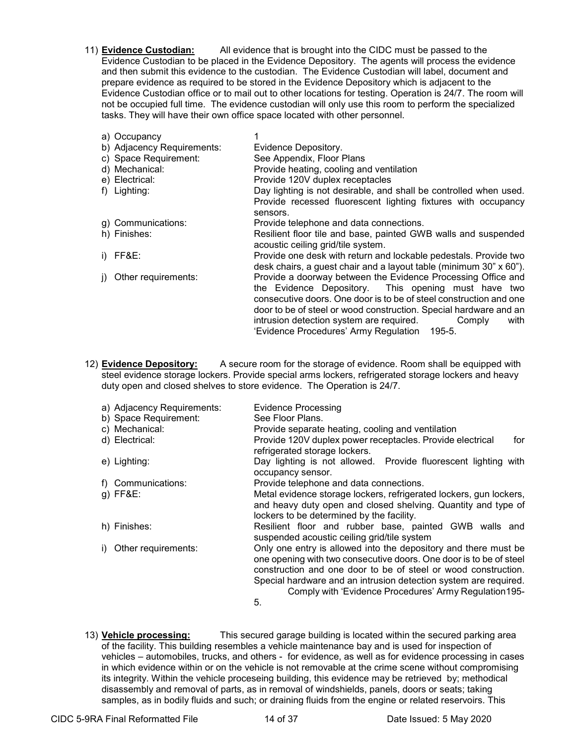11) **Evidence Custodian:** All evidence that is brought into the CIDC must be passed to the Evidence Custodian to be placed in the Evidence Depository. The agents will process the evidence and then submit this evidence to the custodian. The Evidence Custodian will label, document and prepare evidence as required to be stored in the Evidence Depository which is adjacent to the Evidence Custodian office or to mail out to other locations for testing. Operation is 24/7. The room will not be occupied full time. The evidence custodian will only use this room to perform the specialized tasks. They will have their own office space located with other personnel.

a) Occupancy: 1

b) Adjacency Requirements: Evidence Depository.

c) Space Requirement: See Appendix, Floor Plans

d) Mechanical: Provide heating, cooling and ventilation

e) Electrical: Provide 120V duplex receptacles

f) Lighting: Day lighting is not desirable, and shall be controlled when used. Provide recessed fluorescent lighting fixtures with occupancy sensors.

g) Communications: Provide telephone and data connections.

h) Finishes: Resilient floor tile and base, painted GWB walls and suspended acoustic ceiling grid/tile system.

i) FF&E: Provide one desk with return and lockable pedestals. Provide two desk chairs, a guest chair and a layout table (minimum 30" x 60").

j) Other requirements: Provide a doorway between the Evidence Processing Office and the Evidence Depository. This opening must have two consecutive doors. One door is to be of steel construction and one door to be of steel or wood construction. Special hardware and an intrusion detection system are required. Comply with 'Evidence Procedures' Army Regulation 195-5.

12) **Evidence Depository:** A secure room for the storage of evidence. Room shall be equipped with steel evidence storage lockers. Provide special arms lockers, refrigerated storage lockers and heavy duty open and closed shelves to store evidence. The Operation is 24/7.

a) Adjacency Requirements: Evidence Processing

b) Space Requirement: See Floor Plans.

c) Mechanical: Provide separate heating, cooling and ventilation

d) Electrical: Provide 120V duplex power receptacles. Provide electrical for refrigerated storage lockers.

e) Lighting: Day lighting is not allowed. Provide fluorescent lighting with occupancy sensor.

f) Communications: Provide telephone and data connections.

g) FF&E: Metal evidence storage lockers, refrigerated lockers, gun lockers, and heavy duty open and closed shelving. Quantity and type of lockers to be determined by the facility.

h) Finishes: Resilient floor and rubber base, painted GWB walls and suspended acoustic ceiling grid/tile system

i) Other requirements: Only one entry is allowed into the depository and there must be one opening with two consecutive doors. One door is to be of steel construction and one door to be of steel or wood construction. Special hardware and an intrusion detection system are required. Comply with 'Evidence Procedures' Army Regulation195-5.

13) **Vehicle processing:** This secured garage building is located within the secured parking area of the facility. This building resembles a vehicle maintenance bay and is used for inspection of vehicles – automobiles, trucks, and others - for evidence, as well as for evidence processing in cases in which evidence within or on the vehicle is not removable at the crime scene without compromising its integrity. Within the vehicle proceseing building, this evidence may be retrieved by; methodical disassembly and removal of parts, as in removal of windshields, panels, doors or seats; taking samples, as in bodily fluids and such; or draining fluids from the engine or related reservoirs. This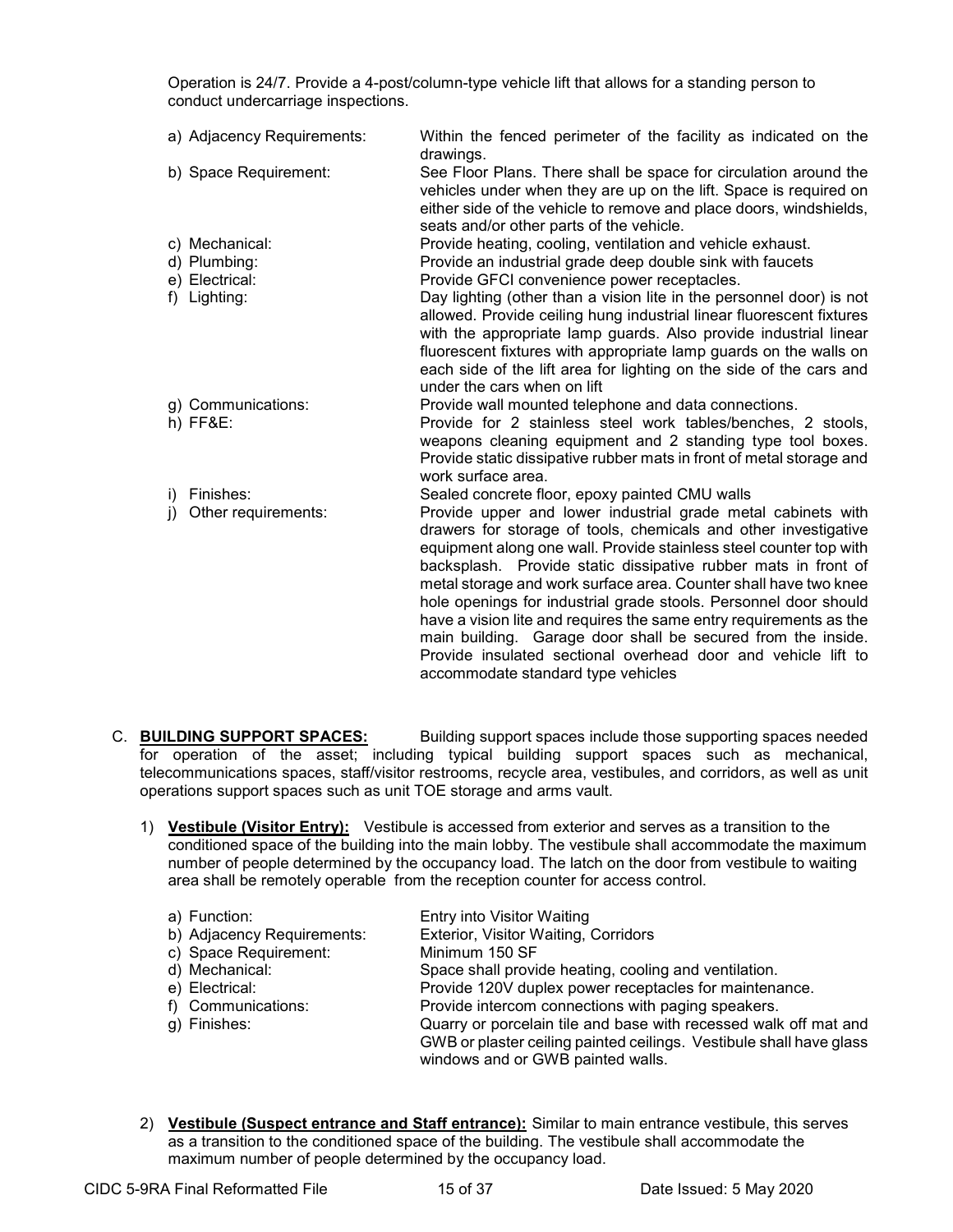Operation is 24/7. Provide a 4-post/column-type vehicle lift that allows for a standing person to conduct undercarriage inspections.

a) Adjacency Requirements: Within the fenced perimeter of the facility as indicated on the drawings.

b) Space Requirement: See Floor Plans. There shall be space for circulation around the vehicles under when they are up on the lift. Space is required on either side of the vehicle to remove and place doors, windshields, seats and/or other parts of the vehicle.

c) Mechanical: Provide heating, cooling, ventilation and vehicle exhaust.

d) Plumbing: Provide an industrial grade deep double sink with faucets

e) Electrical: Provide GFCI convenience power receptacles.

f) Lighting: Day lighting (other than a vision lite in the personnel door) is not allowed. Provide ceiling hung industrial linear fluorescent fixtures with the appropriate lamp guards. Also provide industrial linear fluorescent fixtures with appropriate lamp guards on the walls on each side of the lift area for lighting on the side of the cars and under the cars when on lift

g) Communications: Provide wall mounted telephone and data connections.

h) FF&E: Provide for 2 stainless steel work tables/benches, 2 stools, weapons cleaning equipment and 2 standing type tool boxes. Provide static dissipative rubber mats in front of metal storage and work surface area.

i) Finishes: Sealed concrete floor, epoxy painted CMU walls

j) Other requirements: Provide upper and lower industrial grade metal cabinets with drawers for storage of tools, chemicals and other investigative equipment along one wall. Provide stainless steel counter top with backsplash. Provide static dissipative rubber mats in front of metal storage and work surface area. Counter shall have two knee hole openings for industrial grade stools. Personnel door should have a vision lite and requires the same entry requirements as the main building. Garage door shall be secured from the inside. Provide insulated sectional overhead door and vehicle lift to accommodate standard type vehicles

C. **BUILDING SUPPORT SPACES:** Building support spaces include those supporting spaces needed for operation of the asset; including typical building support spaces such as mechanical, telecommunications spaces, staff/visitor restrooms, recycle area, vestibules, and corridors, as well as unit operations support spaces such as unit TOE storage and arms vault.

1) **Vestibule (Visitor Entry):** Vestibule is accessed from exterior and serves as a transition to the conditioned space of the building into the main lobby. The vestibule shall accommodate the maximum number of people determined by the occupancy load. The latch on the door from vestibule to waiting area shall be remotely operable from the reception counter for access control.

a) Function: Entry into Visitor Waiting

b) Adjacency Requirements: Exterior, Visitor Waiting, Corridors

c) Space Requirement: Minimum 150 SF

d) Mechanical: Space shall provide heating, cooling and ventilation.

e) Electrical: Provide 120V duplex power receptacles for maintenance.

f) Communications: Provide intercom connections with paging speakers.

g) Finishes: Quarry or porcelain tile and base with recessed walk off mat and GWB or plaster ceiling painted ceilings. Vestibule shall have glass windows and or GWB painted walls.

2) **Vestibule (Suspect entrance and Staff entrance):** Similar to main entrance vestibule, this serves as a transition to the conditioned space of the building. The vestibule shall accommodate the maximum number of people determined by the occupancy load.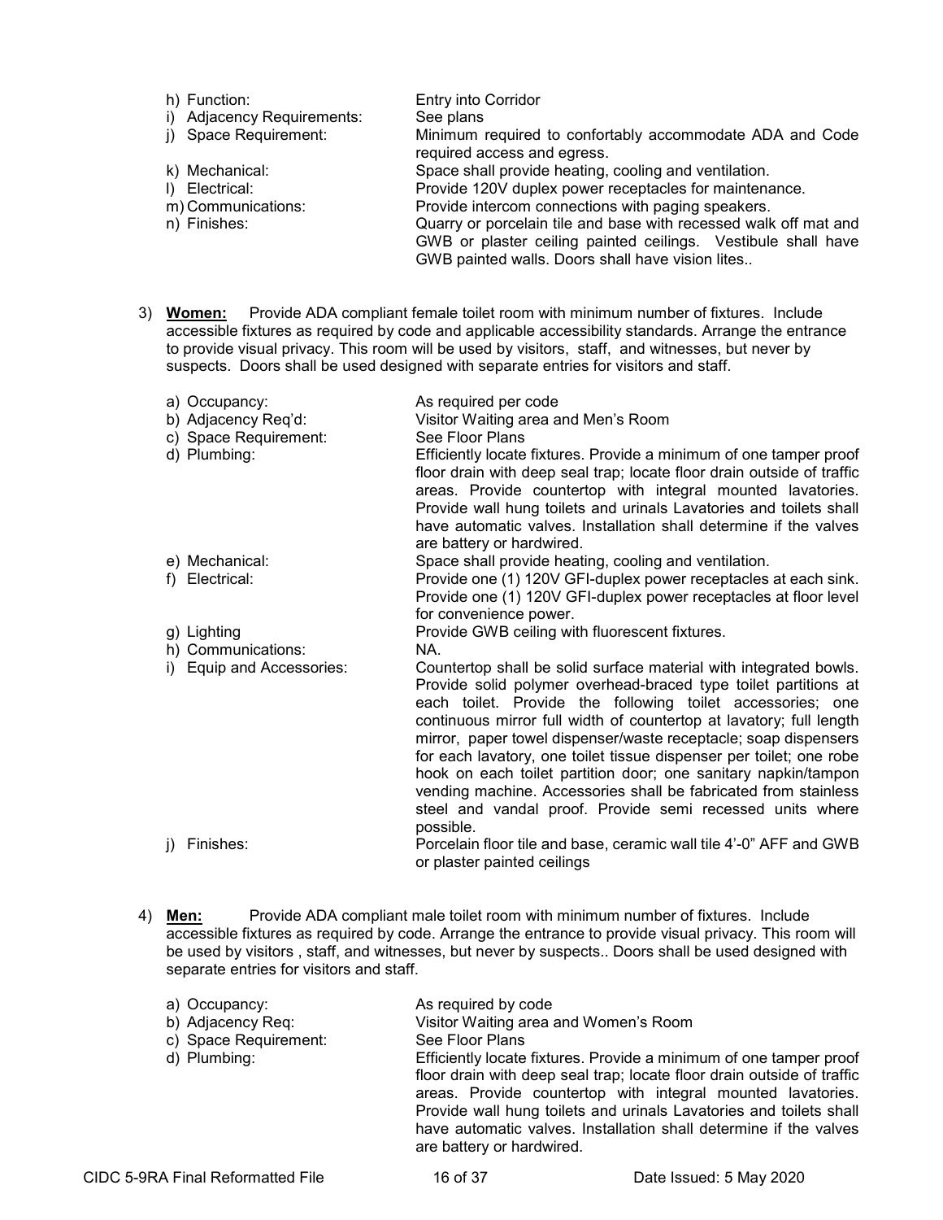- h) Function: Entry into Corridor
- i) Adjacency Requirements: See plans
- j) Space Requirement: Minimum required to confortably accommodate ADA and Code required access and egress.
- k) Mechanical: Space shall provide heating, cooling and ventilation.
- l) Electrical: Provide 120V duplex power receptacles for maintenance.
- m) Communications: Provide intercom connections with paging speakers.
- n) Finishes: Quarry or porcelain tile and base with recessed walk off mat and GWB or plaster ceiling painted ceilings. Vestibule shall have GWB painted walls. Doors shall have vision lites..

3) **Women:** Provide ADA compliant female toilet room with minimum number of fixtures. Include accessible fixtures as required by code and applicable accessibility standards. Arrange the entrance to provide visual privacy. This room will be used by visitors, staff, and witnesses, but never by suspects. Doors shall be used designed with separate entries for visitors and staff.

- a) Occupancy: As required per code
- b) Adjacency Req'd: Visitor Waiting area and Men's Room
- c) Space Requirement: See Floor Plans
- d) Plumbing: Efficiently locate fixtures. Provide a minimum of one tamper proof floor drain with deep seal trap; locate floor drain outside of traffic areas. Provide countertop with integral mounted lavatories. Provide wall hung toilets and urinals Lavatories and toilets shall have automatic valves. Installation shall determine if the valves are battery or hardwired.
- e) Mechanical: Space shall provide heating, cooling and ventilation.
- f) Electrical: Provide one (1) 120V GFI-duplex power receptacles at each sink. Provide one (1) 120V GFI-duplex power receptacles at floor level for convenience power.
- g) Lighting Provide GWB ceiling with fluorescent fixtures.
- h) Communications: NA.
- i) Equip and Accessories: Countertop shall be solid surface material with integrated bowls. Provide solid polymer overhead-braced type toilet partitions at each toilet. Provide the following toilet accessories; one continuous mirror full width of countertop at lavatory; full length mirror, paper towel dispenser/waste receptacle; soap dispensers for each lavatory, one toilet tissue dispenser per toilet; one robe hook on each toilet partition door; one sanitary napkin/tampon vending machine. Accessories shall be fabricated from stainless steel and vandal proof. Provide semi recessed units where possible.
- j) Finishes: Porcelain floor tile and base, ceramic wall tile 4'-0" AFF and GWB or plaster painted ceilings

4) **Men:** Provide ADA compliant male toilet room with minimum number of fixtures. Include accessible fixtures as required by code. Arrange the entrance to provide visual privacy. This room will be used by visitors , staff, and witnesses, but never by suspects.. Doors shall be used designed with separate entries for visitors and staff.

- a) Occupancy: As required by code
- b) Adjacency Req: Visitor Waiting area and Women's Room
- c) Space Requirement: See Floor Plans
- d) Plumbing: Efficiently locate fixtures. Provide a minimum of one tamper proof floor drain with deep seal trap; locate floor drain outside of traffic areas. Provide countertop with integral mounted lavatories. Provide wall hung toilets and urinals Lavatories and toilets shall have automatic valves. Installation shall determine if the valves are battery or hardwired.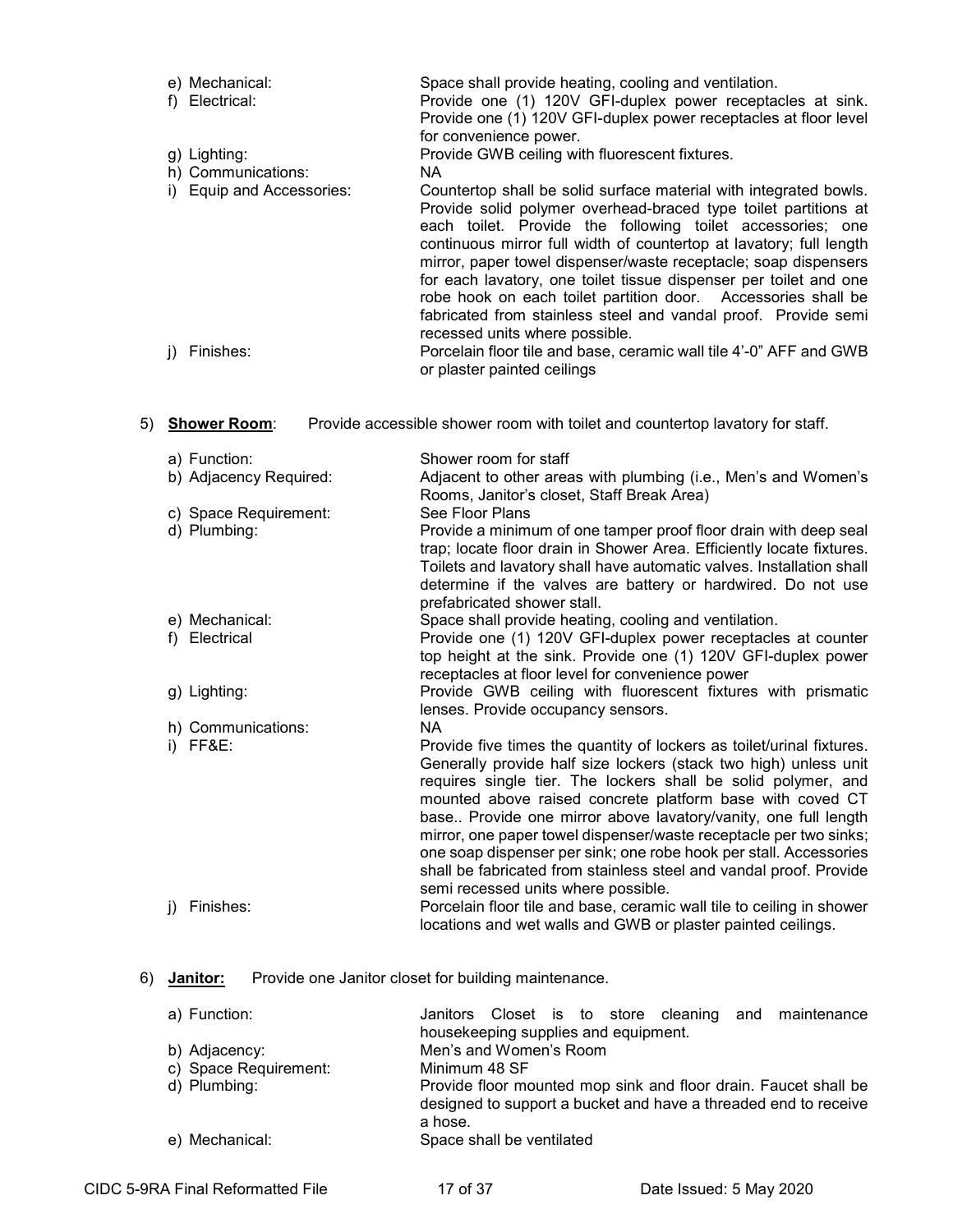- e) Mechanical: Space shall provide heating, cooling and ventilation.
- f) Electrical: Provide one (1) 120V GFI-duplex power receptacles at sink. Provide one (1) 120V GFI-duplex power receptacles at floor level for convenience power.
- g) Lighting: Provide GWB ceiling with fluorescent fixtures.
- h) Communications: NA
- i) Equip and Accessories: Countertop shall be solid surface material with integrated bowls. Provide solid polymer overhead-braced type toilet partitions at each toilet. Provide the following toilet accessories; one continuous mirror full width of countertop at lavatory; full length mirror, paper towel dispenser/waste receptacle; soap dispensers for each lavatory, one toilet tissue dispenser per toilet and one robe hook on each toilet partition door. Accessories shall be fabricated from stainless steel and vandal proof. Provide semi recessed units where possible.
- j) Finishes: Porcelain floor tile and base, ceramic wall tile 4'-0" AFF and GWB or plaster painted ceilings

5) **Shower Room**: Provide accessible shower room with toilet and countertop lavatory for staff.

- a) Function: Shower room for staff
- b) Adjacency Required: Adjacent to other areas with plumbing (i.e., Men's and Women's Rooms, Janitor's closet, Staff Break Area)
- c) Space Requirement: See Floor Plans
- d) Plumbing: Provide a minimum of one tamper proof floor drain with deep seal trap; locate floor drain in Shower Area. Efficiently locate fixtures. Toilets and lavatory shall have automatic valves. Installation shall determine if the valves are battery or hardwired. Do not use prefabricated shower stall.
- e) Mechanical: Space shall provide heating, cooling and ventilation.
- f) Electrical Provide one (1) 120V GFI-duplex power receptacles at counter top height at the sink. Provide one (1) 120V GFI-duplex power receptacles at floor level for convenience power
- g) Lighting: Provide GWB ceiling with fluorescent fixtures with prismatic lenses. Provide occupancy sensors.
- h) Communications: NA
- i) FF&E: Provide five times the quantity of lockers as toilet/urinal fixtures. Generally provide half size lockers (stack two high) unless unit requires single tier. The lockers shall be solid polymer, and mounted above raised concrete platform base with coved CT base.. Provide one mirror above lavatory/vanity, one full length mirror, one paper towel dispenser/waste receptacle per two sinks; one soap dispenser per sink; one robe hook per stall. Accessories shall be fabricated from stainless steel and vandal proof. Provide semi recessed units where possible.
- j) Finishes: Porcelain floor tile and base, ceramic wall tile to ceiling in shower locations and wet walls and GWB or plaster painted ceilings.

6) **Janitor:** Provide one Janitor closet for building maintenance.

- a) Function: Janitors Closet is to store cleaning and maintenance housekeeping supplies and equipment.
- b) Adjacency: Men's and Women's Room
- c) Space Requirement: Minimum 48 SF
- d) Plumbing: Provide floor mounted mop sink and floor drain. Faucet shall be designed to support a bucket and have a threaded end to receive a hose.
- e) Mechanical: Space shall be ventilated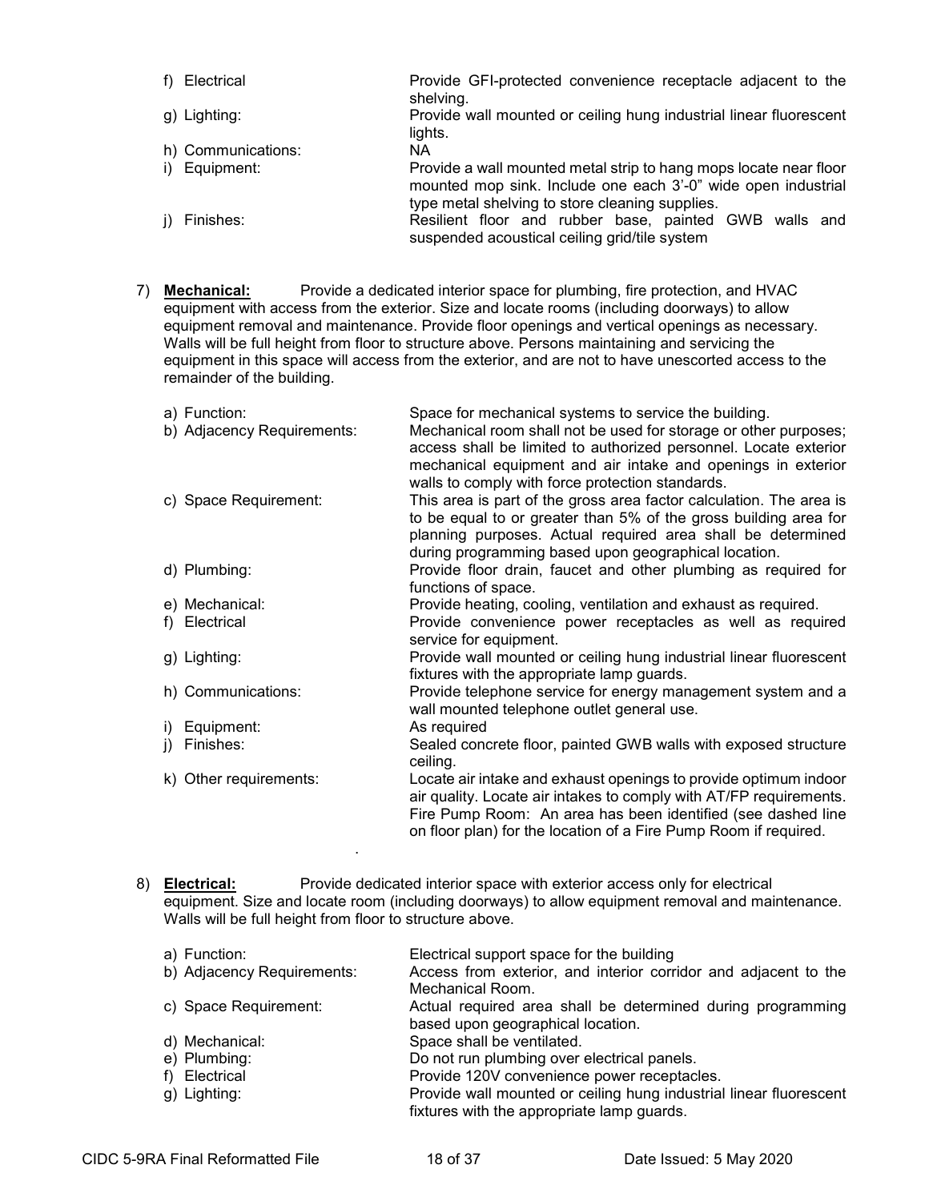f) Electrical: Provide GFI-protected convenience receptacle adjacent to the shelving.

g) Lighting: Provide wall mounted or ceiling hung industrial linear fluorescent lights.

h) Communications: NA

i) Equipment: Provide a wall mounted metal strip to hang mops locate near floor mounted mop sink. Include one each 3'-0" wide open industrial type metal shelving to store cleaning supplies.

j) Finishes: Resilient floor and rubber base, painted GWB walls and suspended acoustical ceiling grid/tile system

7) **Mechanical:** Provide a dedicated interior space for plumbing, fire protection, and HVAC equipment with access from the exterior. Size and locate rooms (including doorways) to allow equipment removal and maintenance. Provide floor openings and vertical openings as necessary. Walls will be full height from floor to structure above. Persons maintaining and servicing the equipment in this space will access from the exterior, and are not to have unescorted access to the remainder of the building.

a) Function: Space for mechanical systems to service the building.

b) Adjacency Requirements: Mechanical room shall not be used for storage or other purposes; access shall be limited to authorized personnel. Locate exterior mechanical equipment and air intake and openings in exterior walls to comply with force protection standards.

c) Space Requirement: This area is part of the gross area factor calculation. The area is to be equal to or greater than 5% of the gross building area for planning purposes. Actual required area shall be determined during programming based upon geographical location.

d) Plumbing: Provide floor drain, faucet and other plumbing as required for functions of space.

e) Mechanical: Provide heating, cooling, ventilation and exhaust as required.

f) Electrical: Provide convenience power receptacles as well as required service for equipment.

g) Lighting: Provide wall mounted or ceiling hung industrial linear fluorescent fixtures with the appropriate lamp guards.

h) Communications: Provide telephone service for energy management system and a wall mounted telephone outlet general use.

i) Equipment: As required

j) Finishes: Sealed concrete floor, painted GWB walls with exposed structure ceiling.

k) Other requirements: Locate air intake and exhaust openings to provide optimum indoor air quality. Locate air intakes to comply with AT/FP requirements. Fire Pump Room: An area has been identified (see dashed line on floor plan) for the location of a Fire Pump Room if required.

8) **Electrical:** Provide dedicated interior space with exterior access only for electrical equipment. Size and locate room (including doorways) to allow equipment removal and maintenance. Walls will be full height from floor to structure above.

a) Function: Electrical support space for the building

b) Adjacency Requirements: Access from exterior, and interior corridor and adjacent to the Mechanical Room.

c) Space Requirement: Actual required area shall be determined during programming based upon geographical location.

d) Mechanical: Space shall be ventilated.

e) Plumbing: Do not run plumbing over electrical panels.

f) Electrical: Provide 120V convenience power receptacles.

g) Lighting: Provide wall mounted or ceiling hung industrial linear fluorescent fixtures with the appropriate lamp guards.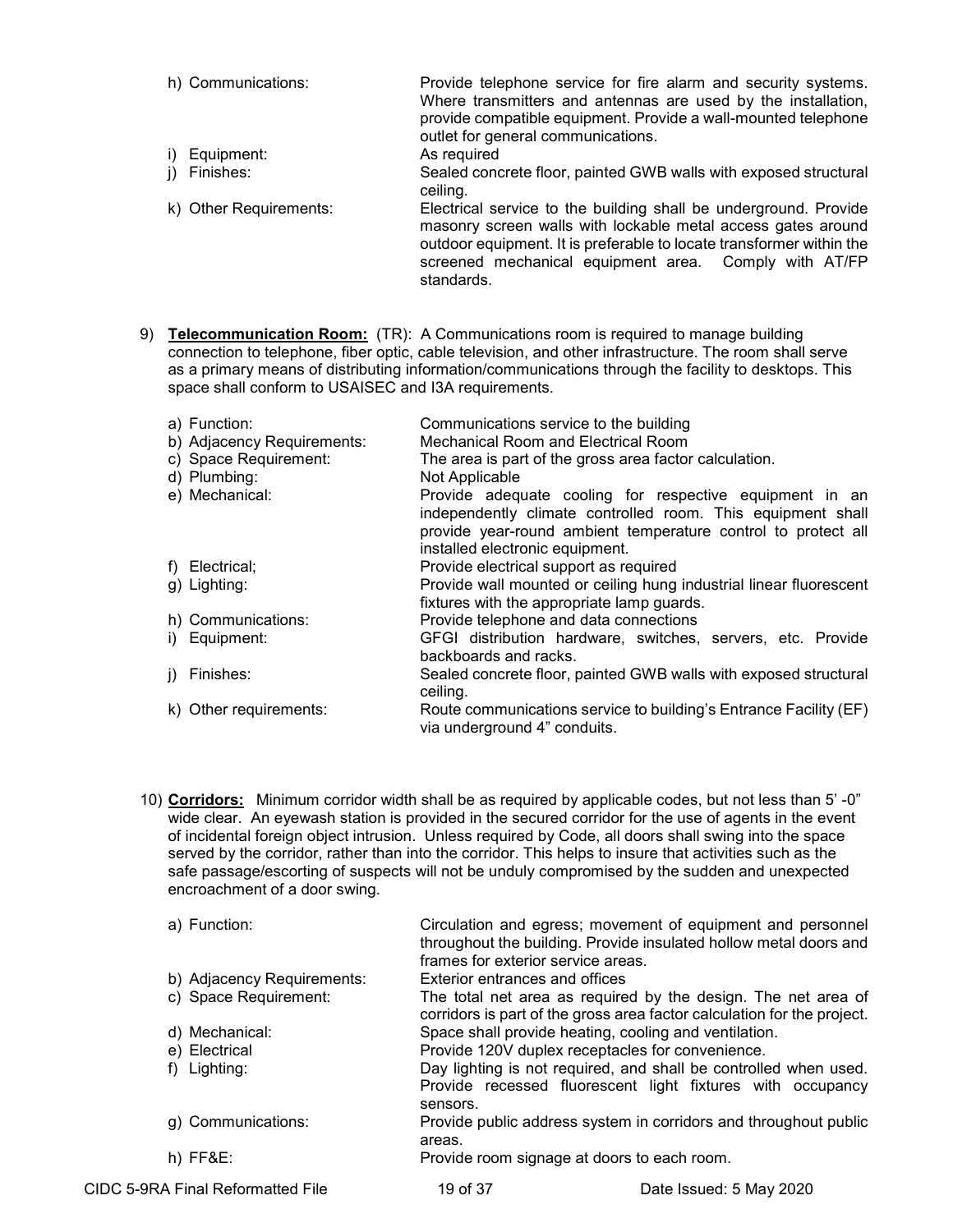h) Communications: Provide telephone service for fire alarm and security systems. Where transmitters and antennas are used by the installation, provide compatible equipment. Provide a wall-mounted telephone outlet for general communications.

i) Equipment: As required

j) Finishes: Sealed concrete floor, painted GWB walls with exposed structural ceiling.

k) Other Requirements: Electrical service to the building shall be underground. Provide masonry screen walls with lockable metal access gates around outdoor equipment. It is preferable to locate transformer within the screened mechanical equipment area. Comply with AT/FP standards.

9) **Telecommunication Room:** (TR): A Communications room is required to manage building connection to telephone, fiber optic, cable television, and other infrastructure. The room shall serve as a primary means of distributing information/communications through the facility to desktops. This space shall conform to USAISEC and I3A requirements.

   a) Function: Communications service to the building

   b) Adjacency Requirements: Mechanical Room and Electrical Room

   c) Space Requirement: The area is part of the gross area factor calculation.

   d) Plumbing: Not Applicable

   e) Mechanical: Provide adequate cooling for respective equipment in an independently climate controlled room. This equipment shall provide year-round ambient temperature control to protect all installed electronic equipment.

   f) Electrical; Provide electrical support as required

   g) Lighting: Provide wall mounted or ceiling hung industrial linear fluorescent fixtures with the appropriate lamp guards.

   h) Communications: Provide telephone and data connections

   i) Equipment: GFGI distribution hardware, switches, servers, etc. Provide backboards and racks.

   j) Finishes: Sealed concrete floor, painted GWB walls with exposed structural ceiling.

   k) Other requirements: Route communications service to building's Entrance Facility (EF) via underground 4" conduits.

10) **Corridors:** Minimum corridor width shall be as required by applicable codes, but not less than 5' -0" wide clear. An eyewash station is provided in the secured corridor for the use of agents in the event of incidental foreign object intrusion. Unless required by Code, all doors shall swing into the space served by the corridor, rather than into the corridor. This helps to insure that activities such as the safe passage/escorting of suspects will not be unduly compromised by the sudden and unexpected encroachment of a door swing.

   a) Function: Circulation and egress; movement of equipment and personnel throughout the building. Provide insulated hollow metal doors and frames for exterior service areas.

   b) Adjacency Requirements: Exterior entrances and offices

   c) Space Requirement: The total net area as required by the design. The net area of corridors is part of the gross area factor calculation for the project.

   d) Mechanical: Space shall provide heating, cooling and ventilation.

   e) Electrical Provide 120V duplex receptacles for convenience.

   f) Lighting: Day lighting is not required, and shall be controlled when used. Provide recessed fluorescent light fixtures with occupancy sensors.

   g) Communications: Provide public address system in corridors and throughout public areas.

   h) FF&E: Provide room signage at doors to each room.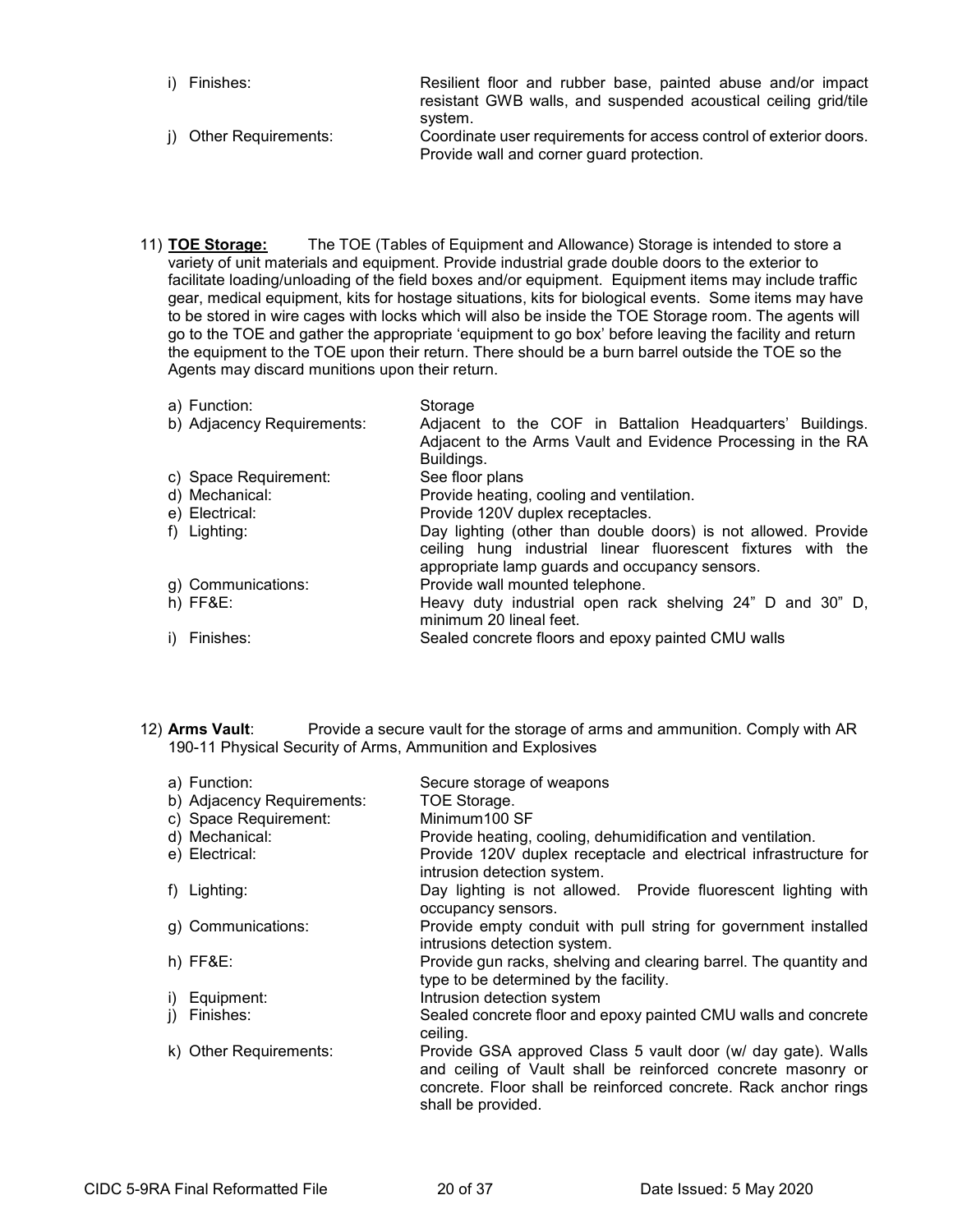i) Finishes: Resilient floor and rubber base, painted abuse and/or impact resistant GWB walls, and suspended acoustical ceiling grid/tile system.

j) Other Requirements: Coordinate user requirements for access control of exterior doors. Provide wall and corner guard protection.

11) **TOE Storage:** The TOE (Tables of Equipment and Allowance) Storage is intended to store a variety of unit materials and equipment. Provide industrial grade double doors to the exterior to facilitate loading/unloading of the field boxes and/or equipment. Equipment items may include traffic gear, medical equipment, kits for hostage situations, kits for biological events. Some items may have to be stored in wire cages with locks which will also be inside the TOE Storage room. The agents will go to the TOE and gather the appropriate 'equipment to go box' before leaving the facility and return the equipment to the TOE upon their return. There should be a burn barrel outside the TOE so the Agents may discard munitions upon their return.

| | |
|---|---|
| a) Function: | Storage |
| b) Adjacency Requirements: | Adjacent to the COF in Battalion Headquarters' Buildings. Adjacent to the Arms Vault and Evidence Processing in the RA Buildings. |
| c) Space Requirement: | See floor plans |
| d) Mechanical: | Provide heating, cooling and ventilation. |
| e) Electrical: | Provide 120V duplex receptacles. |
| f) Lighting: | Day lighting (other than double doors) is not allowed. Provide ceiling hung industrial linear fluorescent fixtures with the appropriate lamp guards and occupancy sensors. |
| g) Communications: | Provide wall mounted telephone. |
| h) FF&E: | Heavy duty industrial open rack shelving 24" D and 30" D, minimum 20 lineal feet. |
| i) Finishes: | Sealed concrete floors and epoxy painted CMU walls |

12) **Arms Vault**: Provide a secure vault for the storage of arms and ammunition. Comply with AR 190-11 Physical Security of Arms, Ammunition and Explosives

| | |
|---|---|
| a) Function: | Secure storage of weapons |
| b) Adjacency Requirements: | TOE Storage. |
| c) Space Requirement: | Minimum100 SF |
| d) Mechanical: | Provide heating, cooling, dehumidification and ventilation. |
| e) Electrical: | Provide 120V duplex receptacle and electrical infrastructure for intrusion detection system. |
| f) Lighting: | Day lighting is not allowed. Provide fluorescent lighting with occupancy sensors. |
| g) Communications: | Provide empty conduit with pull string for government installed intrusions detection system. |
| h) FF&E: | Provide gun racks, shelving and clearing barrel. The quantity and type to be determined by the facility. |
| i) Equipment: | Intrusion detection system |
| j) Finishes: | Sealed concrete floor and epoxy painted CMU walls and concrete ceiling. |
| k) Other Requirements: | Provide GSA approved Class 5 vault door (w/ day gate). Walls and ceiling of Vault shall be reinforced concrete masonry or concrete. Floor shall be reinforced concrete. Rack anchor rings shall be provided. |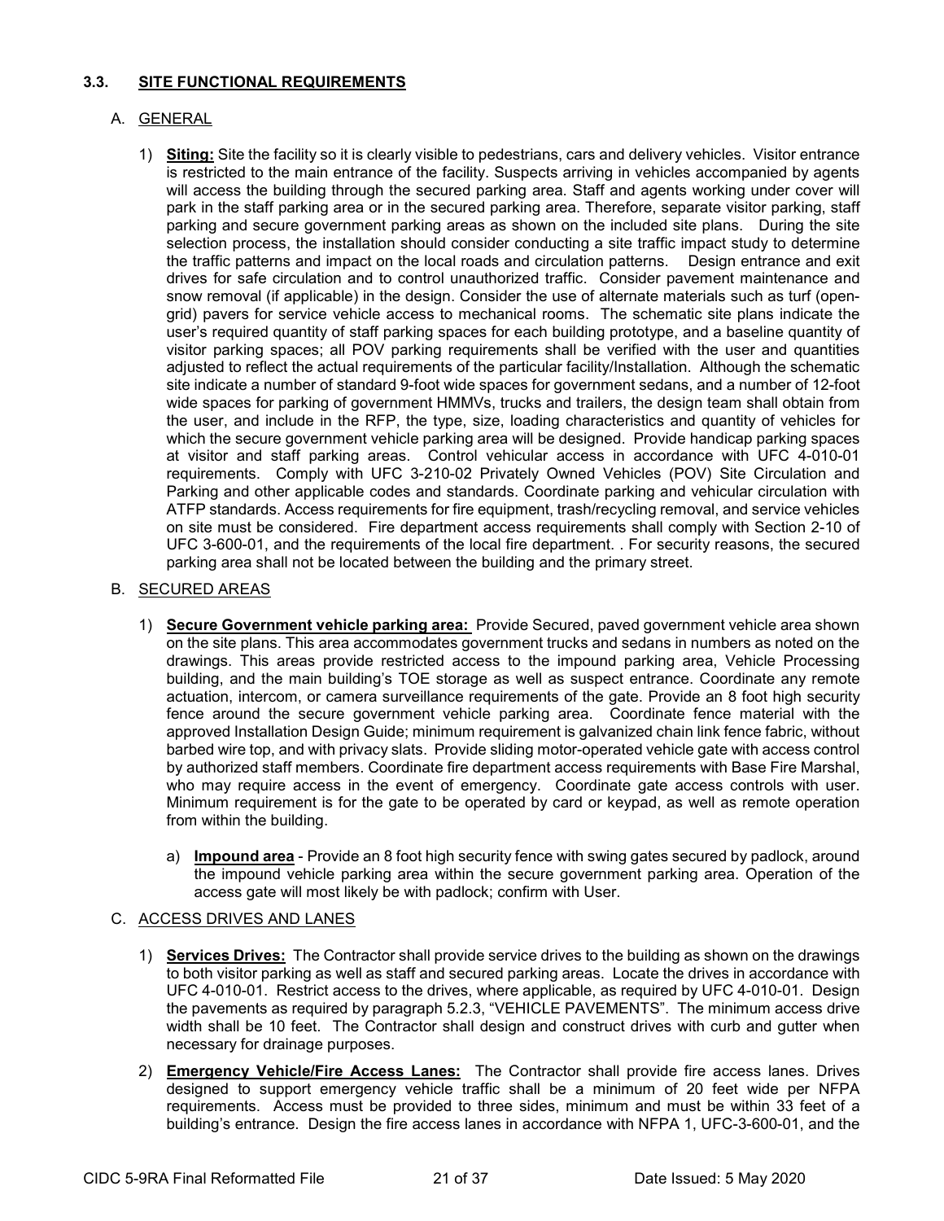### 3.3. SITE FUNCTIONAL REQUIREMENTS

#### A. GENERAL

1) **Siting:** Site the facility so it is clearly visible to pedestrians, cars and delivery vehicles. Visitor entrance is restricted to the main entrance of the facility. Suspects arriving in vehicles accompanied by agents will access the building through the secured parking area. Staff and agents working under cover will park in the staff parking area or in the secured parking area. Therefore, separate visitor parking, staff parking and secure government parking areas as shown on the included site plans. During the site selection process, the installation should consider conducting a site traffic impact study to determine the traffic patterns and impact on the local roads and circulation patterns. Design entrance and exit drives for safe circulation and to control unauthorized traffic. Consider pavement maintenance and snow removal (if applicable) in the design. Consider the use of alternate materials such as turf (open-grid) pavers for service vehicle access to mechanical rooms. The schematic site plans indicate the user's required quantity of staff parking spaces for each building prototype, and a baseline quantity of visitor parking spaces; all POV parking requirements shall be verified with the user and quantities adjusted to reflect the actual requirements of the particular facility/Installation. Although the schematic site indicate a number of standard 9-foot wide spaces for government sedans, and a number of 12-foot wide spaces for parking of government HMMVs, trucks and trailers, the design team shall obtain from the user, and include in the RFP, the type, size, loading characteristics and quantity of vehicles for which the secure government vehicle parking area will be designed. Provide handicap parking spaces at visitor and staff parking areas. Control vehicular access in accordance with UFC 4-010-01 requirements. Comply with UFC 3-210-02 Privately Owned Vehicles (POV) Site Circulation and Parking and other applicable codes and standards. Coordinate parking and vehicular circulation with ATFP standards. Access requirements for fire equipment, trash/recycling removal, and service vehicles on site must be considered. Fire department access requirements shall comply with Section 2-10 of UFC 3-600-01, and the requirements of the local fire department. . For security reasons, the secured parking area shall not be located between the building and the primary street.

#### B. SECURED AREAS

1) **Secure Government vehicle parking area:** Provide Secured, paved government vehicle area shown on the site plans. This area accommodates government trucks and sedans in numbers as noted on the drawings. This areas provide restricted access to the impound parking area, Vehicle Processing building, and the main building's TOE storage as well as suspect entrance. Coordinate any remote actuation, intercom, or camera surveillance requirements of the gate. Provide an 8 foot high security fence around the secure government vehicle parking area. Coordinate fence material with the approved Installation Design Guide; minimum requirement is galvanized chain link fence fabric, without barbed wire top, and with privacy slats. Provide sliding motor-operated vehicle gate with access control by authorized staff members. Coordinate fire department access requirements with Base Fire Marshal, who may require access in the event of emergency. Coordinate gate access controls with user. Minimum requirement is for the gate to be operated by card or keypad, as well as remote operation from within the building.

   a) **Impound area** - Provide an 8 foot high security fence with swing gates secured by padlock, around the impound vehicle parking area within the secure government parking area. Operation of the access gate will most likely be with padlock; confirm with User.

#### C. ACCESS DRIVES AND LANES

1) **Services Drives:** The Contractor shall provide service drives to the building as shown on the drawings to both visitor parking as well as staff and secured parking areas. Locate the drives in accordance with UFC 4-010-01. Restrict access to the drives, where applicable, as required by UFC 4-010-01. Design the pavements as required by paragraph 5.2.3, "VEHICLE PAVEMENTS". The minimum access drive width shall be 10 feet. The Contractor shall design and construct drives with curb and gutter when necessary for drainage purposes.

2) **Emergency Vehicle/Fire Access Lanes:** The Contractor shall provide fire access lanes. Drives designed to support emergency vehicle traffic shall be a minimum of 20 feet wide per NFPA requirements. Access must be provided to three sides, minimum and must be within 33 feet of a building's entrance. Design the fire access lanes in accordance with NFPA 1, UFC-3-600-01, and the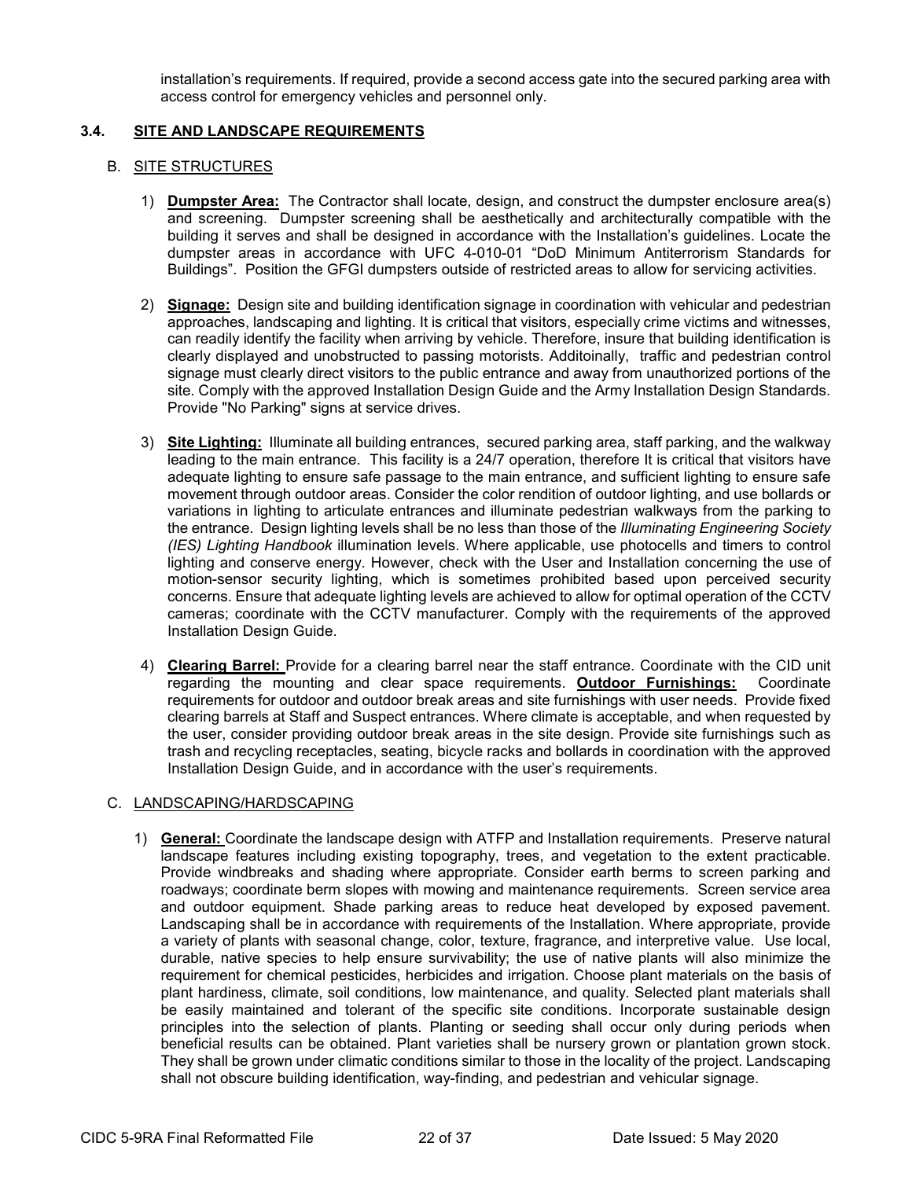installation's requirements. If required, provide a second access gate into the secured parking area with access control for emergency vehicles and personnel only.

### 3.4. SITE AND LANDSCAPE REQUIREMENTS

#### B. SITE STRUCTURES

1) **Dumpster Area:** The Contractor shall locate, design, and construct the dumpster enclosure area(s) and screening. Dumpster screening shall be aesthetically and architecturally compatible with the building it serves and shall be designed in accordance with the Installation's guidelines. Locate the dumpster areas in accordance with UFC 4-010-01 "DoD Minimum Antiterrorism Standards for Buildings". Position the GFGI dumpsters outside of restricted areas to allow for servicing activities.

2) **Signage:** Design site and building identification signage in coordination with vehicular and pedestrian approaches, landscaping and lighting. It is critical that visitors, especially crime victims and witnesses, can readily identify the facility when arriving by vehicle. Therefore, insure that building identification is clearly displayed and unobstructed to passing motorists. Additoinally, traffic and pedestrian control signage must clearly direct visitors to the public entrance and away from unauthorized portions of the site. Comply with the approved Installation Design Guide and the Army Installation Design Standards. Provide "No Parking" signs at service drives.

3) **Site Lighting:** Illuminate all building entrances, secured parking area, staff parking, and the walkway leading to the main entrance. This facility is a 24/7 operation, therefore It is critical that visitors have adequate lighting to ensure safe passage to the main entrance, and sufficient lighting to ensure safe movement through outdoor areas. Consider the color rendition of outdoor lighting, and use bollards or variations in lighting to articulate entrances and illuminate pedestrian walkways from the parking to the entrance. Design lighting levels shall be no less than those of the *Illuminating Engineering Society (IES) Lighting Handbook* illumination levels. Where applicable, use photocells and timers to control lighting and conserve energy. However, check with the User and Installation concerning the use of motion-sensor security lighting, which is sometimes prohibited based upon perceived security concerns. Ensure that adequate lighting levels are achieved to allow for optimal operation of the CCTV cameras; coordinate with the CCTV manufacturer. Comply with the requirements of the approved Installation Design Guide.

4) **Clearing Barrel:** Provide for a clearing barrel near the staff entrance. Coordinate with the CID unit regarding the mounting and clear space requirements. **Outdoor Furnishings:** Coordinate requirements for outdoor and outdoor break areas and site furnishings with user needs. Provide fixed clearing barrels at Staff and Suspect entrances. Where climate is acceptable, and when requested by the user, consider providing outdoor break areas in the site design. Provide site furnishings such as trash and recycling receptacles, seating, bicycle racks and bollards in coordination with the approved Installation Design Guide, and in accordance with the user's requirements.

#### C. LANDSCAPING/HARDSCAPING

1) **General:** Coordinate the landscape design with ATFP and Installation requirements. Preserve natural landscape features including existing topography, trees, and vegetation to the extent practicable. Provide windbreaks and shading where appropriate. Consider earth berms to screen parking and roadways; coordinate berm slopes with mowing and maintenance requirements. Screen service area and outdoor equipment. Shade parking areas to reduce heat developed by exposed pavement. Landscaping shall be in accordance with requirements of the Installation. Where appropriate, provide a variety of plants with seasonal change, color, texture, fragrance, and interpretive value. Use local, durable, native species to help ensure survivability; the use of native plants will also minimize the requirement for chemical pesticides, herbicides and irrigation. Choose plant materials on the basis of plant hardiness, climate, soil conditions, low maintenance, and quality. Selected plant materials shall be easily maintained and tolerant of the specific site conditions. Incorporate sustainable design principles into the selection of plants. Planting or seeding shall occur only during periods when beneficial results can be obtained. Plant varieties shall be nursery grown or plantation grown stock. They shall be grown under climatic conditions similar to those in the locality of the project. Landscaping shall not obscure building identification, way-finding, and pedestrian and vehicular signage.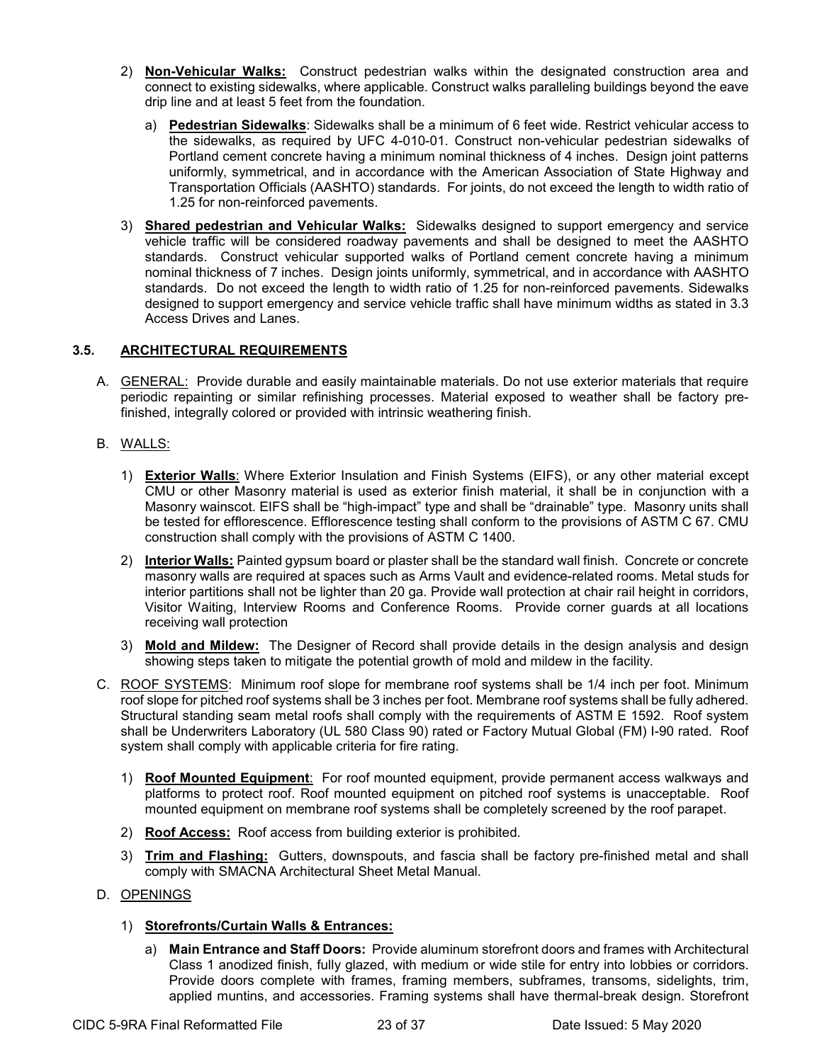2) **Non-Vehicular Walks:** Construct pedestrian walks within the designated construction area and connect to existing sidewalks, where applicable. Construct walks paralleling buildings beyond the eave drip line and at least 5 feet from the foundation.

   a) **Pedestrian Sidewalks**: Sidewalks shall be a minimum of 6 feet wide. Restrict vehicular access to the sidewalks, as required by UFC 4-010-01. Construct non-vehicular pedestrian sidewalks of Portland cement concrete having a minimum nominal thickness of 4 inches. Design joint patterns uniformly, symmetrical, and in accordance with the American Association of State Highway and Transportation Officials (AASHTO) standards. For joints, do not exceed the length to width ratio of 1.25 for non-reinforced pavements.

3) **Shared pedestrian and Vehicular Walks:** Sidewalks designed to support emergency and service vehicle traffic will be considered roadway pavements and shall be designed to meet the AASHTO standards. Construct vehicular supported walks of Portland cement concrete having a minimum nominal thickness of 7 inches. Design joints uniformly, symmetrical, and in accordance with AASHTO standards. Do not exceed the length to width ratio of 1.25 for non-reinforced pavements. Sidewalks designed to support emergency and service vehicle traffic shall have minimum widths as stated in 3.3 Access Drives and Lanes.

## 3.5. ARCHITECTURAL REQUIREMENTS

A. GENERAL: Provide durable and easily maintainable materials. Do not use exterior materials that require periodic repainting or similar refinishing processes. Material exposed to weather shall be factory pre-finished, integrally colored or provided with intrinsic weathering finish.

B. WALLS:

1) **Exterior Walls**: Where Exterior Insulation and Finish Systems (EIFS), or any other material except CMU or other Masonry material is used as exterior finish material, it shall be in conjunction with a Masonry wainscot. EIFS shall be "high-impact" type and shall be "drainable" type. Masonry units shall be tested for efflorescence. Efflorescence testing shall conform to the provisions of ASTM C 67. CMU construction shall comply with the provisions of ASTM C 1400.

2) **Interior Walls:** Painted gypsum board or plaster shall be the standard wall finish. Concrete or concrete masonry walls are required at spaces such as Arms Vault and evidence-related rooms. Metal studs for interior partitions shall not be lighter than 20 ga. Provide wall protection at chair rail height in corridors, Visitor Waiting, Interview Rooms and Conference Rooms. Provide corner guards at all locations receiving wall protection

3) **Mold and Mildew:** The Designer of Record shall provide details in the design analysis and design showing steps taken to mitigate the potential growth of mold and mildew in the facility.

C. ROOF SYSTEMS: Minimum roof slope for membrane roof systems shall be 1/4 inch per foot. Minimum roof slope for pitched roof systems shall be 3 inches per foot. Membrane roof systems shall be fully adhered. Structural standing seam metal roofs shall comply with the requirements of ASTM E 1592. Roof system shall be Underwriters Laboratory (UL 580 Class 90) rated or Factory Mutual Global (FM) I-90 rated. Roof system shall comply with applicable criteria for fire rating.

1) **Roof Mounted Equipment**: For roof mounted equipment, provide permanent access walkways and platforms to protect roof. Roof mounted equipment on pitched roof systems is unacceptable. Roof mounted equipment on membrane roof systems shall be completely screened by the roof parapet.

2) **Roof Access:** Roof access from building exterior is prohibited.

3) **Trim and Flashing:** Gutters, downspouts, and fascia shall be factory pre-finished metal and shall comply with SMACNA Architectural Sheet Metal Manual.

D. OPENINGS

1) **Storefronts/Curtain Walls & Entrances:**

   a) **Main Entrance and Staff Doors:** Provide aluminum storefront doors and frames with Architectural Class 1 anodized finish, fully glazed, with medium or wide stile for entry into lobbies or corridors. Provide doors complete with frames, framing members, subframes, transoms, sidelights, trim, applied muntins, and accessories. Framing systems shall have thermal-break design. Storefront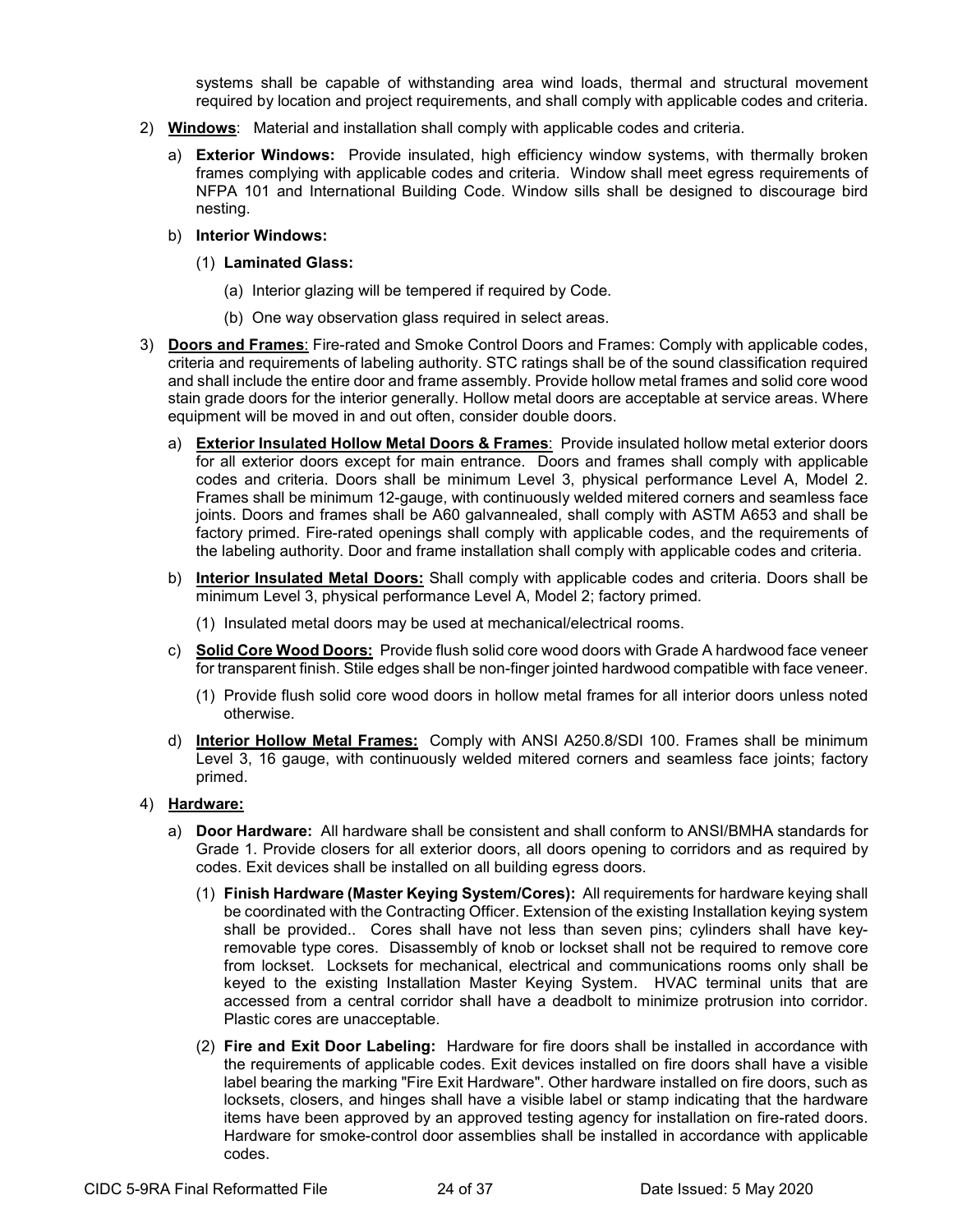systems shall be capable of withstanding area wind loads, thermal and structural movement required by location and project requirements, and shall comply with applicable codes and criteria.

2) **Windows**: Material and installation shall comply with applicable codes and criteria.

   a) **Exterior Windows:** Provide insulated, high efficiency window systems, with thermally broken frames complying with applicable codes and criteria. Window shall meet egress requirements of NFPA 101 and International Building Code. Window sills shall be designed to discourage bird nesting.

   b) **Interior Windows:**

      (1) **Laminated Glass:**

         (a) Interior glazing will be tempered if required by Code.

         (b) One way observation glass required in select areas.

3) **Doors and Frames**: Fire-rated and Smoke Control Doors and Frames: Comply with applicable codes, criteria and requirements of labeling authority. STC ratings shall be of the sound classification required and shall include the entire door and frame assembly. Provide hollow metal frames and solid core wood stain grade doors for the interior generally. Hollow metal doors are acceptable at service areas. Where equipment will be moved in and out often, consider double doors.

   a) **Exterior Insulated Hollow Metal Doors & Frames**: Provide insulated hollow metal exterior doors for all exterior doors except for main entrance. Doors and frames shall comply with applicable codes and criteria. Doors shall be minimum Level 3, physical performance Level A, Model 2. Frames shall be minimum 12-gauge, with continuously welded mitered corners and seamless face joints. Doors and frames shall be A60 galvannealed, shall comply with ASTM A653 and shall be factory primed. Fire-rated openings shall comply with applicable codes, and the requirements of the labeling authority. Door and frame installation shall comply with applicable codes and criteria.

   b) **Interior Insulated Metal Doors:** Shall comply with applicable codes and criteria. Doors shall be minimum Level 3, physical performance Level A, Model 2; factory primed.

      (1) Insulated metal doors may be used at mechanical/electrical rooms.

   c) **Solid Core Wood Doors:** Provide flush solid core wood doors with Grade A hardwood face veneer for transparent finish. Stile edges shall be non-finger jointed hardwood compatible with face veneer.

      (1) Provide flush solid core wood doors in hollow metal frames for all interior doors unless noted otherwise.

   d) **Interior Hollow Metal Frames:** Comply with ANSI A250.8/SDI 100. Frames shall be minimum Level 3, 16 gauge, with continuously welded mitered corners and seamless face joints; factory primed.

4) **Hardware:**

   a) **Door Hardware:** All hardware shall be consistent and shall conform to ANSI/BMHA standards for Grade 1. Provide closers for all exterior doors, all doors opening to corridors and as required by codes. Exit devices shall be installed on all building egress doors.

      (1) **Finish Hardware (Master Keying System/Cores):** All requirements for hardware keying shall be coordinated with the Contracting Officer. Extension of the existing Installation keying system shall be provided.. Cores shall have not less than seven pins; cylinders shall have key-removable type cores. Disassembly of knob or lockset shall not be required to remove core from lockset. Locksets for mechanical, electrical and communications rooms only shall be keyed to the existing Installation Master Keying System. HVAC terminal units that are accessed from a central corridor shall have a deadbolt to minimize protrusion into corridor. Plastic cores are unacceptable.

      (2) **Fire and Exit Door Labeling:** Hardware for fire doors shall be installed in accordance with the requirements of applicable codes. Exit devices installed on fire doors shall have a visible label bearing the marking "Fire Exit Hardware". Other hardware installed on fire doors, such as locksets, closers, and hinges shall have a visible label or stamp indicating that the hardware items have been approved by an approved testing agency for installation on fire-rated doors. Hardware for smoke-control door assemblies shall be installed in accordance with applicable codes.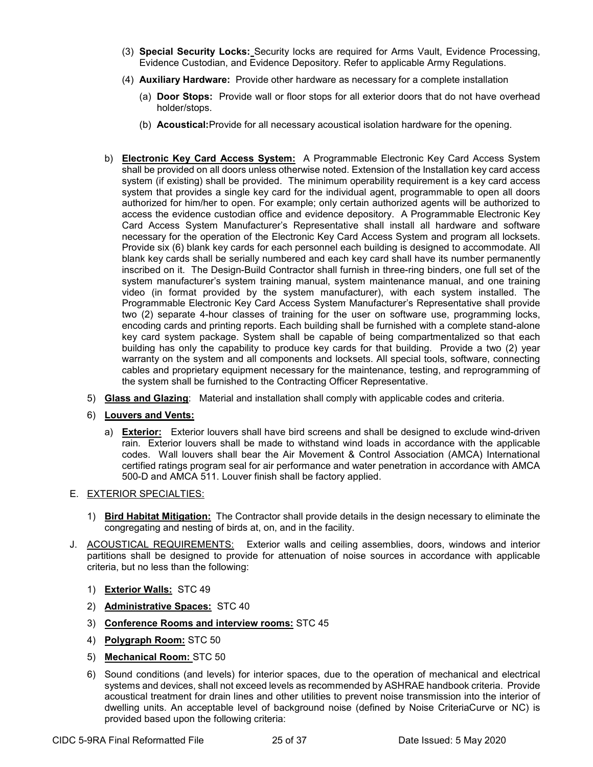(3) **Special Security Locks:** Security locks are required for Arms Vault, Evidence Processing, Evidence Custodian, and Evidence Depository. Refer to applicable Army Regulations.

(4) **Auxiliary Hardware:** Provide other hardware as necessary for a complete installation

(a) **Door Stops:** Provide wall or floor stops for all exterior doors that do not have overhead holder/stops.

(b) **Acoustical:** Provide for all necessary acoustical isolation hardware for the opening.

b) **Electronic Key Card Access System:** A Programmable Electronic Key Card Access System shall be provided on all doors unless otherwise noted. Extension of the Installation key card access system (if existing) shall be provided. The minimum operability requirement is a key card access system that provides a single key card for the individual agent, programmable to open all doors authorized for him/her to open. For example; only certain authorized agents will be authorized to access the evidence custodian office and evidence depository. A Programmable Electronic Key Card Access System Manufacturer's Representative shall install all hardware and software necessary for the operation of the Electronic Key Card Access System and program all locksets. Provide six (6) blank key cards for each personnel each building is designed to accommodate. All blank key cards shall be serially numbered and each key card shall have its number permanently inscribed on it. The Design-Build Contractor shall furnish in three-ring binders, one full set of the system manufacturer's system training manual, system maintenance manual, and one training video (in format provided by the system manufacturer), with each system installed. The Programmable Electronic Key Card Access System Manufacturer's Representative shall provide two (2) separate 4-hour classes of training for the user on software use, programming locks, encoding cards and printing reports. Each building shall be furnished with a complete stand-alone key card system package. System shall be capable of being compartmentalized so that each building has only the capability to produce key cards for that building. Provide a two (2) year warranty on the system and all components and locksets. All special tools, software, connecting cables and proprietary equipment necessary for the maintenance, testing, and reprogramming of the system shall be furnished to the Contracting Officer Representative.

5) **Glass and Glazing**: Material and installation shall comply with applicable codes and criteria.

6) **Louvers and Vents:**

a) **Exterior:** Exterior louvers shall have bird screens and shall be designed to exclude wind-driven rain. Exterior louvers shall be made to withstand wind loads in accordance with the applicable codes. Wall louvers shall bear the Air Movement & Control Association (AMCA) International certified ratings program seal for air performance and water penetration in accordance with AMCA 500-D and AMCA 511. Louver finish shall be factory applied.

E. EXTERIOR SPECIALTIES:

1) **Bird Habitat Mitigation:** The Contractor shall provide details in the design necessary to eliminate the congregating and nesting of birds at, on, and in the facility.

J. ACOUSTICAL REQUIREMENTS: Exterior walls and ceiling assemblies, doors, windows and interior partitions shall be designed to provide for attenuation of noise sources in accordance with applicable criteria, but no less than the following:

1) **Exterior Walls:** STC 49

2) **Administrative Spaces:** STC 40

3) **Conference Rooms and interview rooms:** STC 45

4) **Polygraph Room:** STC 50

5) **Mechanical Room:** STC 50

6) Sound conditions (and levels) for interior spaces, due to the operation of mechanical and electrical systems and devices, shall not exceed levels as recommended by ASHRAE handbook criteria. Provide acoustical treatment for drain lines and other utilities to prevent noise transmission into the interior of dwelling units. An acceptable level of background noise (defined by Noise CriteriaCurve or NC) is provided based upon the following criteria: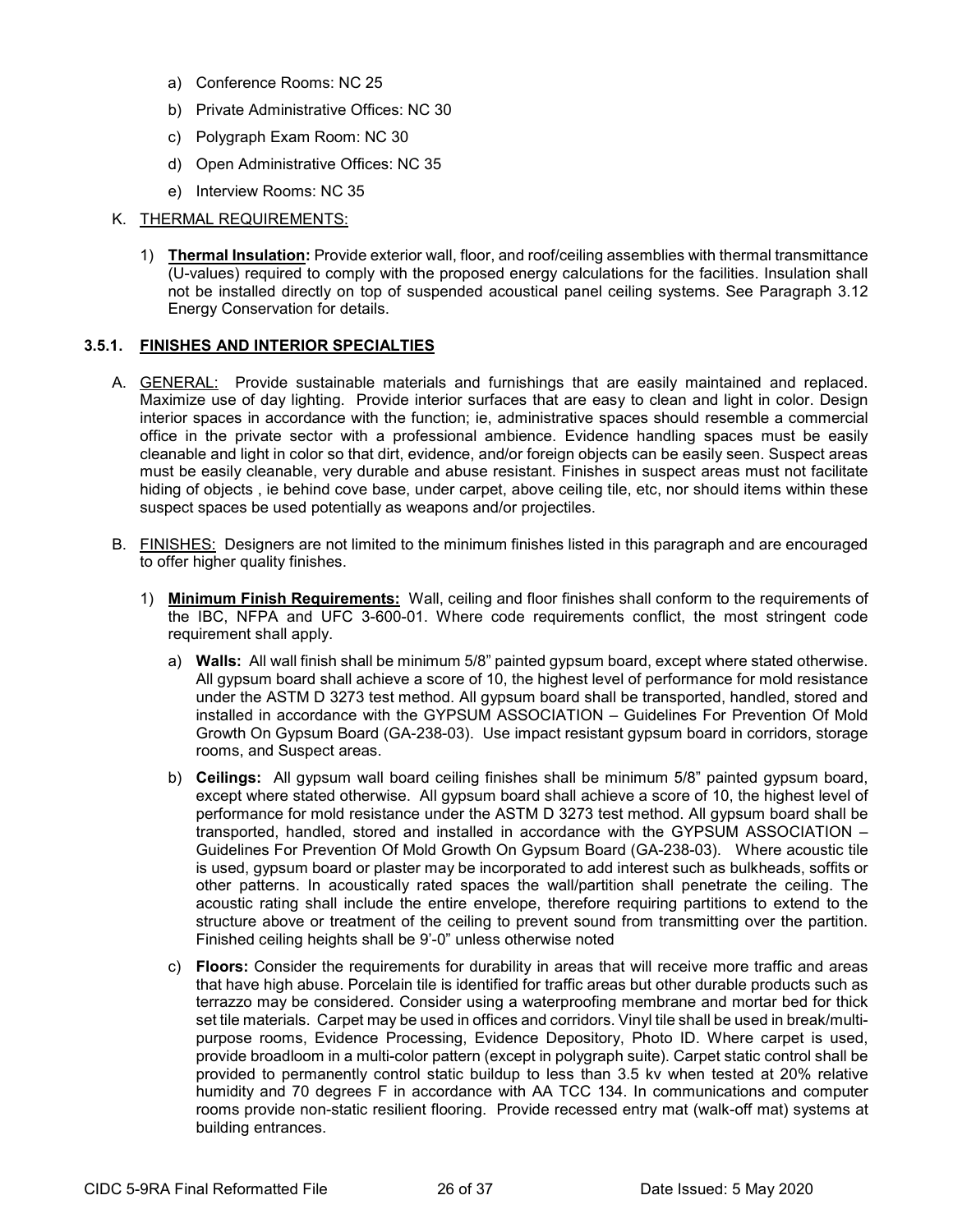a) Conference Rooms: NC 25

b) Private Administrative Offices: NC 30

c) Polygraph Exam Room: NC 30

d) Open Administrative Offices: NC 35

e) Interview Rooms: NC 35

K. THERMAL REQUIREMENTS:

1) **Thermal Insulation:** Provide exterior wall, floor, and roof/ceiling assemblies with thermal transmittance (U-values) required to comply with the proposed energy calculations for the facilities. Insulation shall not be installed directly on top of suspended acoustical panel ceiling systems. See Paragraph 3.12 Energy Conservation for details.

### 3.5.1. FINISHES AND INTERIOR SPECIALTIES

A. GENERAL: Provide sustainable materials and furnishings that are easily maintained and replaced. Maximize use of day lighting. Provide interior surfaces that are easy to clean and light in color. Design interior spaces in accordance with the function; ie, administrative spaces should resemble a commercial office in the private sector with a professional ambience. Evidence handling spaces must be easily cleanable and light in color so that dirt, evidence, and/or foreign objects can be easily seen. Suspect areas must be easily cleanable, very durable and abuse resistant. Finishes in suspect areas must not facilitate hiding of objects , ie behind cove base, under carpet, above ceiling tile, etc, nor should items within these suspect spaces be used potentially as weapons and/or projectiles.

B. FINISHES: Designers are not limited to the minimum finishes listed in this paragraph and are encouraged to offer higher quality finishes.

1) **Minimum Finish Requirements:** Wall, ceiling and floor finishes shall conform to the requirements of the IBC, NFPA and UFC 3-600-01. Where code requirements conflict, the most stringent code requirement shall apply.

a) **Walls:** All wall finish shall be minimum 5/8" painted gypsum board, except where stated otherwise. All gypsum board shall achieve a score of 10, the highest level of performance for mold resistance under the ASTM D 3273 test method. All gypsum board shall be transported, handled, stored and installed in accordance with the GYPSUM ASSOCIATION – Guidelines For Prevention Of Mold Growth On Gypsum Board (GA-238-03). Use impact resistant gypsum board in corridors, storage rooms, and Suspect areas.

b) **Ceilings:** All gypsum wall board ceiling finishes shall be minimum 5/8" painted gypsum board, except where stated otherwise. All gypsum board shall achieve a score of 10, the highest level of performance for mold resistance under the ASTM D 3273 test method. All gypsum board shall be transported, handled, stored and installed in accordance with the GYPSUM ASSOCIATION – Guidelines For Prevention Of Mold Growth On Gypsum Board (GA-238-03). Where acoustic tile is used, gypsum board or plaster may be incorporated to add interest such as bulkheads, soffits or other patterns. In acoustically rated spaces the wall/partition shall penetrate the ceiling. The acoustic rating shall include the entire envelope, therefore requiring partitions to extend to the structure above or treatment of the ceiling to prevent sound from transmitting over the partition. Finished ceiling heights shall be 9'-0" unless otherwise noted

c) **Floors:** Consider the requirements for durability in areas that will receive more traffic and areas that have high abuse. Porcelain tile is identified for traffic areas but other durable products such as terrazzo may be considered. Consider using a waterproofing membrane and mortar bed for thick set tile materials. Carpet may be used in offices and corridors. Vinyl tile shall be used in break/multi-purpose rooms, Evidence Processing, Evidence Depository, Photo ID. Where carpet is used, provide broadloom in a multi-color pattern (except in polygraph suite). Carpet static control shall be provided to permanently control static buildup to less than 3.5 kv when tested at 20% relative humidity and 70 degrees F in accordance with AA TCC 134. In communications and computer rooms provide non-static resilient flooring. Provide recessed entry mat (walk-off mat) systems at building entrances.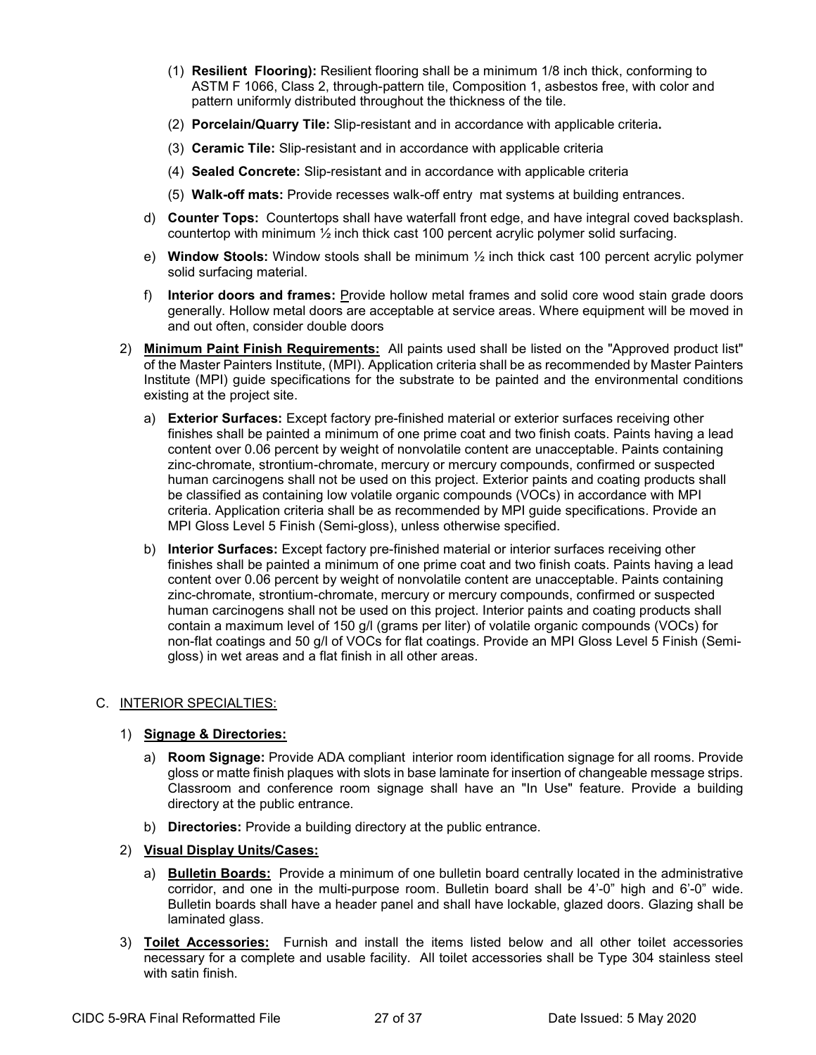(1) **Resilient Flooring):** Resilient flooring shall be a minimum 1/8 inch thick, conforming to ASTM F 1066, Class 2, through-pattern tile, Composition 1, asbestos free, with color and pattern uniformly distributed throughout the thickness of the tile.

(2) **Porcelain/Quarry Tile:** Slip-resistant and in accordance with applicable criteria**.**

(3) **Ceramic Tile:** Slip-resistant and in accordance with applicable criteria

(4) **Sealed Concrete:** Slip-resistant and in accordance with applicable criteria

(5) **Walk-off mats:** Provide recesses walk-off entry mat systems at building entrances.

d) **Counter Tops:** Countertops shall have waterfall front edge, and have integral coved backsplash. countertop with minimum ½ inch thick cast 100 percent acrylic polymer solid surfacing.

e) **Window Stools:** Window stools shall be minimum ½ inch thick cast 100 percent acrylic polymer solid surfacing material.

f) **Interior doors and frames:** Provide hollow metal frames and solid core wood stain grade doors generally. Hollow metal doors are acceptable at service areas. Where equipment will be moved in and out often, consider double doors

2) **Minimum Paint Finish Requirements:** All paints used shall be listed on the "Approved product list" of the Master Painters Institute, (MPI). Application criteria shall be as recommended by Master Painters Institute (MPI) guide specifications for the substrate to be painted and the environmental conditions existing at the project site.

a) **Exterior Surfaces:** Except factory pre-finished material or exterior surfaces receiving other finishes shall be painted a minimum of one prime coat and two finish coats. Paints having a lead content over 0.06 percent by weight of nonvolatile content are unacceptable. Paints containing zinc-chromate, strontium-chromate, mercury or mercury compounds, confirmed or suspected human carcinogens shall not be used on this project. Exterior paints and coating products shall be classified as containing low volatile organic compounds (VOCs) in accordance with MPI criteria. Application criteria shall be as recommended by MPI guide specifications. Provide an MPI Gloss Level 5 Finish (Semi-gloss), unless otherwise specified.

b) **Interior Surfaces:** Except factory pre-finished material or interior surfaces receiving other finishes shall be painted a minimum of one prime coat and two finish coats. Paints having a lead content over 0.06 percent by weight of nonvolatile content are unacceptable. Paints containing zinc-chromate, strontium-chromate, mercury or mercury compounds, confirmed or suspected human carcinogens shall not be used on this project. Interior paints and coating products shall contain a maximum level of 150 g/l (grams per liter) of volatile organic compounds (VOCs) for non-flat coatings and 50 g/l of VOCs for flat coatings. Provide an MPI Gloss Level 5 Finish (Semi-gloss) in wet areas and a flat finish in all other areas.

## C. INTERIOR SPECIALTIES:

1) **Signage & Directories:**

a) **Room Signage:** Provide ADA compliant interior room identification signage for all rooms. Provide gloss or matte finish plaques with slots in base laminate for insertion of changeable message strips. Classroom and conference room signage shall have an "In Use" feature. Provide a building directory at the public entrance.

b) **Directories:** Provide a building directory at the public entrance.

2) **Visual Display Units/Cases:**

a) **Bulletin Boards:** Provide a minimum of one bulletin board centrally located in the administrative corridor, and one in the multi-purpose room. Bulletin board shall be 4'-0" high and 6'-0" wide. Bulletin boards shall have a header panel and shall have lockable, glazed doors. Glazing shall be laminated glass.

3) **Toilet Accessories:** Furnish and install the items listed below and all other toilet accessories necessary for a complete and usable facility. All toilet accessories shall be Type 304 stainless steel with satin finish.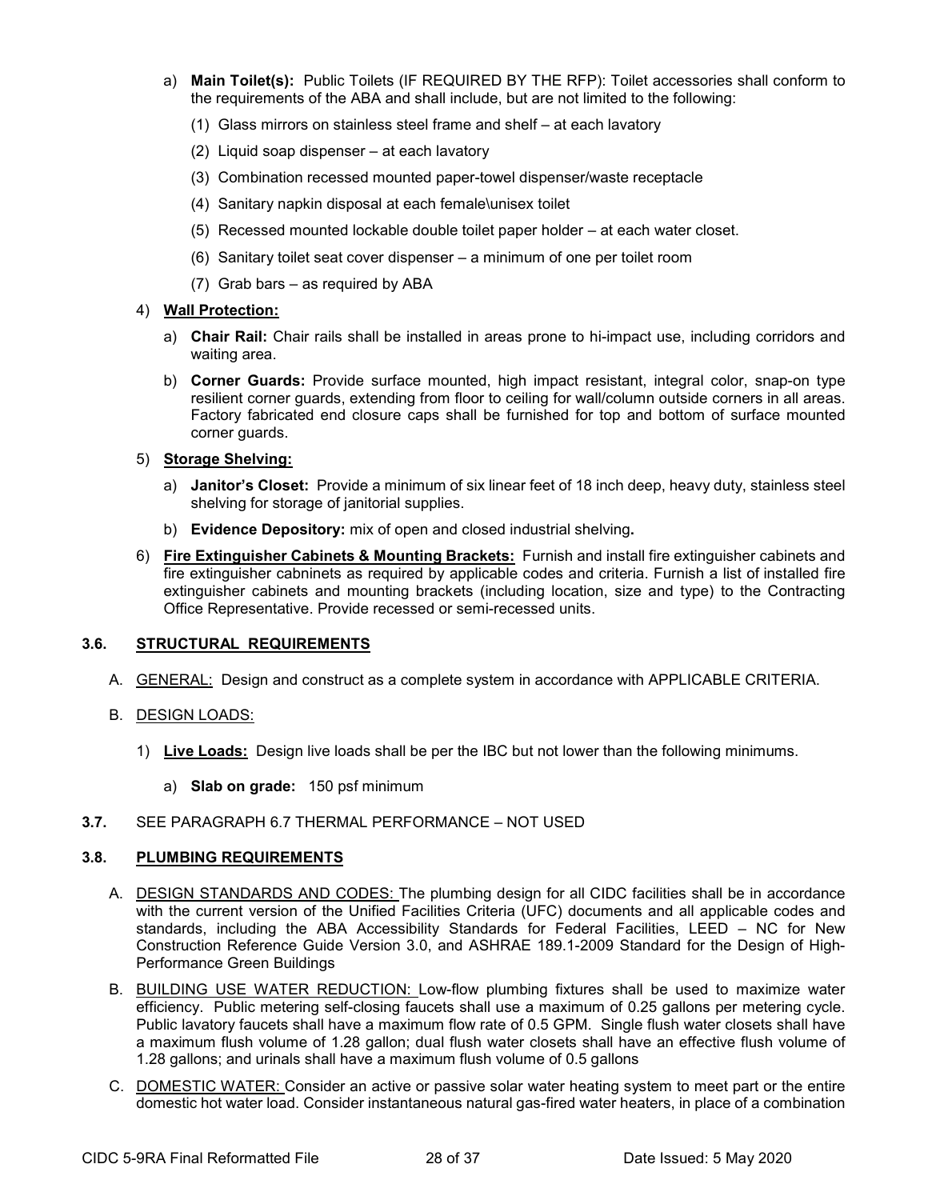a) **Main Toilet(s):** Public Toilets (IF REQUIRED BY THE RFP): Toilet accessories shall conform to the requirements of the ABA and shall include, but are not limited to the following:

   (1) Glass mirrors on stainless steel frame and shelf – at each lavatory

   (2) Liquid soap dispenser – at each lavatory

   (3) Combination recessed mounted paper-towel dispenser/waste receptacle

   (4) Sanitary napkin disposal at each female\unisex toilet

   (5) Recessed mounted lockable double toilet paper holder – at each water closet.

   (6) Sanitary toilet seat cover dispenser – a minimum of one per toilet room

   (7) Grab bars – as required by ABA

4) **Wall Protection:**

   a) **Chair Rail:** Chair rails shall be installed in areas prone to hi-impact use, including corridors and waiting area.

   b) **Corner Guards:** Provide surface mounted, high impact resistant, integral color, snap-on type resilient corner guards, extending from floor to ceiling for wall/column outside corners in all areas. Factory fabricated end closure caps shall be furnished for top and bottom of surface mounted corner guards.

5) **Storage Shelving:**

   a) **Janitor's Closet:** Provide a minimum of six linear feet of 18 inch deep, heavy duty, stainless steel shelving for storage of janitorial supplies.

   b) **Evidence Depository:** mix of open and closed industrial shelving**.**

6) **Fire Extinguisher Cabinets & Mounting Brackets:** Furnish and install fire extinguisher cabinets and fire extinguisher cabnnets as required by applicable codes and criteria. Furnish a list of installed fire extinguisher cabinets and mounting brackets (including location, size and type) to the Contracting Office Representative. Provide recessed or semi-recessed units.

## 3.6. STRUCTURAL REQUIREMENTS

A. GENERAL: Design and construct as a complete system in accordance with APPLICABLE CRITERIA.

B. DESIGN LOADS:

   1) **Live Loads:** Design live loads shall be per the IBC but not lower than the following minimums.

      a) **Slab on grade:** 150 psf minimum

**3.7.** SEE PARAGRAPH 6.7 THERMAL PERFORMANCE – NOT USED

## 3.8. PLUMBING REQUIREMENTS

A. DESIGN STANDARDS AND CODES: The plumbing design for all CIDC facilities shall be in accordance with the current version of the Unified Facilities Criteria (UFC) documents and all applicable codes and standards, including the ABA Accessibility Standards for Federal Facilities, LEED – NC for New Construction Reference Guide Version 3.0, and ASHRAE 189.1-2009 Standard for the Design of High-Performance Green Buildings

B. BUILDING USE WATER REDUCTION: Low-flow plumbing fixtures shall be used to maximize water efficiency. Public metering self-closing faucets shall use a maximum of 0.25 gallons per metering cycle. Public lavatory faucets shall have a maximum flow rate of 0.5 GPM. Single flush water closets shall have a maximum flush volume of 1.28 gallon; dual flush water closets shall have an effective flush volume of 1.28 gallons; and urinals shall have a maximum flush volume of 0.5 gallons

C. DOMESTIC WATER: Consider an active or passive solar water heating system to meet part or the entire domestic hot water load. Consider instantaneous natural gas-fired water heaters, in place of a combination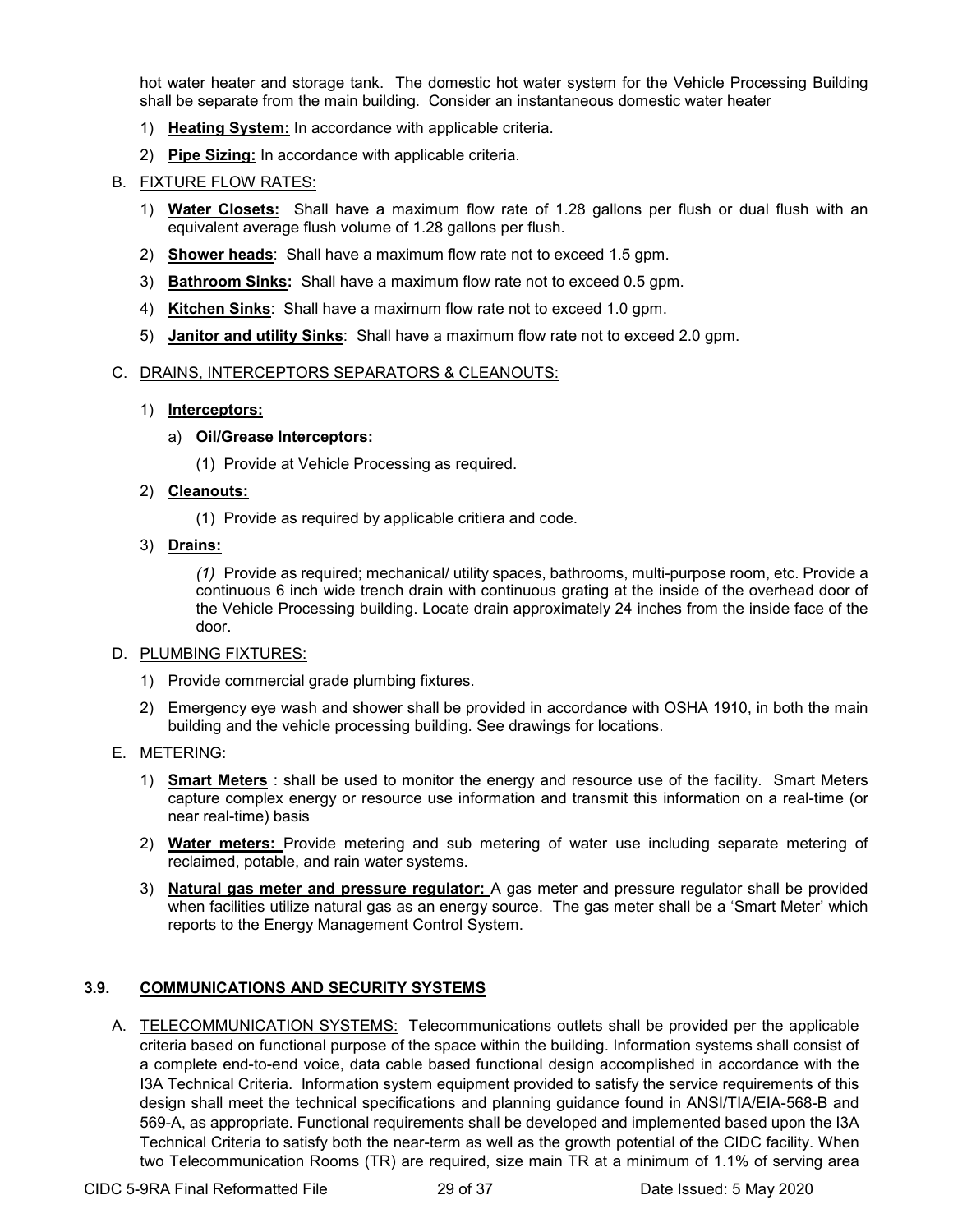hot water heater and storage tank. The domestic hot water system for the Vehicle Processing Building shall be separate from the main building. Consider an instantaneous domestic water heater

1) **Heating System:** In accordance with applicable criteria.
2) **Pipe Sizing:** In accordance with applicable criteria.

B. FIXTURE FLOW RATES:

1) **Water Closets:** Shall have a maximum flow rate of 1.28 gallons per flush or dual flush with an equivalent average flush volume of 1.28 gallons per flush.
2) **Shower heads**: Shall have a maximum flow rate not to exceed 1.5 gpm.
3) **Bathroom Sinks:** Shall have a maximum flow rate not to exceed 0.5 gpm.
4) **Kitchen Sinks**: Shall have a maximum flow rate not to exceed 1.0 gpm.
5) **Janitor and utility Sinks**: Shall have a maximum flow rate not to exceed 2.0 gpm.

C. DRAINS, INTERCEPTORS SEPARATORS & CLEANOUTS:

1) **Interceptors:**
   a) **Oil/Grease Interceptors:**
      (1) Provide at Vehicle Processing as required.
2) **Cleanouts:**
      (1) Provide as required by applicable critiera and code.
3) **Drains:**
      *(1)* Provide as required; mechanical/ utility spaces, bathrooms, multi-purpose room, etc. Provide a continuous 6 inch wide trench drain with continuous grating at the inside of the overhead door of the Vehicle Processing building. Locate drain approximately 24 inches from the inside face of the door.

D. PLUMBING FIXTURES:

1) Provide commercial grade plumbing fixtures.
2) Emergency eye wash and shower shall be provided in accordance with OSHA 1910, in both the main building and the vehicle processing building. See drawings for locations.

E. METERING:

1) **Smart Meters** : shall be used to monitor the energy and resource use of the facility. Smart Meters capture complex energy or resource use information and transmit this information on a real-time (or near real-time) basis
2) **Water meters:** Provide metering and sub metering of water use including separate metering of reclaimed, potable, and rain water systems.
3) **Natural gas meter and pressure regulator:** A gas meter and pressure regulator shall be provided when facilities utilize natural gas as an energy source. The gas meter shall be a 'Smart Meter' which reports to the Energy Management Control System.

## 3.9. COMMUNICATIONS AND SECURITY SYSTEMS

A. TELECOMMUNICATION SYSTEMS: Telecommunications outlets shall be provided per the applicable criteria based on functional purpose of the space within the building. Information systems shall consist of a complete end-to-end voice, data cable based functional design accomplished in accordance with the I3A Technical Criteria. Information system equipment provided to satisfy the service requirements of this design shall meet the technical specifications and planning guidance found in ANSI/TIA/EIA-568-B and 569-A, as appropriate. Functional requirements shall be developed and implemented based upon the I3A Technical Criteria to satisfy both the near-term as well as the growth potential of the CIDC facility. When two Telecommunication Rooms (TR) are required, size main TR at a minimum of 1.1% of serving area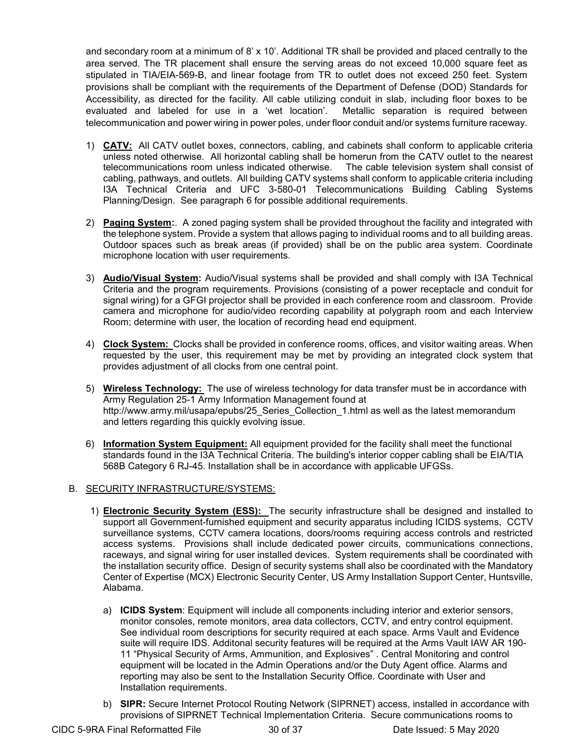and secondary room at a minimum of 8' x 10'. Additional TR shall be provided and placed centrally to the area served. The TR placement shall ensure the serving areas do not exceed 10,000 square feet as stipulated in TIA/EIA-569-B, and linear footage from TR to outlet does not exceed 250 feet. System provisions shall be compliant with the requirements of the Department of Defense (DOD) Standards for Accessibility, as directed for the facility. All cable utilizing conduit in slab, including floor boxes to be evaluated and labeled for use in a 'wet location'. Metallic separation is required between telecommunication and power wiring in power poles, under floor conduit and/or systems furniture raceway.

1) **CATV:** All CATV outlet boxes, connectors, cabling, and cabinets shall conform to applicable criteria unless noted otherwise. All horizontal cabling shall be homerun from the CATV outlet to the nearest telecommunications room unless indicated otherwise. The cable television system shall consist of cabling, pathways, and outlets. All building CATV systems shall conform to applicable criteria including I3A Technical Criteria and UFC 3-580-01 Telecommunications Building Cabling Systems Planning/Design. See paragraph 6 for possible additional requirements.

2) **Paging System:**. A zoned paging system shall be provided throughout the facility and integrated with the telephone system. Provide a system that allows paging to individual rooms and to all building areas. Outdoor spaces such as break areas (if provided) shall be on the public area system. Coordinate microphone location with user requirements.

3) **Audio/Visual System:** Audio/Visual systems shall be provided and shall comply with I3A Technical Criteria and the program requirements. Provisions (consisting of a power receptacle and conduit for signal wiring) for a GFGI projector shall be provided in each conference room and classroom. Provide camera and microphone for audio/video recording capability at polygraph room and each Interview Room; determine with user, the location of recording head end equipment.

4) **Clock System:** Clocks shall be provided in conference rooms, offices, and visitor waiting areas. When requested by the user, this requirement may be met by providing an integrated clock system that provides adjustment of all clocks from one central point.

5) **Wireless Technology:** The use of wireless technology for data transfer must be in accordance with Army Regulation 25-1 Army Information Management found at http://www.army.mil/usapa/epubs/25_Series_Collection_1.html as well as the latest memorandum and letters regarding this quickly evolving issue.

6) **Information System Equipment:** All equipment provided for the facility shall meet the functional standards found in the I3A Technical Criteria. The building's interior copper cabling shall be EIA/TIA 568B Category 6 RJ-45. Installation shall be in accordance with applicable UFGSs.

B. SECURITY INFRASTRUCTURE/SYSTEMS:

1) **Electronic Security System (ESS):** The security infrastructure shall be designed and installed to support all Government-furnished equipment and security apparatus including ICIDS systems, CCTV surveillance systems, CCTV camera locations, doors/rooms requiring access controls and restricted access systems. Provisions shall include dedicated power circuits, communications connections, raceways, and signal wiring for user installed devices. System requirements shall be coordinated with the installation security office. Design of security systems shall also be coordinated with the Mandatory Center of Expertise (MCX) Electronic Security Center, US Army Installation Support Center, Huntsville, Alabama.

   a) **ICIDS System**: Equipment will include all components including interior and exterior sensors, monitor consoles, remote monitors, area data collectors, CCTV, and entry control equipment. See individual room descriptions for security required at each space. Arms Vault and Evidence suite will require IDS. Additonal security features will be required at the Arms Vault IAW AR 190-11 "Physical Security of Arms, Ammunition, and Explosives" . Central Monitoring and control equipment will be located in the Admin Operations and/or the Duty Agent office. Alarms and reporting may also be sent to the Installation Security Office. Coordinate with User and Installation requirements.

   b) **SIPR:** Secure Internet Protocol Routing Network (SIPRNET) access, installed in accordance with provisions of SIPRNET Technical Implementation Criteria. Secure communications rooms to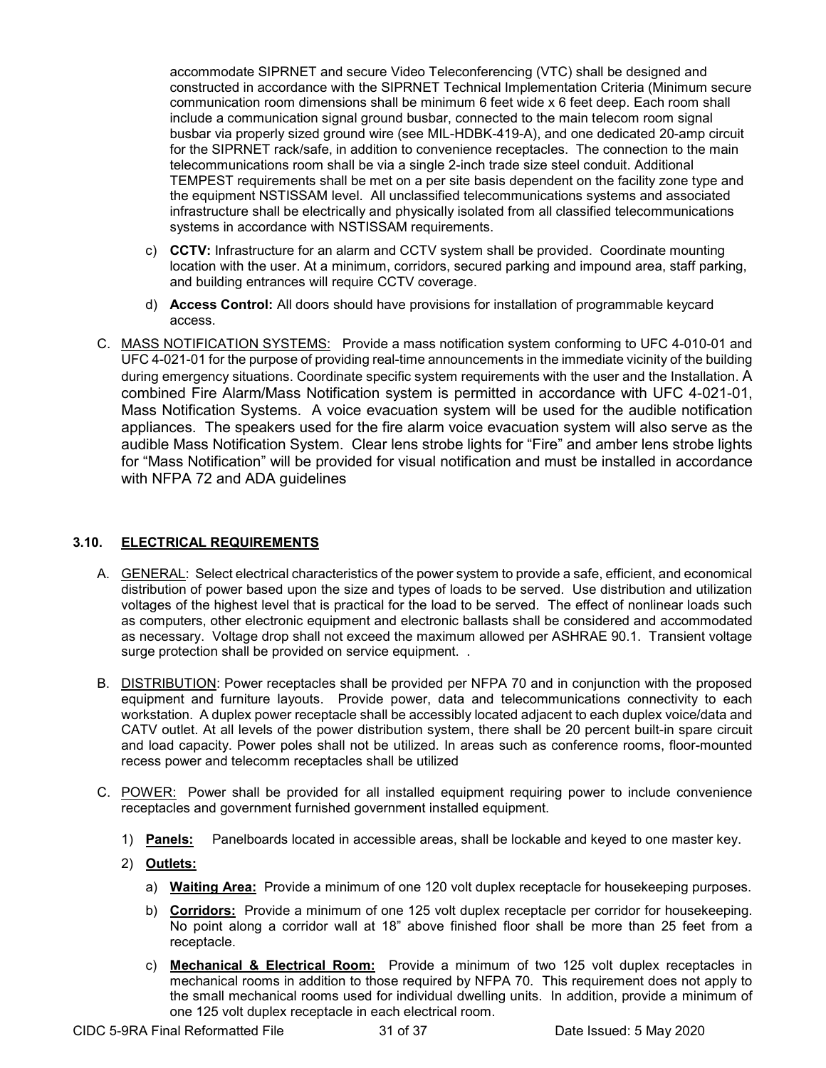accommodate SIPRNET and secure Video Teleconferencing (VTC) shall be designed and constructed in accordance with the SIPRNET Technical Implementation Criteria (Minimum secure communication room dimensions shall be minimum 6 feet wide x 6 feet deep. Each room shall include a communication signal ground busbar, connected to the main telecom room signal busbar via properly sized ground wire (see MIL-HDBK-419-A), and one dedicated 20-amp circuit for the SIPRNET rack/safe, in addition to convenience receptacles. The connection to the main telecommunications room shall be via a single 2-inch trade size steel conduit. Additional TEMPEST requirements shall be met on a per site basis dependent on the facility zone type and the equipment NSTISSAM level. All unclassified telecommunications systems and associated infrastructure shall be electrically and physically isolated from all classified telecommunications systems in accordance with NSTISSAM requirements.

c) **CCTV:** Infrastructure for an alarm and CCTV system shall be provided. Coordinate mounting location with the user. At a minimum, corridors, secured parking and impound area, staff parking, and building entrances will require CCTV coverage.

d) **Access Control:** All doors should have provisions for installation of programmable keycard access.

C. MASS NOTIFICATION SYSTEMS: Provide a mass notification system conforming to UFC 4-010-01 and UFC 4-021-01 for the purpose of providing real-time announcements in the immediate vicinity of the building during emergency situations. Coordinate specific system requirements with the user and the Installation. A combined Fire Alarm/Mass Notification system is permitted in accordance with UFC 4-021-01, Mass Notification Systems. A voice evacuation system will be used for the audible notification appliances. The speakers used for the fire alarm voice evacuation system will also serve as the audible Mass Notification System. Clear lens strobe lights for "Fire" and amber lens strobe lights for "Mass Notification" will be provided for visual notification and must be installed in accordance with NFPA 72 and ADA guidelines

## 3.10. ELECTRICAL REQUIREMENTS

A. GENERAL: Select electrical characteristics of the power system to provide a safe, efficient, and economical distribution of power based upon the size and types of loads to be served. Use distribution and utilization voltages of the highest level that is practical for the load to be served. The effect of nonlinear loads such as computers, other electronic equipment and electronic ballasts shall be considered and accommodated as necessary. Voltage drop shall not exceed the maximum allowed per ASHRAE 90.1. Transient voltage surge protection shall be provided on service equipment. .

B. DISTRIBUTION: Power receptacles shall be provided per NFPA 70 and in conjunction with the proposed equipment and furniture layouts. Provide power, data and telecommunications connectivity to each workstation. A duplex power receptacle shall be accessibly located adjacent to each duplex voice/data and CATV outlet. At all levels of the power distribution system, there shall be 20 percent built-in spare circuit and load capacity. Power poles shall not be utilized. In areas such as conference rooms, floor-mounted recess power and telecomm receptacles shall be utilized

C. POWER: Power shall be provided for all installed equipment requiring power to include convenience receptacles and government furnished government installed equipment.

1) **Panels:** Panelboards located in accessible areas, shall be lockable and keyed to one master key.

2) **Outlets:**

a) **Waiting Area:** Provide a minimum of one 120 volt duplex receptacle for housekeeping purposes.

b) **Corridors:** Provide a minimum of one 125 volt duplex receptacle per corridor for housekeeping. No point along a corridor wall at 18" above finished floor shall be more than 25 feet from a receptacle.

c) **Mechanical & Electrical Room:** Provide a minimum of two 125 volt duplex receptacles in mechanical rooms in addition to those required by NFPA 70. This requirement does not apply to the small mechanical rooms used for individual dwelling units. In addition, provide a minimum of one 125 volt duplex receptacle in each electrical room.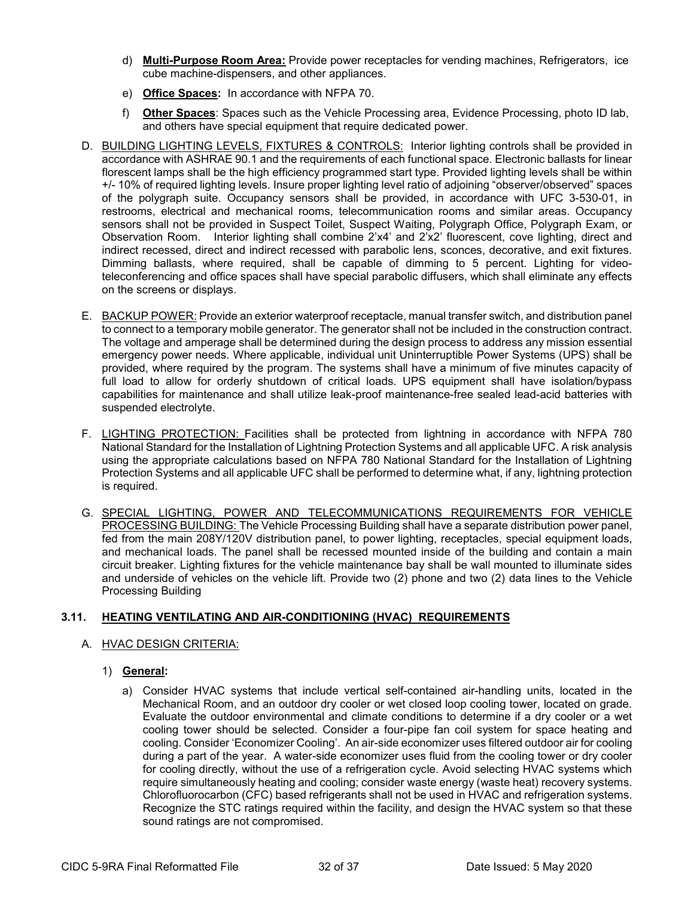d) **Multi-Purpose Room Area:** Provide power receptacles for vending machines, Refrigerators, ice cube machine-dispensers, and other appliances.

e) **Office Spaces:** In accordance with NFPA 70.

f) **Other Spaces**: Spaces such as the Vehicle Processing area, Evidence Processing, photo ID lab, and others have special equipment that require dedicated power.

D. BUILDING LIGHTING LEVELS, FIXTURES & CONTROLS: Interior lighting controls shall be provided in accordance with ASHRAE 90.1 and the requirements of each functional space. Electronic ballasts for linear florescent lamps shall be the high efficiency programmed start type. Provided lighting levels shall be within +/- 10% of required lighting levels. Insure proper lighting level ratio of adjoining "observer/observed" spaces of the polygraph suite. Occupancy sensors shall be provided, in accordance with UFC 3-530-01, in restrooms, electrical and mechanical rooms, telecommunication rooms and similar areas. Occupancy sensors shall not be provided in Suspect Toilet, Suspect Waiting, Polygraph Office, Polygraph Exam, or Observation Room. Interior lighting shall combine 2'x4' and 2'x2' fluorescent, cove lighting, direct and indirect recessed, direct and indirect recessed with parabolic lens, sconces, decorative, and exit fixtures. Dimming ballasts, where required, shall be capable of dimming to 5 percent. Lighting for video-teleconferencing and office spaces shall have special parabolic diffusers, which shall eliminate any effects on the screens or displays.

E. BACKUP POWER: Provide an exterior waterproof receptacle, manual transfer switch, and distribution panel to connect to a temporary mobile generator. The generator shall not be included in the construction contract. The voltage and amperage shall be determined during the design process to address any mission essential emergency power needs. Where applicable, individual unit Uninterruptible Power Systems (UPS) shall be provided, where required by the program. The systems shall have a minimum of five minutes capacity of full load to allow for orderly shutdown of critical loads. UPS equipment shall have isolation/bypass capabilities for maintenance and shall utilize leak-proof maintenance-free sealed lead-acid batteries with suspended electrolyte.

F. LIGHTING PROTECTION: Facilities shall be protected from lightning in accordance with NFPA 780 National Standard for the Installation of Lightning Protection Systems and all applicable UFC. A risk analysis using the appropriate calculations based on NFPA 780 National Standard for the Installation of Lightning Protection Systems and all applicable UFC shall be performed to determine what, if any, lightning protection is required.

G. SPECIAL LIGHTING, POWER AND TELECOMMUNICATIONS REQUIREMENTS FOR VEHICLE PROCESSING BUILDING: The Vehicle Processing Building shall have a separate distribution power panel, fed from the main 208Y/120V distribution panel, to power lighting, receptacles, special equipment loads, and mechanical loads. The panel shall be recessed mounted inside of the building and contain a main circuit breaker. Lighting fixtures for the vehicle maintenance bay shall be wall mounted to illuminate sides and underside of vehicles on the vehicle lift. Provide two (2) phone and two (2) data lines to the Vehicle Processing Building

## 3.11. HEATING VENTILATING AND AIR-CONDITIONING (HVAC) REQUIREMENTS

A. HVAC DESIGN CRITERIA:

1) **General:**

a) Consider HVAC systems that include vertical self-contained air-handling units, located in the Mechanical Room, and an outdoor dry cooler or wet closed loop cooling tower, located on grade. Evaluate the outdoor environmental and climate conditions to determine if a dry cooler or a wet cooling tower should be selected. Consider a four-pipe fan coil system for space heating and cooling. Consider 'Economizer Cooling'. An air-side economizer uses filtered outdoor air for cooling during a part of the year. A water-side economizer uses fluid from the cooling tower or dry cooler for cooling directly, without the use of a refrigeration cycle. Avoid selecting HVAC systems which require simultaneously heating and cooling; consider waste energy (waste heat) recovery systems. Chlorofluorocarbon (CFC) based refrigerants shall not be used in HVAC and refrigeration systems. Recognize the STC ratings required within the facility, and design the HVAC system so that these sound ratings are not compromised.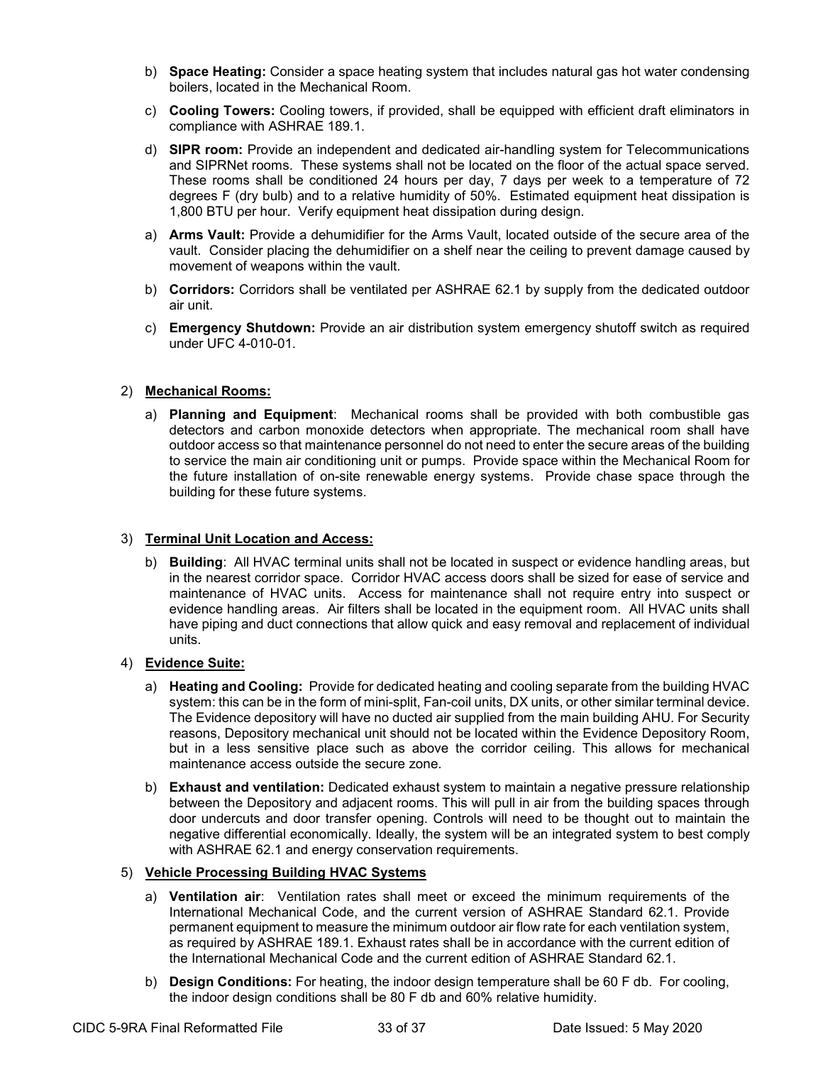b) **Space Heating:** Consider a space heating system that includes natural gas hot water condensing boilers, located in the Mechanical Room.

c) **Cooling Towers:** Cooling towers, if provided, shall be equipped with efficient draft eliminators in compliance with ASHRAE 189.1.

d) **SIPR room:** Provide an independent and dedicated air-handling system for Telecommunications and SIPRNet rooms. These systems shall not be located on the floor of the actual space served. These rooms shall be conditioned 24 hours per day, 7 days per week to a temperature of 72 degrees F (dry bulb) and to a relative humidity of 50%. Estimated equipment heat dissipation is 1,800 BTU per hour. Verify equipment heat dissipation during design.

a) **Arms Vault:** Provide a dehumidifier for the Arms Vault, located outside of the secure area of the vault. Consider placing the dehumidifier on a shelf near the ceiling to prevent damage caused by movement of weapons within the vault.

b) **Corridors:** Corridors shall be ventilated per ASHRAE 62.1 by supply from the dedicated outdoor air unit.

c) **Emergency Shutdown:** Provide an air distribution system emergency shutoff switch as required under UFC 4-010-01.

2) **<u>Mechanical Rooms:</u>**

a) **Planning and Equipment**: Mechanical rooms shall be provided with both combustible gas detectors and carbon monoxide detectors when appropriate. The mechanical room shall have outdoor access so that maintenance personnel do not need to enter the secure areas of the building to service the main air conditioning unit or pumps. Provide space within the Mechanical Room for the future installation of on-site renewable energy systems. Provide chase space through the building for these future systems.

3) **<u>Terminal Unit Location and Access:</u>**

b) **Building**: All HVAC terminal units shall not be located in suspect or evidence handling areas, but in the nearest corridor space. Corridor HVAC access doors shall be sized for ease of service and maintenance of HVAC units. Access for maintenance shall not require entry into suspect or evidence handling areas. Air filters shall be located in the equipment room. All HVAC units shall have piping and duct connections that allow quick and easy removal and replacement of individual units.

4) **<u>Evidence Suite:</u>**

a) **Heating and Cooling:** Provide for dedicated heating and cooling separate from the building HVAC system: this can be in the form of mini-split, Fan-coil units, DX units, or other similar terminal device. The Evidence depository will have no ducted air supplied from the main building AHU. For Security reasons, Depository mechanical unit should not be located within the Evidence Depository Room, but in a less sensitive place such as above the corridor ceiling. This allows for mechanical maintenance access outside the secure zone.

b) **Exhaust and ventilation:** Dedicated exhaust system to maintain a negative pressure relationship between the Depository and adjacent rooms. This will pull in air from the building spaces through door undercuts and door transfer opening. Controls will need to be thought out to maintain the negative differential economically. Ideally, the system will be an integrated system to best comply with ASHRAE 62.1 and energy conservation requirements.

5) **<u>Vehicle Processing Building HVAC Systems</u>**

a) **Ventilation air**: Ventilation rates shall meet or exceed the minimum requirements of the International Mechanical Code, and the current version of ASHRAE Standard 62.1. Provide permanent equipment to measure the minimum outdoor air flow rate for each ventilation system, as required by ASHRAE 189.1. Exhaust rates shall be in accordance with the current edition of the International Mechanical Code and the current edition of ASHRAE Standard 62.1.

b) **Design Conditions:** For heating, the indoor design temperature shall be 60 F db. For cooling, the indoor design conditions shall be 80 F db and 60% relative humidity.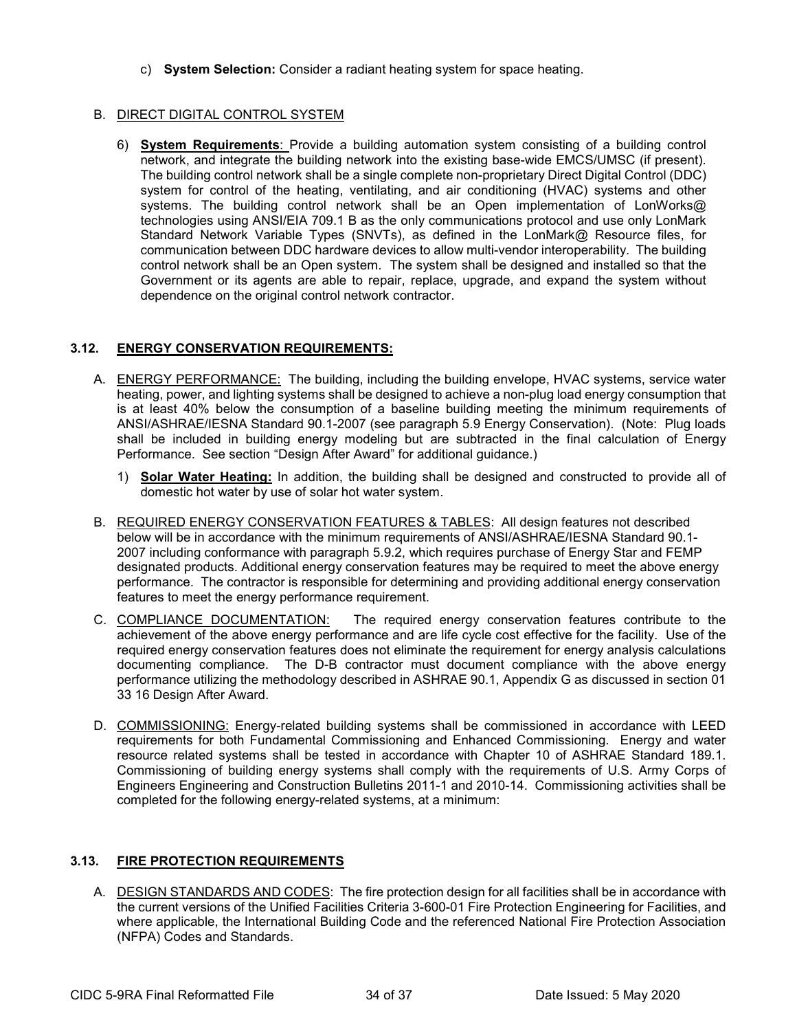c) **System Selection:** Consider a radiant heating system for space heating.

B. DIRECT DIGITAL CONTROL SYSTEM

6) **System Requirements**: Provide a building automation system consisting of a building control network, and integrate the building network into the existing base-wide EMCS/UMSC (if present). The building control network shall be a single complete non-proprietary Direct Digital Control (DDC) system for control of the heating, ventilating, and air conditioning (HVAC) systems and other systems. The building control network shall be an Open implementation of LonWorks@ technologies using ANSI/EIA 709.1 B as the only communications protocol and use only LonMark Standard Network Variable Types (SNVTs), as defined in the LonMark@ Resource files, for communication between DDC hardware devices to allow multi-vendor interoperability. The building control network shall be an Open system. The system shall be designed and installed so that the Government or its agents are able to repair, replace, upgrade, and expand the system without dependence on the original control network contractor.

## 3.12. ENERGY CONSERVATION REQUIREMENTS:

A. ENERGY PERFORMANCE: The building, including the building envelope, HVAC systems, service water heating, power, and lighting systems shall be designed to achieve a non-plug load energy consumption that is at least 40% below the consumption of a baseline building meeting the minimum requirements of ANSI/ASHRAE/IESNA Standard 90.1-2007 (see paragraph 5.9 Energy Conservation). (Note: Plug loads shall be included in building energy modeling but are subtracted in the final calculation of Energy Performance. See section "Design After Award" for additional guidance.)

1) **Solar Water Heating:** In addition, the building shall be designed and constructed to provide all of domestic hot water by use of solar hot water system.

B. REQUIRED ENERGY CONSERVATION FEATURES & TABLES: All design features not described below will be in accordance with the minimum requirements of ANSI/ASHRAE/IESNA Standard 90.1-2007 including conformance with paragraph 5.9.2, which requires purchase of Energy Star and FEMP designated products. Additional energy conservation features may be required to meet the above energy performance. The contractor is responsible for determining and providing additional energy conservation features to meet the energy performance requirement.

C. COMPLIANCE DOCUMENTATION: The required energy conservation features contribute to the achievement of the above energy performance and are life cycle cost effective for the facility. Use of the required energy conservation features does not eliminate the requirement for energy analysis calculations documenting compliance. The D-B contractor must document compliance with the above energy performance utilizing the methodology described in ASHRAE 90.1, Appendix G as discussed in section 01 33 16 Design After Award.

D. COMMISSIONING: Energy-related building systems shall be commissioned in accordance with LEED requirements for both Fundamental Commissioning and Enhanced Commissioning. Energy and water resource related systems shall be tested in accordance with Chapter 10 of ASHRAE Standard 189.1. Commissioning of building energy systems shall comply with the requirements of U.S. Army Corps of Engineers Engineering and Construction Bulletins 2011-1 and 2010-14. Commissioning activities shall be completed for the following energy-related systems, at a minimum:

## 3.13. FIRE PROTECTION REQUIREMENTS

A. DESIGN STANDARDS AND CODES: The fire protection design for all facilities shall be in accordance with the current versions of the Unified Facilities Criteria 3-600-01 Fire Protection Engineering for Facilities, and where applicable, the International Building Code and the referenced National Fire Protection Association (NFPA) Codes and Standards.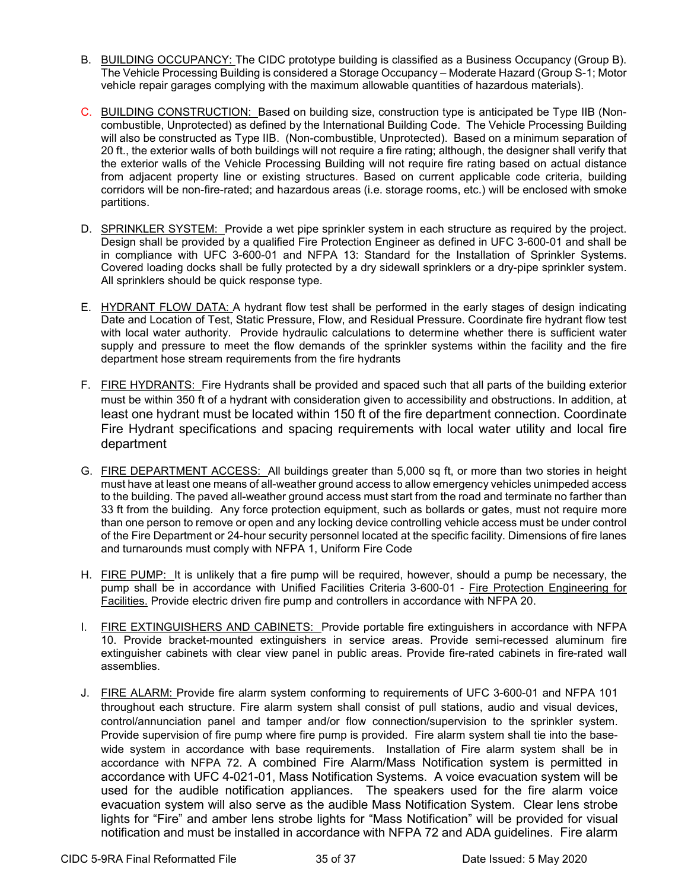B. <u>BUILDING OCCUPANCY:</u> The CIDC prototype building is classified as a Business Occupancy (Group B). The Vehicle Processing Building is considered a Storage Occupancy – Moderate Hazard (Group S-1; Motor vehicle repair garages complying with the maximum allowable quantities of hazardous materials).

C. <u>BUILDING CONSTRUCTION:</u> Based on building size, construction type is anticipated be Type IIB (Non-combustible, Unprotected) as defined by the International Building Code. The Vehicle Processing Building will also be constructed as Type IIB. (Non-combustible, Unprotected). Based on a minimum separation of 20 ft., the exterior walls of both buildings will not require a fire rating; although, the designer shall verify that the exterior walls of the Vehicle Processing Building will not require fire rating based on actual distance from adjacent property line or existing structures. Based on current applicable code criteria, building corridors will be non-fire-rated; and hazardous areas (i.e. storage rooms, etc.) will be enclosed with smoke partitions.

D. <u>SPRINKLER SYSTEM:</u> Provide a wet pipe sprinkler system in each structure as required by the project. Design shall be provided by a qualified Fire Protection Engineer as defined in UFC 3-600-01 and shall be in compliance with UFC 3-600-01 and NFPA 13: Standard for the Installation of Sprinkler Systems. Covered loading docks shall be fully protected by a dry sidewall sprinklers or a dry-pipe sprinkler system. All sprinklers should be quick response type.

E. <u>HYDRANT FLOW DATA:</u> A hydrant flow test shall be performed in the early stages of design indicating Date and Location of Test, Static Pressure, Flow, and Residual Pressure. Coordinate fire hydrant flow test with local water authority. Provide hydraulic calculations to determine whether there is sufficient water supply and pressure to meet the flow demands of the sprinkler systems within the facility and the fire department hose stream requirements from the fire hydrants

F. <u>FIRE HYDRANTS:</u> Fire Hydrants shall be provided and spaced such that all parts of the building exterior must be within 350 ft of a hydrant with consideration given to accessibility and obstructions. In addition, at least one hydrant must be located within 150 ft of the fire department connection. Coordinate Fire Hydrant specifications and spacing requirements with local water utility and local fire department

G. <u>FIRE DEPARTMENT ACCESS:</u> All buildings greater than 5,000 sq ft, or more than two stories in height must have at least one means of all-weather ground access to allow emergency vehicles unimpeded access to the building. The paved all-weather ground access must start from the road and terminate no farther than 33 ft from the building. Any force protection equipment, such as bollards or gates, must not require more than one person to remove or open and any locking device controlling vehicle access must be under control of the Fire Department or 24-hour security personnel located at the specific facility. Dimensions of fire lanes and turnarounds must comply with NFPA 1, Uniform Fire Code

H. <u>FIRE PUMP:</u> It is unlikely that a fire pump will be required, however, should a pump be necessary, the pump shall be in accordance with Unified Facilities Criteria 3-600-01 - <u>Fire Protection Engineering for Facilities.</u> Provide electric driven fire pump and controllers in accordance with NFPA 20.

I. <u>FIRE EXTINGUISHERS AND CABINETS:</u> Provide portable fire extinguishers in accordance with NFPA 10. Provide bracket-mounted extinguishers in service areas. Provide semi-recessed aluminum fire extinguisher cabinets with clear view panel in public areas. Provide fire-rated cabinets in fire-rated wall assemblies.

J. <u>FIRE ALARM:</u> Provide fire alarm system conforming to requirements of UFC 3-600-01 and NFPA 101 throughout each structure. Fire alarm system shall consist of pull stations, audio and visual devices, control/annunciation panel and tamper and/or flow connection/supervision to the sprinkler system. Provide supervision of fire pump where fire pump is provided. Fire alarm system shall tie into the base-wide system in accordance with base requirements. Installation of Fire alarm system shall be in accordance with NFPA 72. A combined Fire Alarm/Mass Notification system is permitted in accordance with UFC 4-021-01, Mass Notification Systems. A voice evacuation system will be used for the audible notification appliances. The speakers used for the fire alarm voice evacuation system will also serve as the audible Mass Notification System. Clear lens strobe lights for "Fire" and amber lens strobe lights for "Mass Notification" will be provided for visual notification and must be installed in accordance with NFPA 72 and ADA guidelines. Fire alarm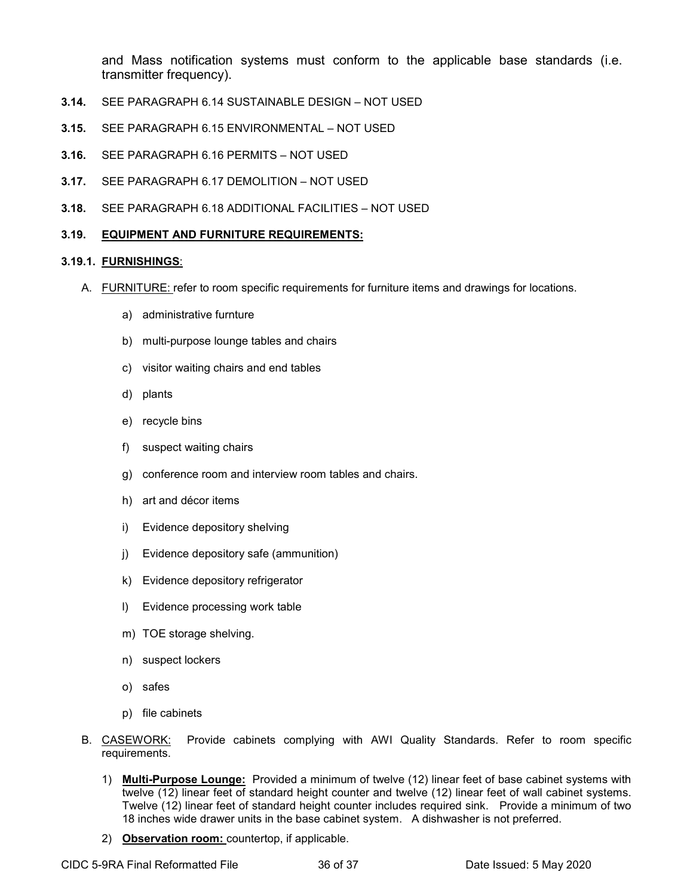and Mass notification systems must conform to the applicable base standards (i.e. transmitter frequency).

**3.14.** SEE PARAGRAPH 6.14 SUSTAINABLE DESIGN – NOT USED

**3.15.** SEE PARAGRAPH 6.15 ENVIRONMENTAL – NOT USED

**3.16.** SEE PARAGRAPH 6.16 PERMITS – NOT USED

**3.17.** SEE PARAGRAPH 6.17 DEMOLITION – NOT USED

**3.18.** SEE PARAGRAPH 6.18 ADDITIONAL FACILITIES – NOT USED

**3.19. EQUIPMENT AND FURNITURE REQUIREMENTS:**

**3.19.1. FURNISHINGS**:

A. FURNITURE: refer to room specific requirements for furniture items and drawings for locations.

a) administrative furnture

b) multi-purpose lounge tables and chairs

c) visitor waiting chairs and end tables

d) plants

e) recycle bins

f) suspect waiting chairs

g) conference room and interview room tables and chairs.

h) art and décor items

i) Evidence depository shelving

j) Evidence depository safe (ammunition)

k) Evidence depository refrigerator

l) Evidence processing work table

m) TOE storage shelving.

n) suspect lockers

o) safes

p) file cabinets

B. CASEWORK: Provide cabinets complying with AWI Quality Standards. Refer to room specific requirements.

1) **Multi-Purpose Lounge:** Provided a minimum of twelve (12) linear feet of base cabinet systems with twelve (12) linear feet of standard height counter and twelve (12) linear feet of wall cabinet systems. Twelve (12) linear feet of standard height counter includes required sink. Provide a minimum of two 18 inches wide drawer units in the base cabinet system. A dishwasher is not preferred.

2) **Observation room:** countertop, if applicable.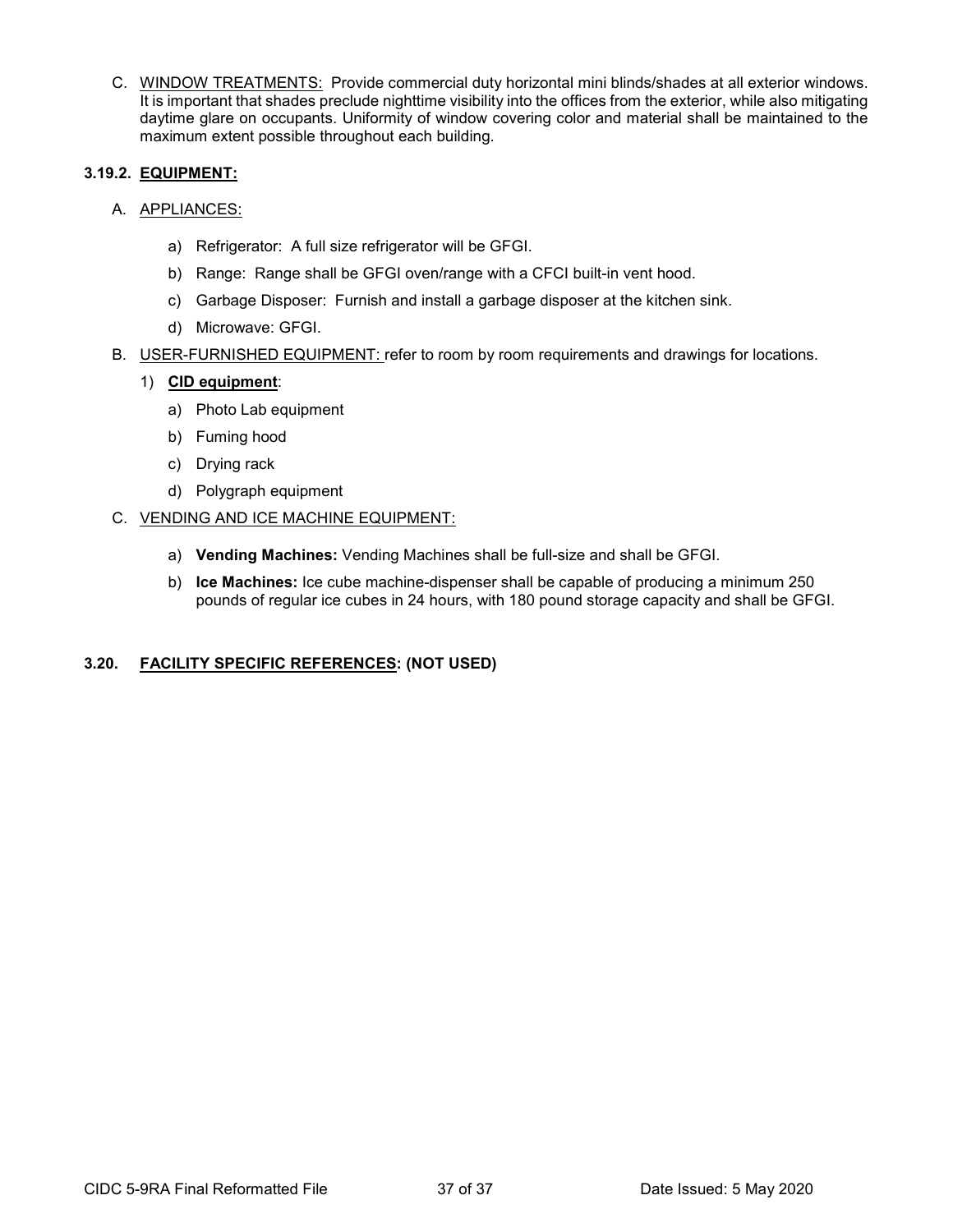C. <u>WINDOW TREATMENTS:</u> Provide commercial duty horizontal mini blinds/shades at all exterior windows. It is important that shades preclude nighttime visibility into the offices from the exterior, while also mitigating daytime glare on occupants. Uniformity of window covering color and material shall be maintained to the maximum extent possible throughout each building.

### 3.19.2. EQUIPMENT:

A. <u>APPLIANCES:</u>

a) Refrigerator: A full size refrigerator will be GFGI.

b) Range: Range shall be GFGI oven/range with a CFCI built-in vent hood.

c) Garbage Disposer: Furnish and install a garbage disposer at the kitchen sink.

d) Microwave: GFGI.

B. <u>USER-FURNISHED EQUIPMENT:</u> refer to room by room requirements and drawings for locations.

1) **CID equipment**:

a) Photo Lab equipment

b) Fuming hood

c) Drying rack

d) Polygraph equipment

C. <u>VENDING AND ICE MACHINE EQUIPMENT:</u>

a) **Vending Machines:** Vending Machines shall be full-size and shall be GFGI.

b) **Ice Machines:** Ice cube machine-dispenser shall be capable of producing a minimum 250 pounds of regular ice cubes in 24 hours, with 180 pound storage capacity and shall be GFGI.

## 3.20. FACILITY SPECIFIC REFERENCES: (NOT USED)